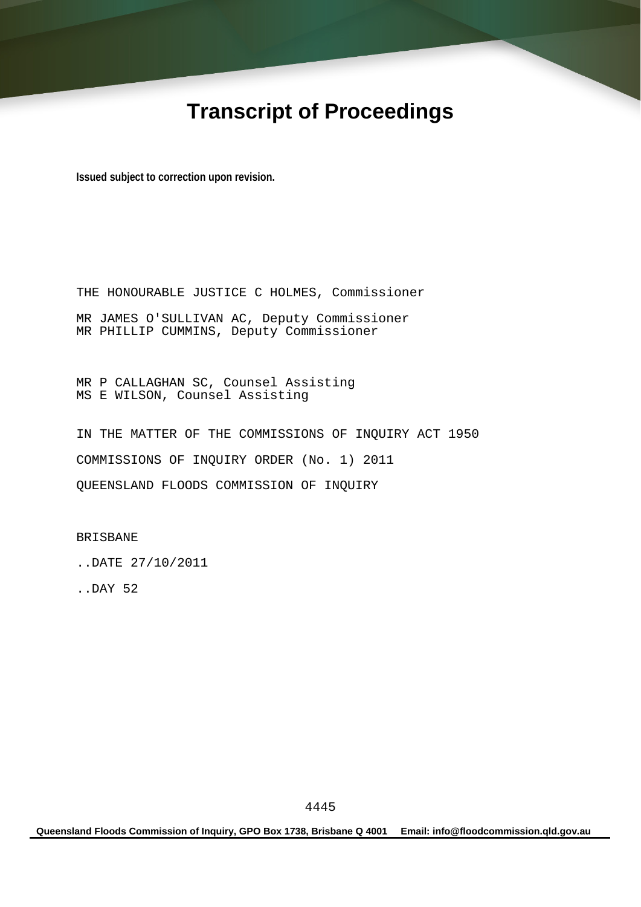# Transcript of Proceedings

**Issued subject to correction upon revision.**

THE HONOURABLE JUSTICE C HOLMES, Commissioner

MR JAMES O'SULLIVAN AC, Deputy Commissioner
MR PHILLIP CUMMINS, Deputy Commissioner

MR P CALLAGHAN SC, Counsel Assisting
MS E WILSON, Counsel Assisting

IN THE MATTER OF THE COMMISSIONS OF INQUIRY ACT 1950

COMMISSIONS OF INQUIRY ORDER (No. 1) 2011

QUEENSLAND FLOODS COMMISSION OF INQUIRY

BRISBANE

..DATE 27/10/2011

..DAY 52

**Queensland Floods Commission of Inquiry, GPO Box 1738, Brisbane Q 4001 Email: info@floodcommission.qld.gov.au**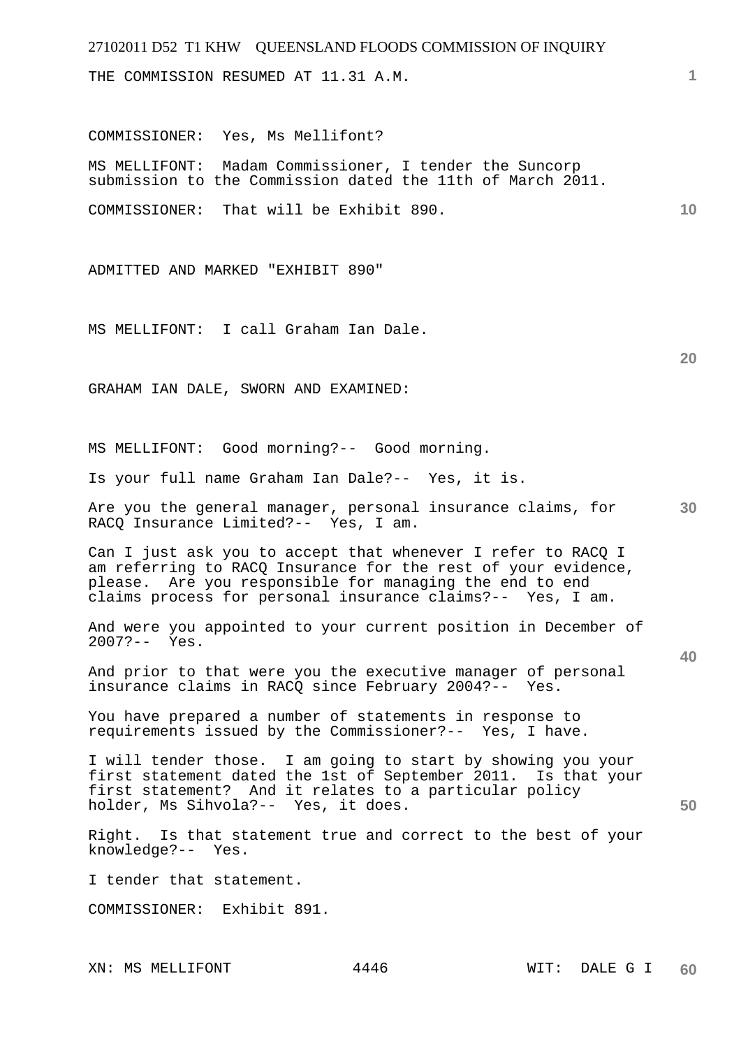THE COMMISSION RESUMED AT 11.31 A.M.

COMMISSIONER: Yes, Ms Mellifont?

MS MELLIFONT: Madam Commissioner, I tender the Suncorp submission to the Commission dated the 11th of March 2011.

COMMISSIONER: That will be Exhibit 890.

ADMITTED AND MARKED "EXHIBIT 890"

MS MELLIFONT: I call Graham Ian Dale.

GRAHAM IAN DALE, SWORN AND EXAMINED:

MS MELLIFONT: Good morning?-- Good morning.

Is your full name Graham Ian Dale?-- Yes, it is.

Are you the general manager, personal insurance claims, for RACQ Insurance Limited?-- Yes, I am.

Can I just ask you to accept that whenever I refer to RACQ I am referring to RACQ Insurance for the rest of your evidence, please. Are you responsible for managing the end to end claims process for personal insurance claims?-- Yes, I am.

And were you appointed to your current position in December of 2007?-- Yes.

And prior to that were you the executive manager of personal insurance claims in RACQ since February 2004?-- Yes.

You have prepared a number of statements in response to requirements issued by the Commissioner?-- Yes, I have.

I will tender those. I am going to start by showing you your first statement dated the 1st of September 2011. Is that your first statement? And it relates to a particular policy holder, Ms Sihvola?-- Yes, it does.

Right. Is that statement true and correct to the best of your knowledge?-- Yes.

I tender that statement.

COMMISSIONER: Exhibit 891.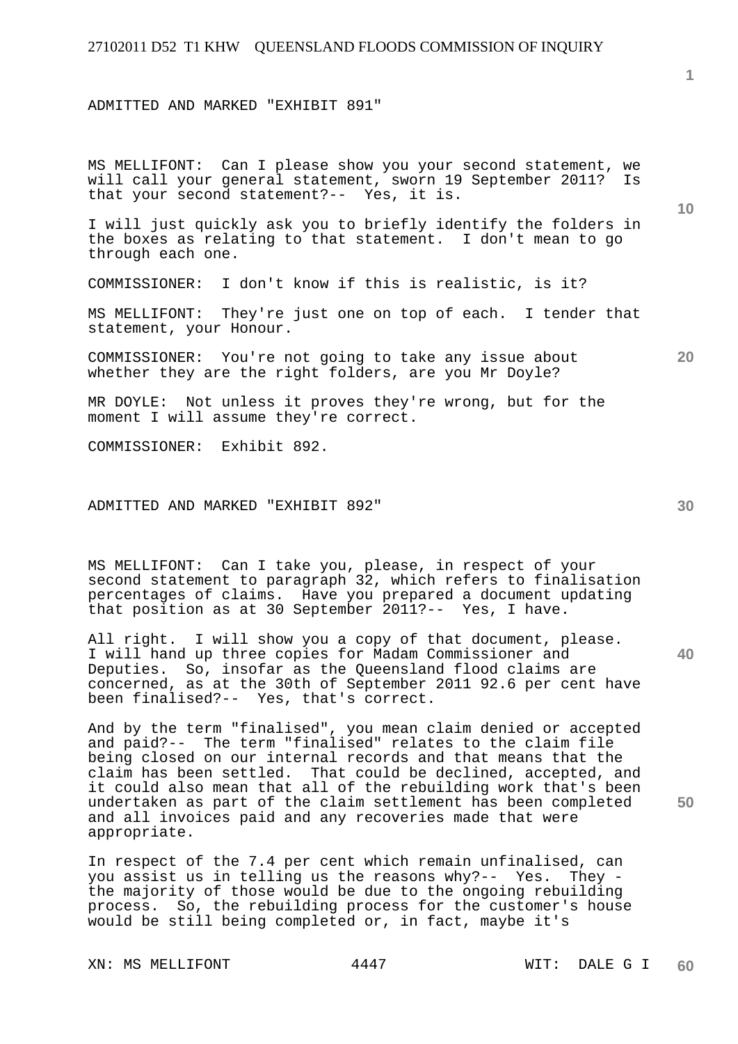ADMITTED AND MARKED "EXHIBIT 891"

MS MELLIFONT: Can I please show you your second statement, we will call your general statement, sworn 19 September 2011? Is that your second statement?-- Yes, it is.

I will just quickly ask you to briefly identify the folders in the boxes as relating to that statement. I don't mean to go through each one.

COMMISSIONER: I don't know if this is realistic, is it?

MS MELLIFONT: They're just one on top of each. I tender that statement, your Honour.

COMMISSIONER: You're not going to take any issue about whether they are the right folders, are you Mr Doyle?

MR DOYLE: Not unless it proves they're wrong, but for the moment I will assume they're correct.

COMMISSIONER: Exhibit 892.

ADMITTED AND MARKED "EXHIBIT 892"

MS MELLIFONT: Can I take you, please, in respect of your second statement to paragraph 32, which refers to finalisation percentages of claims. Have you prepared a document updating that position as at 30 September 2011?-- Yes, I have.

All right. I will show you a copy of that document, please. I will hand up three copies for Madam Commissioner and Deputies. So, insofar as the Queensland flood claims are concerned, as at the 30th of September 2011 92.6 per cent have been finalised?-- Yes, that's correct.

And by the term "finalised", you mean claim denied or accepted and paid?-- The term "finalised" relates to the claim file being closed on our internal records and that means that the claim has been settled. That could be declined, accepted, and it could also mean that all of the rebuilding work that's been undertaken as part of the claim settlement has been completed and all invoices paid and any recoveries made that were appropriate.

In respect of the 7.4 per cent which remain unfinalised, can you assist us in telling us the reasons why?-- Yes. They - the majority of those would be due to the ongoing rebuilding process. So, the rebuilding process for the customer's house would be still being completed or, in fact, maybe it's

XN: MS MELLIFONT WIT: DALE G I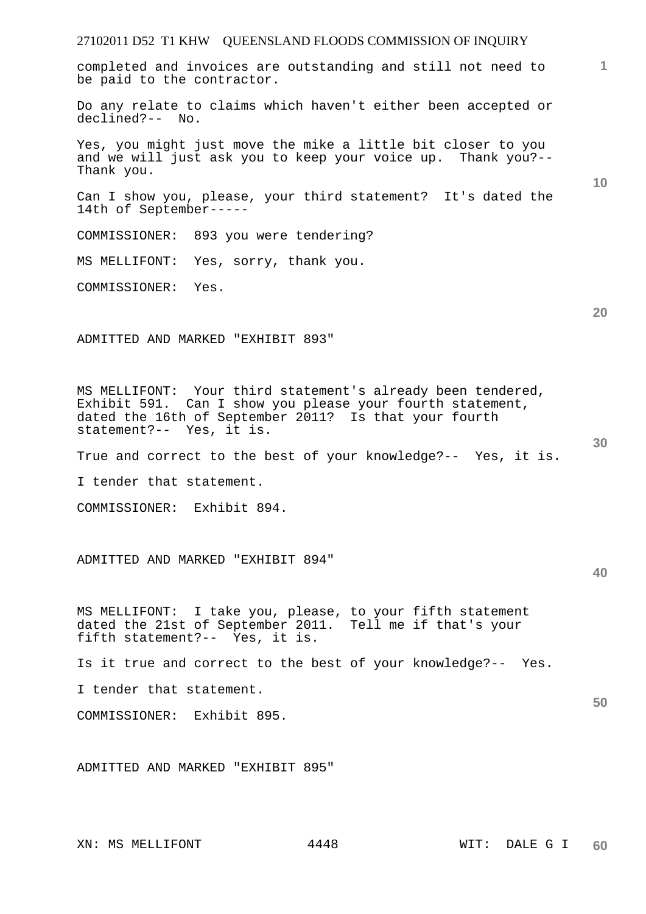completed and invoices are outstanding and still not need to be paid to the contractor.

Do any relate to claims which haven't either been accepted or declined?-- No.

Yes, you might just move the mike a little bit closer to you and we will just ask you to keep your voice up. Thank you?-- Thank you.

Can I show you, please, your third statement? It's dated the 14th of September-----

COMMISSIONER: 893 you were tendering?

MS MELLIFONT: Yes, sorry, thank you.

COMMISSIONER: Yes.

ADMITTED AND MARKED "EXHIBIT 893"

MS MELLIFONT: Your third statement's already been tendered, Exhibit 591. Can I show you please your fourth statement, dated the 16th of September 2011? Is that your fourth statement?-- Yes, it is.

True and correct to the best of your knowledge?-- Yes, it is.

I tender that statement.

COMMISSIONER: Exhibit 894.

ADMITTED AND MARKED "EXHIBIT 894"

MS MELLIFONT: I take you, please, to your fifth statement dated the 21st of September 2011. Tell me if that's your fifth statement?-- Yes, it is.

Is it true and correct to the best of your knowledge?-- Yes.

I tender that statement.

COMMISSIONER: Exhibit 895.

ADMITTED AND MARKED "EXHIBIT 895"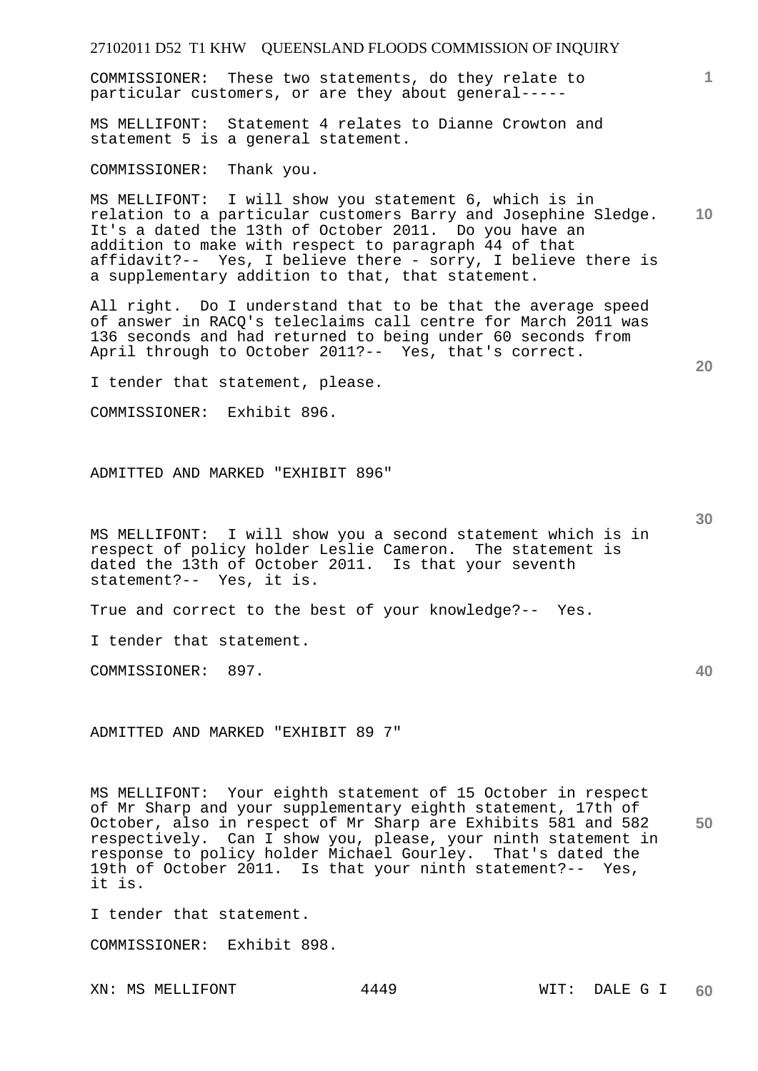COMMISSIONER: These two statements, do they relate to particular customers, or are they about general-----

MS MELLIFONT: Statement 4 relates to Dianne Crowton and statement 5 is a general statement.

COMMISSIONER: Thank you.

MS MELLIFONT: I will show you statement 6, which is in relation to a particular customers Barry and Josephine Sledge. It's a dated the 13th of October 2011. Do you have an addition to make with respect to paragraph 44 of that affidavit?-- Yes, I believe there - sorry, I believe there is a supplementary addition to that, that statement.

All right. Do I understand that to be that the average speed of answer in RACQ's teleclaims call centre for March 2011 was 136 seconds and had returned to being under 60 seconds from April through to October 2011?-- Yes, that's correct.

I tender that statement, please.

COMMISSIONER: Exhibit 896.

ADMITTED AND MARKED "EXHIBIT 896"

MS MELLIFONT: I will show you a second statement which is in respect of policy holder Leslie Cameron. The statement is dated the 13th of October 2011. Is that your seventh statement?-- Yes, it is.

True and correct to the best of your knowledge?-- Yes.

I tender that statement.

COMMISSIONER: 897.

ADMITTED AND MARKED "EXHIBIT 89 7"

MS MELLIFONT: Your eighth statement of 15 October in respect of Mr Sharp and your supplementary eighth statement, 17th of October, also in respect of Mr Sharp are Exhibits 581 and 582 respectively. Can I show you, please, your ninth statement in response to policy holder Michael Gourley. That's dated the 19th of October 2011. Is that your ninth statement?-- Yes, it is.

I tender that statement.

COMMISSIONER: Exhibit 898.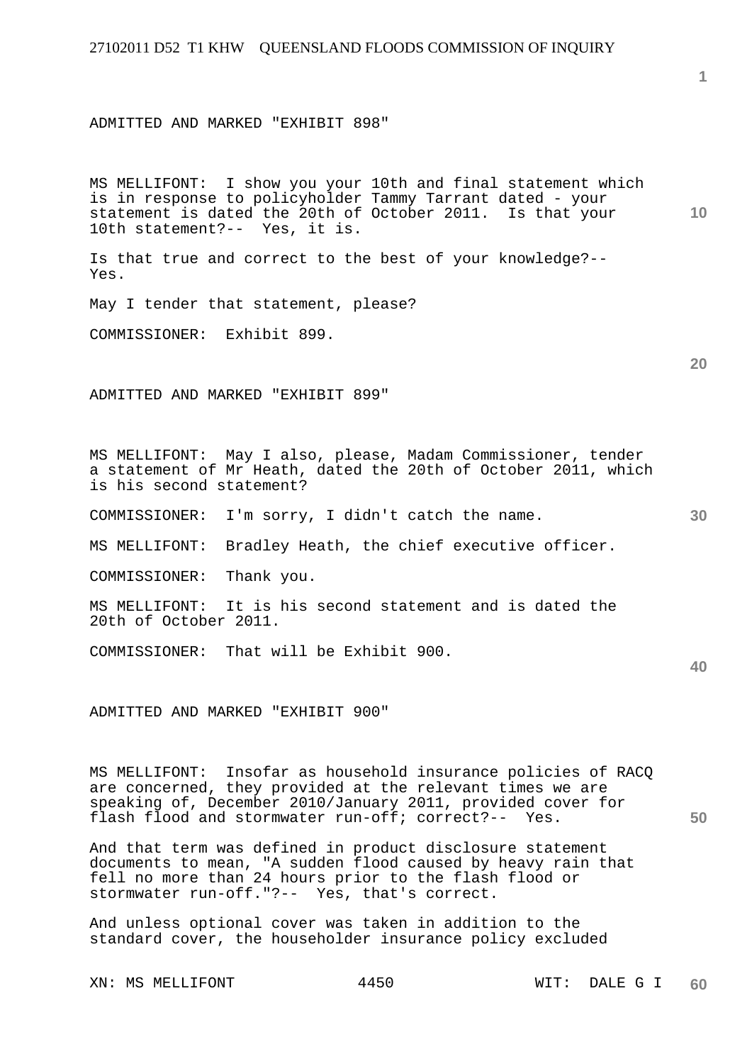ADMITTED AND MARKED "EXHIBIT 898"

MS MELLIFONT: I show you your 10th and final statement which is in response to policyholder Tammy Tarrant dated - your statement is dated the 20th of October 2011. Is that your 10th statement?-- Yes, it is.

Is that true and correct to the best of your knowledge?-- Yes.

May I tender that statement, please?

COMMISSIONER: Exhibit 899.

ADMITTED AND MARKED "EXHIBIT 899"

MS MELLIFONT: May I also, please, Madam Commissioner, tender a statement of Mr Heath, dated the 20th of October 2011, which is his second statement?

COMMISSIONER: I'm sorry, I didn't catch the name.

MS MELLIFONT: Bradley Heath, the chief executive officer.

COMMISSIONER: Thank you.

MS MELLIFONT: It is his second statement and is dated the 20th of October 2011.

COMMISSIONER: That will be Exhibit 900.

ADMITTED AND MARKED "EXHIBIT 900"

MS MELLIFONT: Insofar as household insurance policies of RACQ are concerned, they provided at the relevant times we are speaking of, December 2010/January 2011, provided cover for flash flood and stormwater run-off; correct?-- Yes.

And that term was defined in product disclosure statement documents to mean, "A sudden flood caused by heavy rain that fell no more than 24 hours prior to the flash flood or stormwater run-off."?-- Yes, that's correct.

And unless optional cover was taken in addition to the standard cover, the householder insurance policy excluded

XN: MS MELLIFONT WIT: DALE G I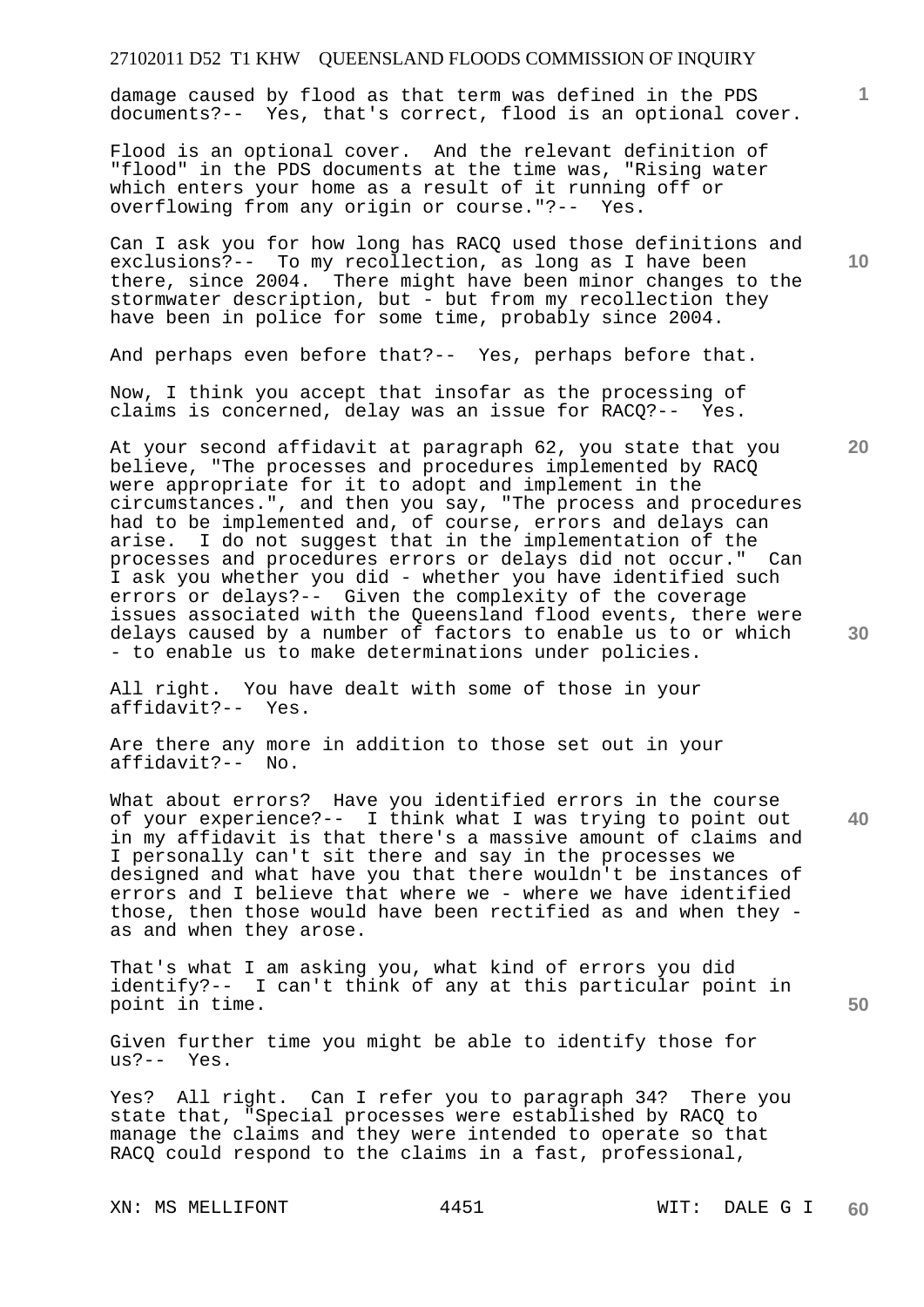damage caused by flood as that term was defined in the PDS documents?-- Yes, that's correct, flood is an optional cover.

Flood is an optional cover. And the relevant definition of "flood" in the PDS documents at the time was, "Rising water which enters your home as a result of it running off or overflowing from any origin or course."?-- Yes.

Can I ask you for how long has RACQ used those definitions and exclusions?-- To my recollection, as long as I have been there, since 2004. There might have been minor changes to the stormwater description, but - but from my recollection they have been in police for some time, probably since 2004.

And perhaps even before that?-- Yes, perhaps before that.

Now, I think you accept that insofar as the processing of claims is concerned, delay was an issue for RACQ?-- Yes.

At your second affidavit at paragraph 62, you state that you believe, "The processes and procedures implemented by RACQ were appropriate for it to adopt and implement in the circumstances.", and then you say, "The process and procedures had to be implemented and, of course, errors and delays can arise. I do not suggest that in the implementation of the processes and procedures errors or delays did not occur." Can I ask you whether you did - whether you have identified such errors or delays?-- Given the complexity of the coverage issues associated with the Queensland flood events, there were delays caused by a number of factors to enable us to or which - to enable us to make determinations under policies.

All right. You have dealt with some of those in your affidavit?-- Yes.

Are there any more in addition to those set out in your affidavit?-- No.

What about errors? Have you identified errors in the course of your experience?-- I think what I was trying to point out in my affidavit is that there's a massive amount of claims and I personally can't sit there and say in the processes we designed and what have you that there wouldn't be instances of errors and I believe that where we - where we have identified those, then those would have been rectified as and when they - as and when they arose.

That's what I am asking you, what kind of errors you did identify?-- I can't think of any at this particular point in point in time.

Given further time you might be able to identify those for us?-- Yes.

Yes? All right. Can I refer you to paragraph 34? There you state that, "Special processes were established by RACQ to manage the claims and they were intended to operate so that RACQ could respond to the claims in a fast, professional,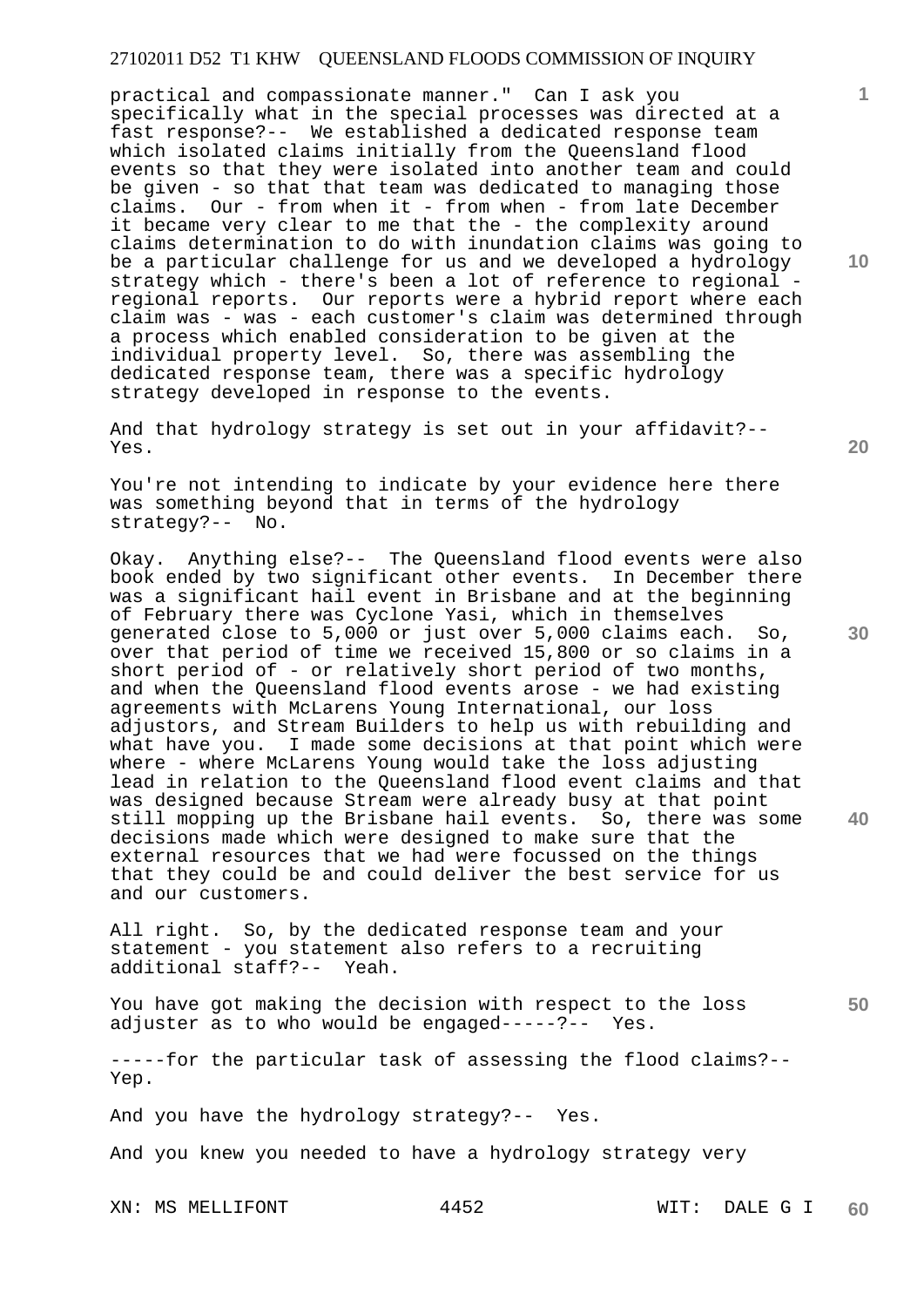practical and compassionate manner." Can I ask you specifically what in the special processes was directed at a fast response?-- We established a dedicated response team which isolated claims initially from the Queensland flood events so that they were isolated into another team and could be given - so that that team was dedicated to managing those claims. Our - from when it - from when - from late December it became very clear to me that the - the complexity around claims determination to do with inundation claims was going to be a particular challenge for us and we developed a hydrology strategy which - there's been a lot of reference to regional - regional reports. Our reports were a hybrid report where each claim was - was - each customer's claim was determined through a process which enabled consideration to be given at the individual property level. So, there was assembling the dedicated response team, there was a specific hydrology strategy developed in response to the events.

And that hydrology strategy is set out in your affidavit?-- Yes.

You're not intending to indicate by your evidence here there was something beyond that in terms of the hydrology strategy?-- No.

Okay. Anything else?-- The Queensland flood events were also book ended by two significant other events. In December there was a significant hail event in Brisbane and at the beginning of February there was Cyclone Yasi, which in themselves generated close to 5,000 or just over 5,000 claims each. So, over that period of time we received 15,800 or so claims in a short period of - or relatively short period of two months, and when the Queensland flood events arose - we had existing agreements with McLarens Young International, our loss adjustors, and Stream Builders to help us with rebuilding and what have you. I made some decisions at that point which were where - where McLarens Young would take the loss adjusting lead in relation to the Queensland flood event claims and that was designed because Stream were already busy at that point still mopping up the Brisbane hail events. So, there was some decisions made which were designed to make sure that the external resources that we had were focussed on the things that they could be and could deliver the best service for us and our customers.

All right. So, by the dedicated response team and your statement - you statement also refers to a recruiting additional staff?-- Yeah.

You have got making the decision with respect to the loss adjuster as to who would be engaged-----?-- Yes.

-----for the particular task of assessing the flood claims?-- Yep.

And you have the hydrology strategy?-- Yes.

And you knew you needed to have a hydrology strategy very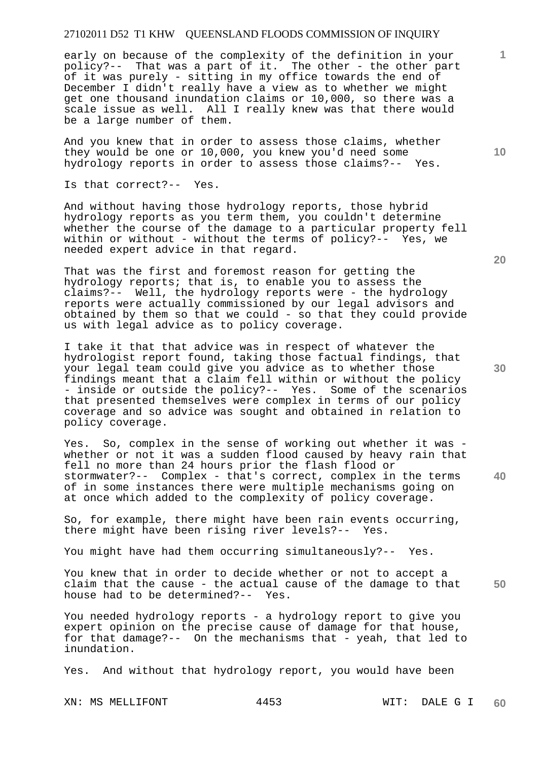early on because of the complexity of the definition in your policy?-- That was a part of it. The other - the other part of it was purely - sitting in my office towards the end of December I didn't really have a view as to whether we might get one thousand inundation claims or 10,000, so there was a scale issue as well. All I really knew was that there would be a large number of them.

And you knew that in order to assess those claims, whether they would be one or 10,000, you knew you'd need some hydrology reports in order to assess those claims?-- Yes.

Is that correct?-- Yes.

And without having those hydrology reports, those hybrid hydrology reports as you term them, you couldn't determine whether the course of the damage to a particular property fell within or without - without the terms of policy?-- Yes, we needed expert advice in that regard.

That was the first and foremost reason for getting the hydrology reports; that is, to enable you to assess the claims?-- Well, the hydrology reports were - the hydrology reports were actually commissioned by our legal advisors and obtained by them so that we could - so that they could provide us with legal advice as to policy coverage.

I take it that that advice was in respect of whatever the hydrologist report found, taking those factual findings, that your legal team could give you advice as to whether those findings meant that a claim fell within or without the policy - inside or outside the policy?-- Yes. Some of the scenarios that presented themselves were complex in terms of our policy coverage and so advice was sought and obtained in relation to policy coverage.

Yes. So, complex in the sense of working out whether it was - whether or not it was a sudden flood caused by heavy rain that fell no more than 24 hours prior the flash flood or stormwater?-- Complex - that's correct, complex in the terms of in some instances there were multiple mechanisms going on at once which added to the complexity of policy coverage.

So, for example, there might have been rain events occurring, there might have been rising river levels?-- Yes.

You might have had them occurring simultaneously?-- Yes.

You knew that in order to decide whether or not to accept a claim that the cause - the actual cause of the damage to that house had to be determined?-- Yes.

You needed hydrology reports - a hydrology report to give you expert opinion on the precise cause of damage for that house, for that damage?-- On the mechanisms that - yeah, that led to inundation.

Yes. And without that hydrology report, you would have been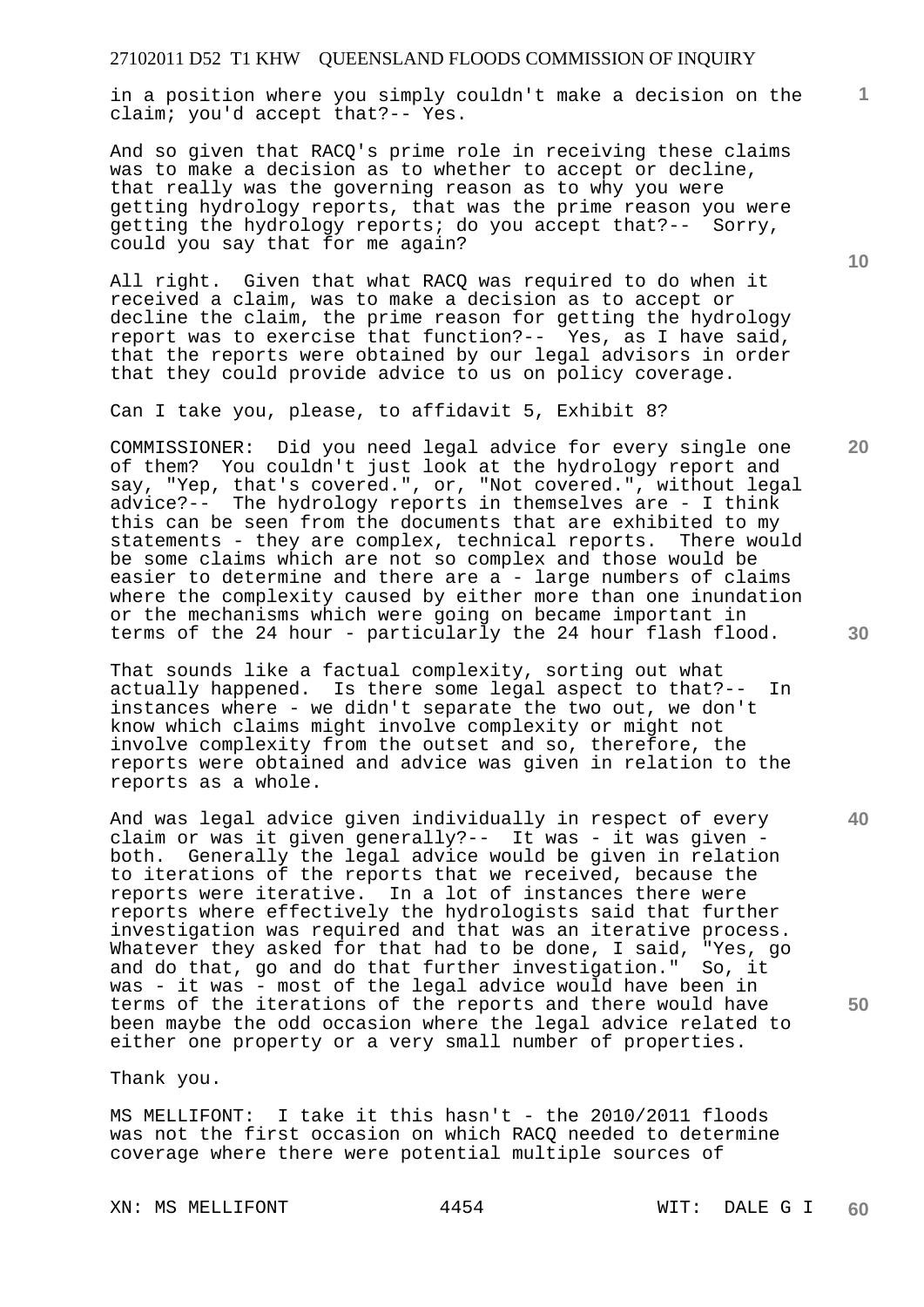in a position where you simply couldn't make a decision on the claim; you'd accept that?-- Yes.

And so given that RACQ's prime role in receiving these claims was to make a decision as to whether to accept or decline, that really was the governing reason as to why you were getting hydrology reports, that was the prime reason you were getting the hydrology reports; do you accept that?-- Sorry, could you say that for me again?

All right. Given that what RACQ was required to do when it received a claim, was to make a decision as to accept or decline the claim, the prime reason for getting the hydrology report was to exercise that function?-- Yes, as I have said, that the reports were obtained by our legal advisors in order that they could provide advice to us on policy coverage.

Can I take you, please, to affidavit 5, Exhibit 8?

COMMISSIONER: Did you need legal advice for every single one of them? You couldn't just look at the hydrology report and say, "Yep, that's covered.", or, "Not covered.", without legal advice?-- The hydrology reports in themselves are - I think this can be seen from the documents that are exhibited to my statements - they are complex, technical reports. There would be some claims which are not so complex and those would be easier to determine and there are a - large numbers of claims where the complexity caused by either more than one inundation or the mechanisms which were going on became important in terms of the 24 hour - particularly the 24 hour flash flood.

That sounds like a factual complexity, sorting out what actually happened. Is there some legal aspect to that?-- In instances where - we didn't separate the two out, we don't know which claims might involve complexity or might not involve complexity from the outset and so, therefore, the reports were obtained and advice was given in relation to the reports as a whole.

And was legal advice given individually in respect of every claim or was it given generally?-- It was - it was given - both. Generally the legal advice would be given in relation to iterations of the reports that we received, because the reports were iterative. In a lot of instances there were reports where effectively the hydrologists said that further investigation was required and that was an iterative process. Whatever they asked for that had to be done, I said, "Yes, go and do that, go and do that further investigation." So, it was - it was - most of the legal advice would have been in terms of the iterations of the reports and there would have been maybe the odd occasion where the legal advice related to either one property or a very small number of properties.

Thank you.

MS MELLIFONT: I take it this hasn't - the 2010/2011 floods was not the first occasion on which RACQ needed to determine coverage where there were potential multiple sources of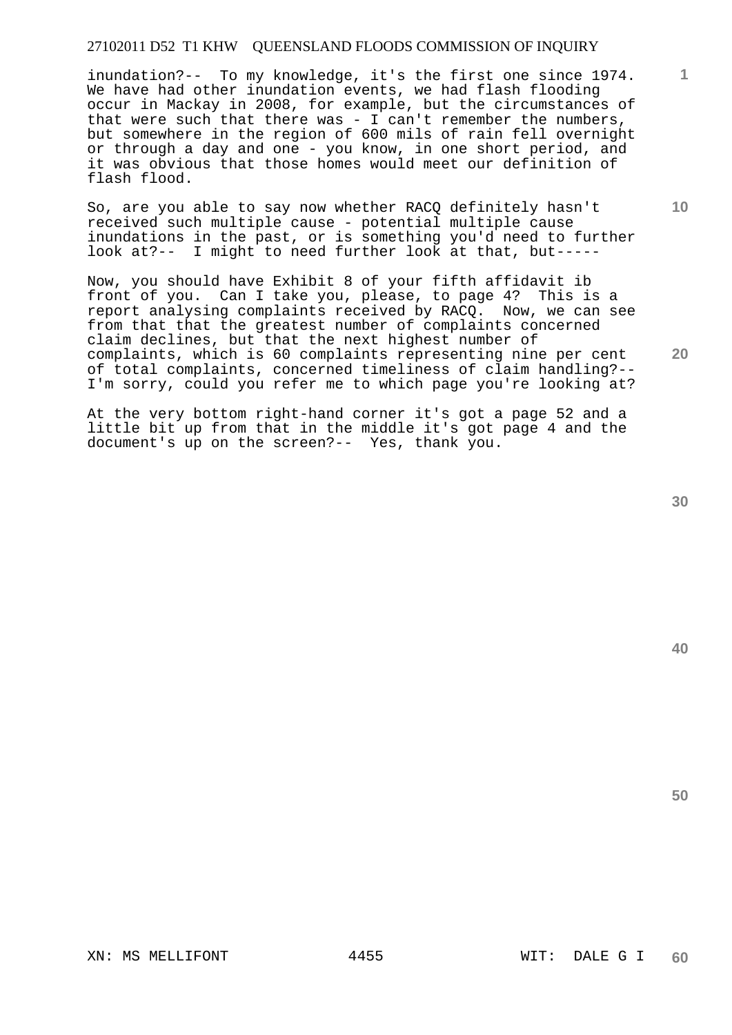inundation?-- To my knowledge, it's the first one since 1974. We have had other inundation events, we had flash flooding occur in Mackay in 2008, for example, but the circumstances of that were such that there was - I can't remember the numbers, but somewhere in the region of 600 mils of rain fell overnight or through a day and one - you know, in one short period, and it was obvious that those homes would meet our definition of flash flood.

So, are you able to say now whether RACQ definitely hasn't received such multiple cause - potential multiple cause inundations in the past, or is something you'd need to further look at?-- I might to need further look at that, but-----

Now, you should have Exhibit 8 of your fifth affidavit ib front of you. Can I take you, please, to page 4? This is a report analysing complaints received by RACQ. Now, we can see from that that the greatest number of complaints concerned claim declines, but that the next highest number of complaints, which is 60 complaints representing nine per cent of total complaints, concerned timeliness of claim handling?-- I'm sorry, could you refer me to which page you're looking at?

At the very bottom right-hand corner it's got a page 52 and a little bit up from that in the middle it's got page 4 and the document's up on the screen?-- Yes, thank you.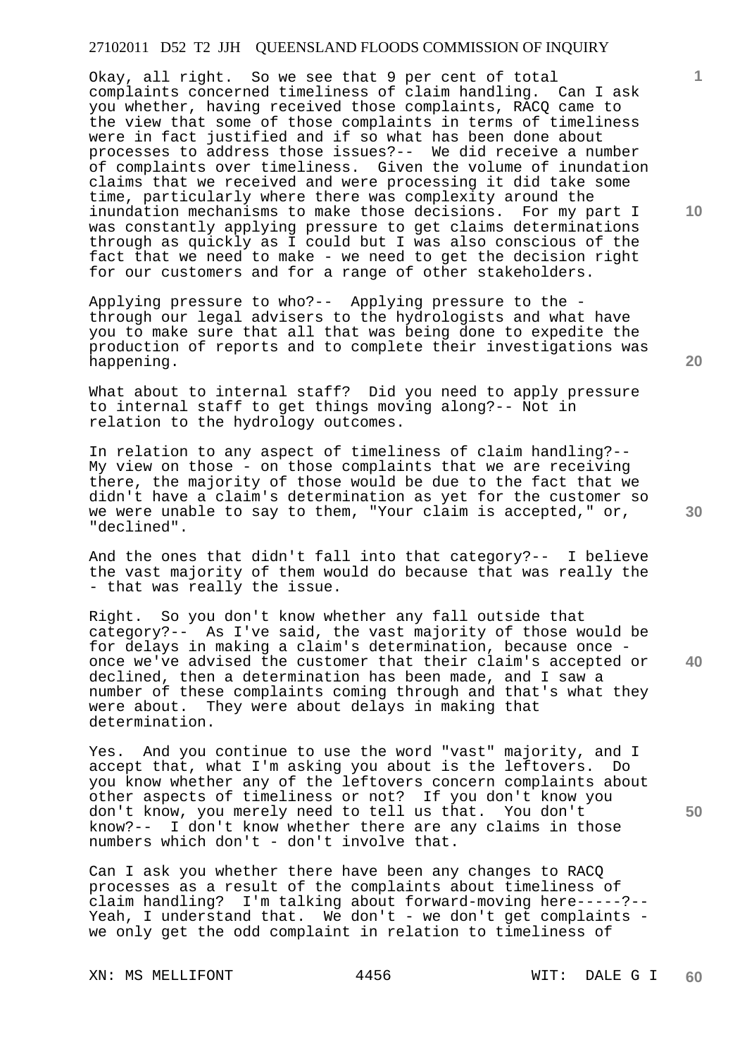Okay, all right. So we see that 9 per cent of total complaints concerned timeliness of claim handling. Can I ask you whether, having received those complaints, RACQ came to the view that some of those complaints in terms of timeliness were in fact justified and if so what has been done about processes to address those issues?-- We did receive a number of complaints over timeliness. Given the volume of inundation claims that we received and were processing it did take some time, particularly where there was complexity around the inundation mechanisms to make those decisions. For my part I was constantly applying pressure to get claims determinations through as quickly as I could but I was also conscious of the fact that we need to make - we need to get the decision right for our customers and for a range of other stakeholders.

Applying pressure to who?-- Applying pressure to the - through our legal advisers to the hydrologists and what have you to make sure that all that was being done to expedite the production of reports and to complete their investigations was happening.

What about to internal staff? Did you need to apply pressure to internal staff to get things moving along?-- Not in relation to the hydrology outcomes.

In relation to any aspect of timeliness of claim handling?-- My view on those - on those complaints that we are receiving there, the majority of those would be due to the fact that we didn't have a claim's determination as yet for the customer so we were unable to say to them, "Your claim is accepted," or, "declined".

And the ones that didn't fall into that category?-- I believe the vast majority of them would do because that was really the - that was really the issue.

Right. So you don't know whether any fall outside that category?-- As I've said, the vast majority of those would be for delays in making a claim's determination, because once - once we've advised the customer that their claim's accepted or declined, then a determination has been made, and I saw a number of these complaints coming through and that's what they were about. They were about delays in making that determination.

Yes. And you continue to use the word "vast" majority, and I accept that, what I'm asking you about is the leftovers. Do you know whether any of the leftovers concern complaints about other aspects of timeliness or not? If you don't know you don't know, you merely need to tell us that. You don't know?-- I don't know whether there are any claims in those numbers which don't - don't involve that.

Can I ask you whether there have been any changes to RACQ processes as a result of the complaints about timeliness of claim handling? I'm talking about forward-moving here-----?-- Yeah, I understand that. We don't - we don't get complaints - we only get the odd complaint in relation to timeliness of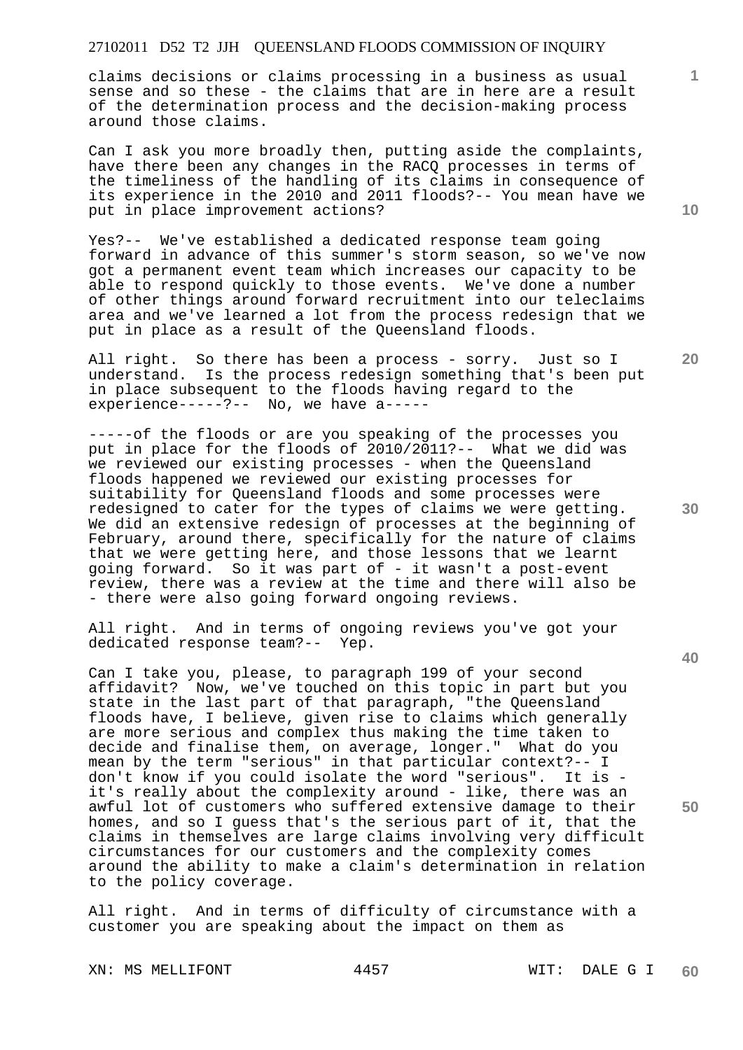claims decisions or claims processing in a business as usual sense and so these - the claims that are in here are a result of the determination process and the decision-making process around those claims.

Can I ask you more broadly then, putting aside the complaints, have there been any changes in the RACQ processes in terms of the timeliness of the handling of its claims in consequence of its experience in the 2010 and 2011 floods?-- You mean have we put in place improvement actions?

Yes?-- We've established a dedicated response team going forward in advance of this summer's storm season, so we've now got a permanent event team which increases our capacity to be able to respond quickly to those events. We've done a number of other things around forward recruitment into our teleclaims area and we've learned a lot from the process redesign that we put in place as a result of the Queensland floods.

All right. So there has been a process - sorry. Just so I understand. Is the process redesign something that's been put in place subsequent to the floods having regard to the experience-----?-- No, we have a-----

-----of the floods or are you speaking of the processes you put in place for the floods of 2010/2011?-- What we did was we reviewed our existing processes - when the Queensland floods happened we reviewed our existing processes for suitability for Queensland floods and some processes were redesigned to cater for the types of claims we were getting. We did an extensive redesign of processes at the beginning of February, around there, specifically for the nature of claims that we were getting here, and those lessons that we learnt going forward. So it was part of - it wasn't a post-event review, there was a review at the time and there will also be - there were also going forward ongoing reviews.

All right. And in terms of ongoing reviews you've got your dedicated response team?-- Yep.

Can I take you, please, to paragraph 199 of your second affidavit? Now, we've touched on this topic in part but you state in the last part of that paragraph, "the Queensland floods have, I believe, given rise to claims which generally are more serious and complex thus making the time taken to decide and finalise them, on average, longer." What do you mean by the term "serious" in that particular context?-- I don't know if you could isolate the word "serious". It is - it's really about the complexity around - like, there was an awful lot of customers who suffered extensive damage to their homes, and so I guess that's the serious part of it, that the claims in themselves are large claims involving very difficult circumstances for our customers and the complexity comes around the ability to make a claim's determination in relation to the policy coverage.

All right. And in terms of difficulty of circumstance with a customer you are speaking about the impact on them as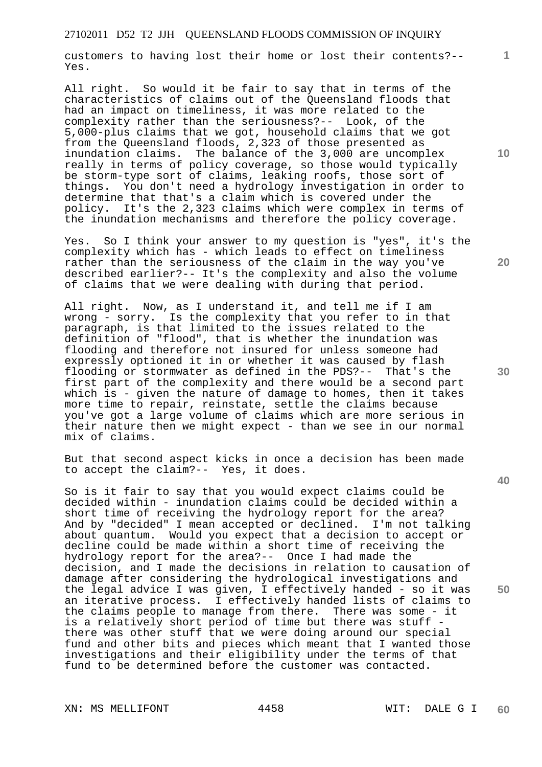customers to having lost their home or lost their contents?-- Yes.

All right. So would it be fair to say that in terms of the characteristics of claims out of the Queensland floods that had an impact on timeliness, it was more related to the complexity rather than the seriousness?-- Look, of the 5,000-plus claims that we got, household claims that we got from the Queensland floods, 2,323 of those presented as inundation claims. The balance of the 3,000 are uncomplex really in terms of policy coverage, so those would typically be storm-type sort of claims, leaking roofs, those sort of things. You don't need a hydrology investigation in order to determine that that's a claim which is covered under the policy. It's the 2,323 claims which were complex in terms of the inundation mechanisms and therefore the policy coverage.

Yes. So I think your answer to my question is "yes", it's the complexity which has - which leads to effect on timeliness rather than the seriousness of the claim in the way you've described earlier?-- It's the complexity and also the volume of claims that we were dealing with during that period.

All right. Now, as I understand it, and tell me if I am wrong - sorry. Is the complexity that you refer to in that paragraph, is that limited to the issues related to the definition of "flood", that is whether the inundation was flooding and therefore not insured for unless someone had expressly optioned it in or whether it was caused by flash flooding or stormwater as defined in the PDS?-- That's the first part of the complexity and there would be a second part which is - given the nature of damage to homes, then it takes more time to repair, reinstate, settle the claims because you've got a large volume of claims which are more serious in their nature then we might expect - than we see in our normal mix of claims.

But that second aspect kicks in once a decision has been made to accept the claim?-- Yes, it does.

So is it fair to say that you would expect claims could be decided within - inundation claims could be decided within a short time of receiving the hydrology report for the area? And by "decided" I mean accepted or declined. I'm not talking about quantum. Would you expect that a decision to accept or decline could be made within a short time of receiving the hydrology report for the area?-- Once I had made the decision, and I made the decisions in relation to causation of damage after considering the hydrological investigations and the legal advice I was given, I effectively handed - so it was an iterative process. I effectively handed lists of claims to the claims people to manage from there. There was some - it is a relatively short period of time but there was stuff - there was other stuff that we were doing around our special fund and other bits and pieces which meant that I wanted those investigations and their eligibility under the terms of that fund to be determined before the customer was contacted.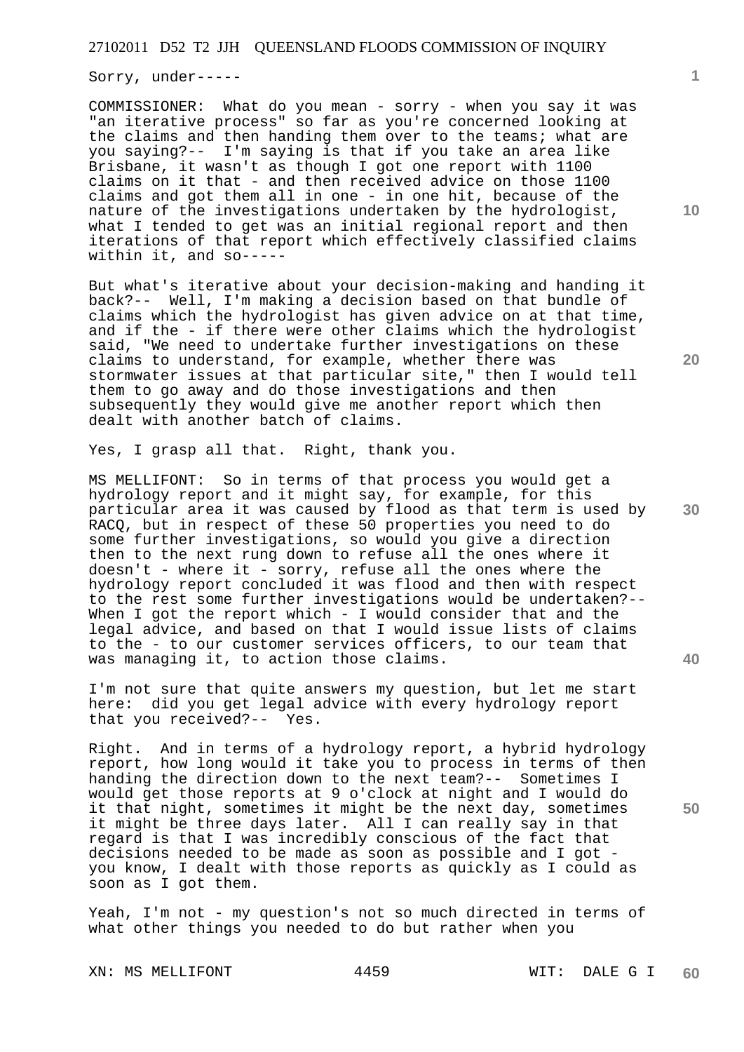Sorry, under-----

COMMISSIONER: What do you mean - sorry - when you say it was "an iterative process" so far as you're concerned looking at the claims and then handing them over to the teams; what are you saying?-- I'm saying is that if you take an area like Brisbane, it wasn't as though I got one report with 1100 claims on it that - and then received advice on those 1100 claims and got them all in one - in one hit, because of the nature of the investigations undertaken by the hydrologist, what I tended to get was an initial regional report and then iterations of that report which effectively classified claims within it, and so-----

But what's iterative about your decision-making and handing it back?-- Well, I'm making a decision based on that bundle of claims which the hydrologist has given advice on at that time, and if the - if there were other claims which the hydrologist said, "We need to undertake further investigations on these claims to understand, for example, whether there was stormwater issues at that particular site," then I would tell them to go away and do those investigations and then subsequently they would give me another report which then dealt with another batch of claims.

Yes, I grasp all that. Right, thank you.

MS MELLIFONT: So in terms of that process you would get a hydrology report and it might say, for example, for this particular area it was caused by flood as that term is used by RACQ, but in respect of these 50 properties you need to do some further investigations, so would you give a direction then to the next rung down to refuse all the ones where it doesn't - where it - sorry, refuse all the ones where the hydrology report concluded it was flood and then with respect to the rest some further investigations would be undertaken?-- When I got the report which - I would consider that and the legal advice, and based on that I would issue lists of claims to the - to our customer services officers, to our team that was managing it, to action those claims.

I'm not sure that quite answers my question, but let me start here: did you get legal advice with every hydrology report that you received?-- Yes.

Right. And in terms of a hydrology report, a hybrid hydrology report, how long would it take you to process in terms of then handing the direction down to the next team?-- Sometimes I would get those reports at 9 o'clock at night and I would do it that night, sometimes it might be the next day, sometimes it might be three days later. All I can really say in that regard is that I was incredibly conscious of the fact that decisions needed to be made as soon as possible and I got - you know, I dealt with those reports as quickly as I could as soon as I got them.

Yeah, I'm not - my question's not so much directed in terms of what other things you needed to do but rather when you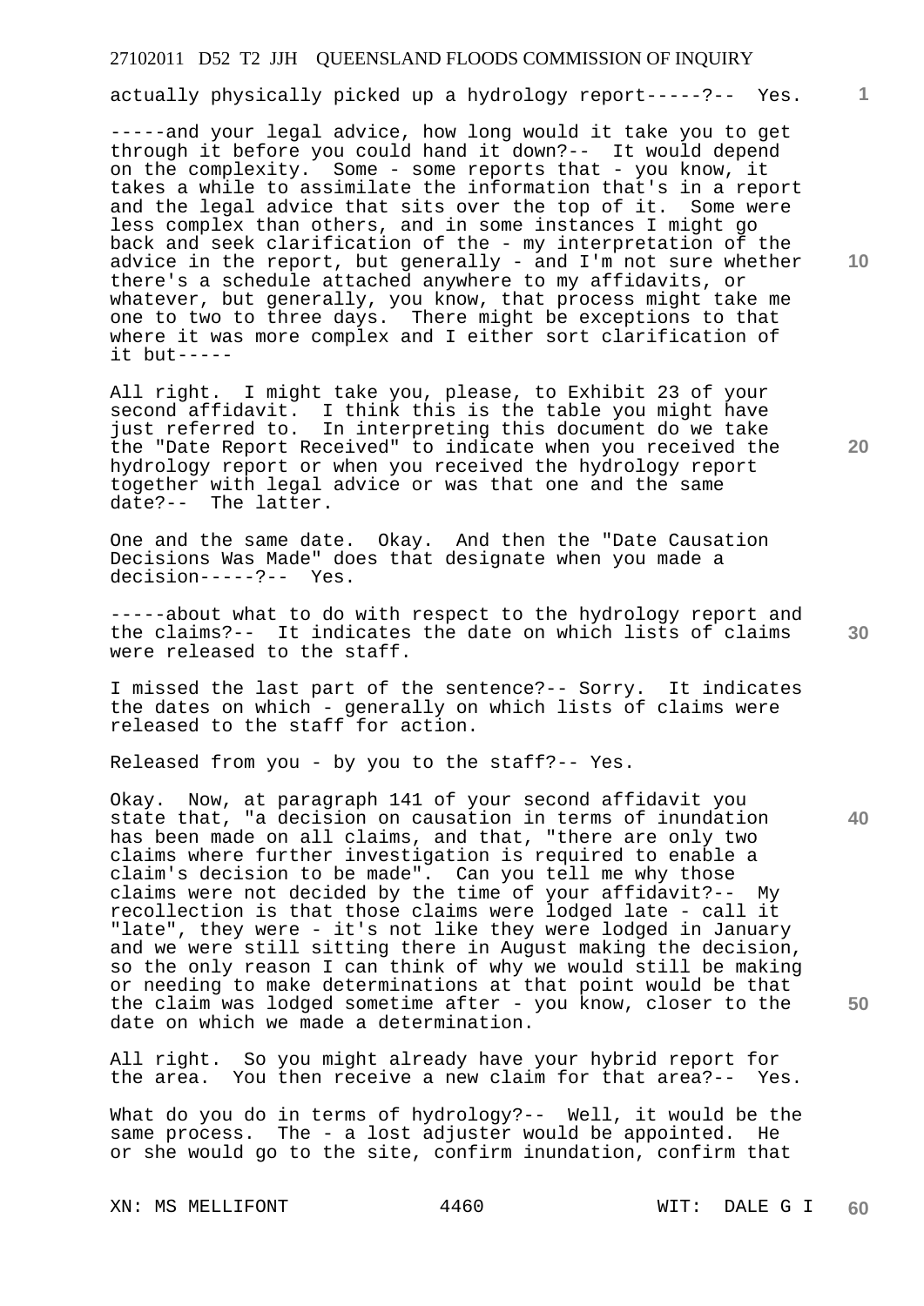actually physically picked up a hydrology report-----?-- Yes.

-----and your legal advice, how long would it take you to get through it before you could hand it down?-- It would depend on the complexity. Some - some reports that - you know, it takes a while to assimilate the information that's in a report and the legal advice that sits over the top of it. Some were less complex than others, and in some instances I might go back and seek clarification of the - my interpretation of the advice in the report, but generally - and I'm not sure whether there's a schedule attached anywhere to my affidavits, or whatever, but generally, you know, that process might take me one to two to three days. There might be exceptions to that where it was more complex and I either sort clarification of it but-----

All right. I might take you, please, to Exhibit 23 of your second affidavit. I think this is the table you might have just referred to. In interpreting this document do we take the "Date Report Received" to indicate when you received the hydrology report or when you received the hydrology report together with legal advice or was that one and the same date?-- The latter.

One and the same date. Okay. And then the "Date Causation Decisions Was Made" does that designate when you made a decision-----?-- Yes.

-----about what to do with respect to the hydrology report and the claims?-- It indicates the date on which lists of claims were released to the staff.

I missed the last part of the sentence?-- Sorry. It indicates the dates on which - generally on which lists of claims were released to the staff for action.

Released from you - by you to the staff?-- Yes.

Okay. Now, at paragraph 141 of your second affidavit you state that, "a decision on causation in terms of inundation has been made on all claims, and that, "there are only two claims where further investigation is required to enable a claim's decision to be made". Can you tell me why those claims were not decided by the time of your affidavit?-- My recollection is that those claims were lodged late - call it "late", they were - it's not like they were lodged in January and we were still sitting there in August making the decision, so the only reason I can think of why we would still be making or needing to make determinations at that point would be that the claim was lodged sometime after - you know, closer to the date on which we made a determination.

All right. So you might already have your hybrid report for the area. You then receive a new claim for that area?-- Yes.

What do you do in terms of hydrology?-- Well, it would be the same process. The - a lost adjuster would be appointed. He or she would go to the site, confirm inundation, confirm that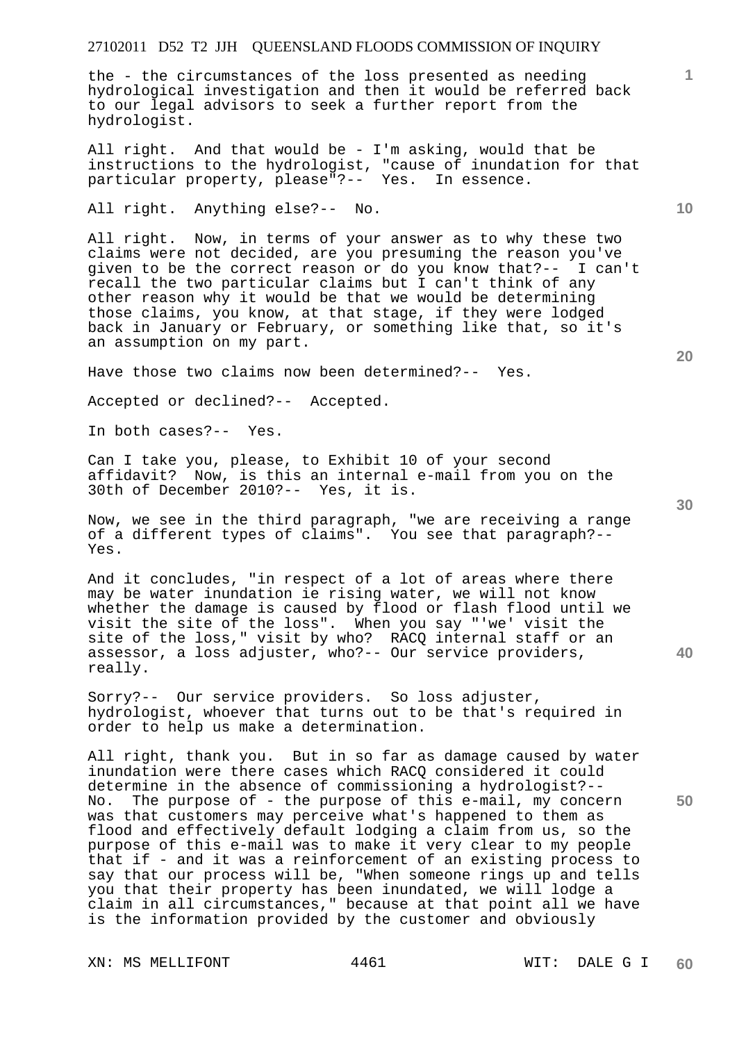the - the circumstances of the loss presented as needing hydrological investigation and then it would be referred back to our legal advisors to seek a further report from the hydrologist.

All right. And that would be - I'm asking, would that be instructions to the hydrologist, "cause of inundation for that particular property, please"?-- Yes. In essence.

All right. Anything else?-- No.

All right. Now, in terms of your answer as to why these two claims were not decided, are you presuming the reason you've given to be the correct reason or do you know that?-- I can't recall the two particular claims but I can't think of any other reason why it would be that we would be determining those claims, you know, at that stage, if they were lodged back in January or February, or something like that, so it's an assumption on my part.

Have those two claims now been determined?-- Yes.

Accepted or declined?-- Accepted.

In both cases?-- Yes.

Can I take you, please, to Exhibit 10 of your second affidavit? Now, is this an internal e-mail from you on the 30th of December 2010?-- Yes, it is.

Now, we see in the third paragraph, "we are receiving a range of a different types of claims". You see that paragraph?-- Yes.

And it concludes, "in respect of a lot of areas where there may be water inundation ie rising water, we will not know whether the damage is caused by flood or flash flood until we visit the site of the loss". When you say "'we' visit the site of the loss," visit by who? RACQ internal staff or an assessor, a loss adjuster, who?-- Our service providers, really.

Sorry?-- Our service providers. So loss adjuster, hydrologist, whoever that turns out to be that's required in order to help us make a determination.

All right, thank you. But in so far as damage caused by water inundation were there cases which RACQ considered it could determine in the absence of commissioning a hydrologist?-- No. The purpose of - the purpose of this e-mail, my concern was that customers may perceive what's happened to them as flood and effectively default lodging a claim from us, so the purpose of this e-mail was to make it very clear to my people that if - and it was a reinforcement of an existing process to say that our process will be, "When someone rings up and tells you that their property has been inundated, we will lodge a claim in all circumstances," because at that point all we have is the information provided by the customer and obviously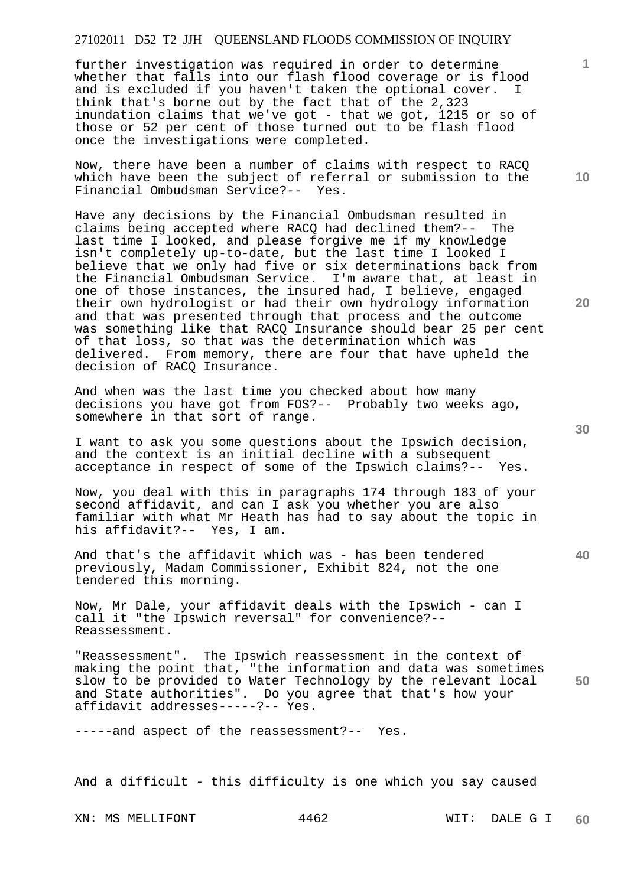further investigation was required in order to determine whether that falls into our flash flood coverage or is flood and is excluded if you haven't taken the optional cover. I think that's borne out by the fact that of the 2,323 inundation claims that we've got - that we got, 1215 or so of those or 52 per cent of those turned out to be flash flood once the investigations were completed.

Now, there have been a number of claims with respect to RACQ which have been the subject of referral or submission to the Financial Ombudsman Service?-- Yes.

Have any decisions by the Financial Ombudsman resulted in claims being accepted where RACQ had declined them?-- The last time I looked, and please forgive me if my knowledge isn't completely up-to-date, but the last time I looked I believe that we only had five or six determinations back from the Financial Ombudsman Service. I'm aware that, at least in one of those instances, the insured had, I believe, engaged their own hydrologist or had their own hydrology information and that was presented through that process and the outcome was something like that RACQ Insurance should bear 25 per cent of that loss, so that was the determination which was delivered. From memory, there are four that have upheld the decision of RACQ Insurance.

And when was the last time you checked about how many decisions you have got from FOS?-- Probably two weeks ago, somewhere in that sort of range.

I want to ask you some questions about the Ipswich decision, and the context is an initial decline with a subsequent acceptance in respect of some of the Ipswich claims?-- Yes.

Now, you deal with this in paragraphs 174 through 183 of your second affidavit, and can I ask you whether you are also familiar with what Mr Heath has had to say about the topic in his affidavit?-- Yes, I am.

And that's the affidavit which was - has been tendered previously, Madam Commissioner, Exhibit 824, not the one tendered this morning.

Now, Mr Dale, your affidavit deals with the Ipswich - can I call it "the Ipswich reversal" for convenience?-- Reassessment.

"Reassessment". The Ipswich reassessment in the context of making the point that, "the information and data was sometimes slow to be provided to Water Technology by the relevant local and State authorities". Do you agree that that's how your affidavit addresses-----?-- Yes.

-----and aspect of the reassessment?-- Yes.

And a difficult - this difficulty is one which you say caused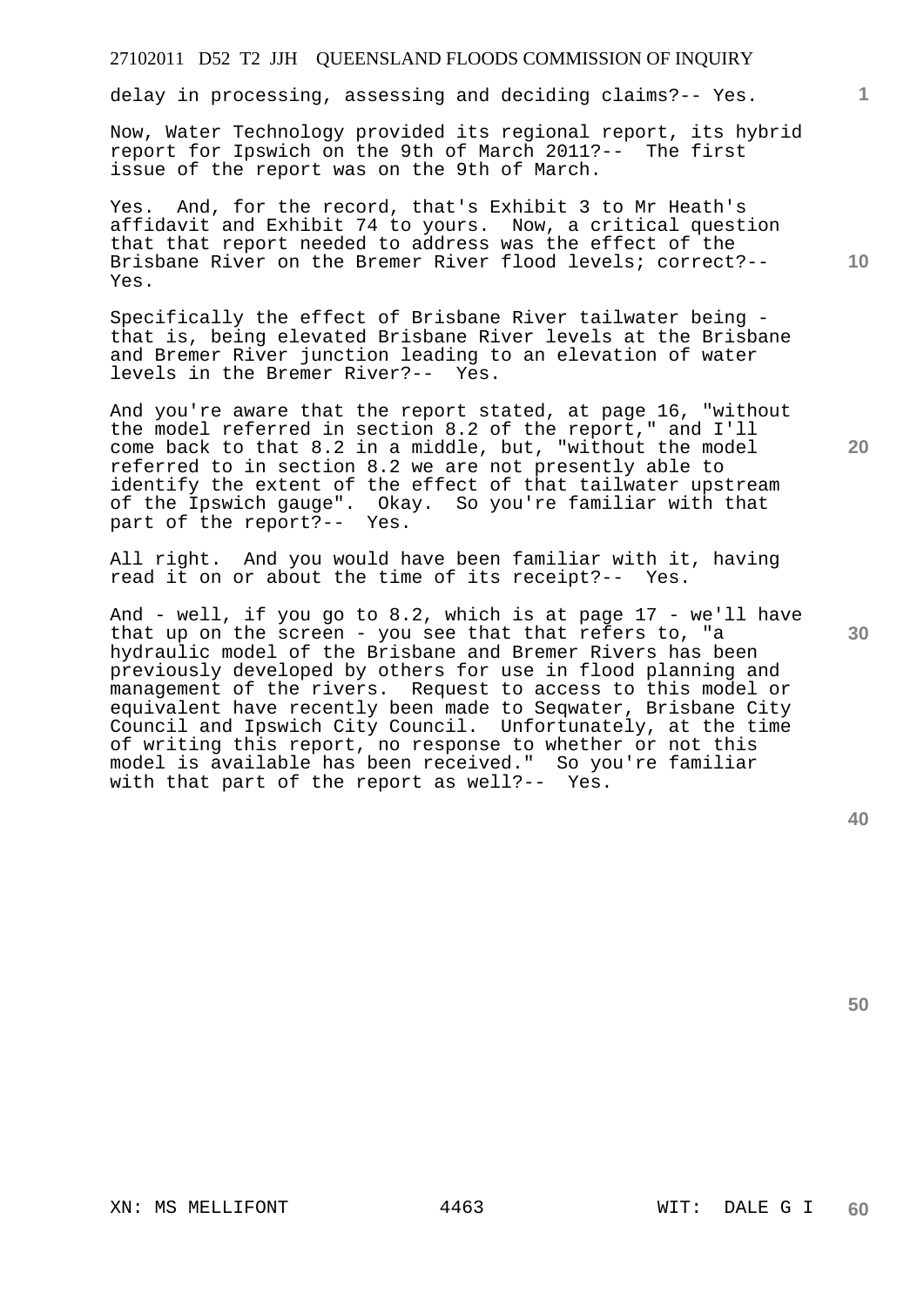delay in processing, assessing and deciding claims?-- Yes.

Now, Water Technology provided its regional report, its hybrid report for Ipswich on the 9th of March 2011?-- The first issue of the report was on the 9th of March.

Yes. And, for the record, that's Exhibit 3 to Mr Heath's affidavit and Exhibit 74 to yours. Now, a critical question that that report needed to address was the effect of the Brisbane River on the Bremer River flood levels; correct?-- Yes.

Specifically the effect of Brisbane River tailwater being - that is, being elevated Brisbane River levels at the Brisbane and Bremer River junction leading to an elevation of water levels in the Bremer River?-- Yes.

And you're aware that the report stated, at page 16, "without the model referred in section 8.2 of the report," and I'll come back to that 8.2 in a middle, but, "without the model referred to in section 8.2 we are not presently able to identify the extent of the effect of that tailwater upstream of the Ipswich gauge". Okay. So you're familiar with that part of the report?-- Yes.

All right. And you would have been familiar with it, having read it on or about the time of its receipt?-- Yes.

And - well, if you go to 8.2, which is at page 17 - we'll have that up on the screen - you see that that refers to, "a hydraulic model of the Brisbane and Bremer Rivers has been previously developed by others for use in flood planning and management of the rivers. Request to access to this model or equivalent have recently been made to Seqwater, Brisbane City Council and Ipswich City Council. Unfortunately, at the time of writing this report, no response to whether or not this model is available has been received." So you're familiar with that part of the report as well?-- Yes.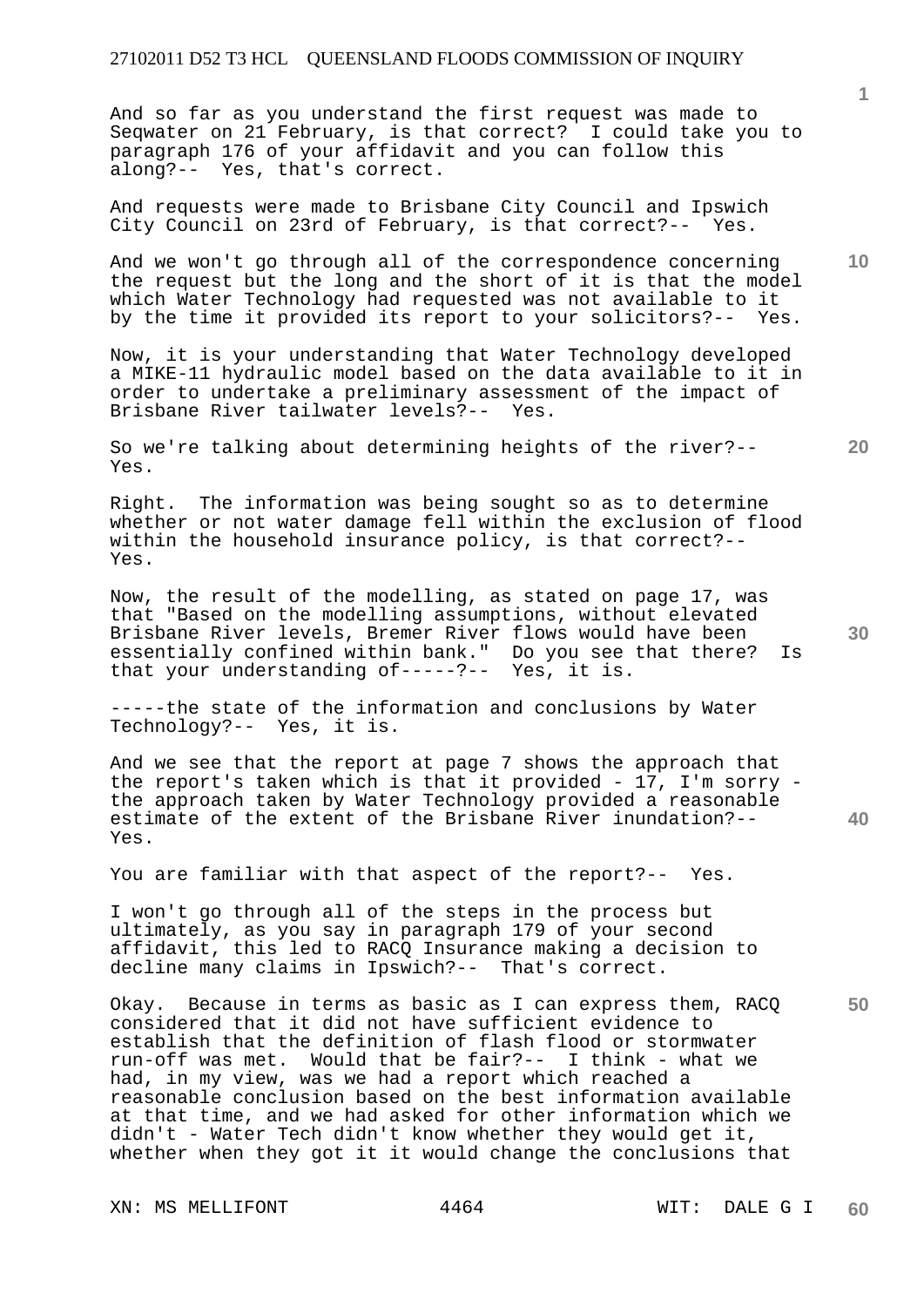And so far as you understand the first request was made to Seqwater on 21 February, is that correct? I could take you to paragraph 176 of your affidavit and you can follow this along?-- Yes, that's correct.

And requests were made to Brisbane City Council and Ipswich City Council on 23rd of February, is that correct?-- Yes.

And we won't go through all of the correspondence concerning the request but the long and the short of it is that the model which Water Technology had requested was not available to it by the time it provided its report to your solicitors?-- Yes.

Now, it is your understanding that Water Technology developed a MIKE-11 hydraulic model based on the data available to it in order to undertake a preliminary assessment of the impact of Brisbane River tailwater levels?-- Yes.

So we're talking about determining heights of the river?-- Yes.

Right. The information was being sought so as to determine whether or not water damage fell within the exclusion of flood within the household insurance policy, is that correct?-- Yes.

Now, the result of the modelling, as stated on page 17, was that "Based on the modelling assumptions, without elevated Brisbane River levels, Bremer River flows would have been essentially confined within bank." Do you see that there? Is that your understanding of-----?-- Yes, it is.

-----the state of the information and conclusions by Water Technology?-- Yes, it is.

And we see that the report at page 7 shows the approach that the report's taken which is that it provided - 17, I'm sorry - the approach taken by Water Technology provided a reasonable estimate of the extent of the Brisbane River inundation?-- Yes.

You are familiar with that aspect of the report?-- Yes.

I won't go through all of the steps in the process but ultimately, as you say in paragraph 179 of your second affidavit, this led to RACQ Insurance making a decision to decline many claims in Ipswich?-- That's correct.

Okay. Because in terms as basic as I can express them, RACQ considered that it did not have sufficient evidence to establish that the definition of flash flood or stormwater run-off was met. Would that be fair?-- I think - what we had, in my view, was we had a report which reached a reasonable conclusion based on the best information available at that time, and we had asked for other information which we didn't - Water Tech didn't know whether they would get it, whether when they got it it would change the conclusions that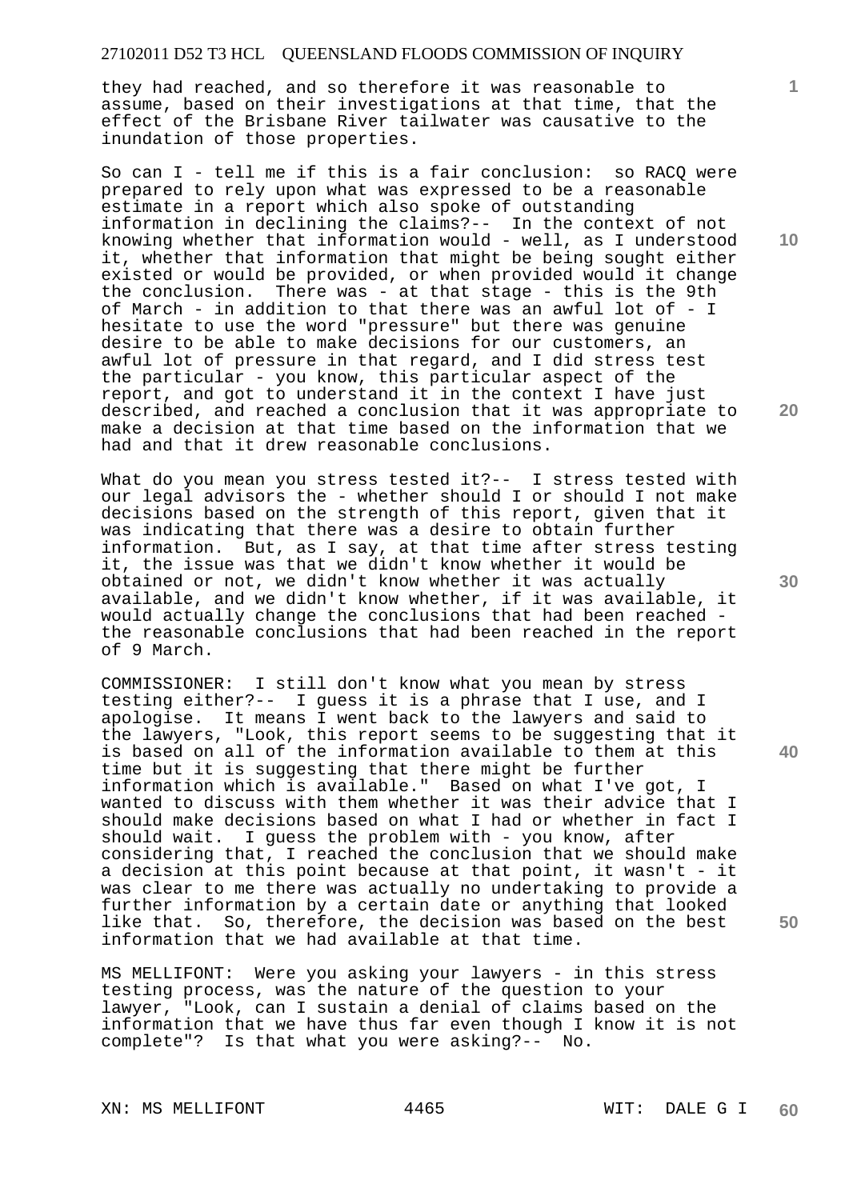they had reached, and so therefore it was reasonable to assume, based on their investigations at that time, that the effect of the Brisbane River tailwater was causative to the inundation of those properties.

So can I - tell me if this is a fair conclusion: so RACQ were prepared to rely upon what was expressed to be a reasonable estimate in a report which also spoke of outstanding information in declining the claims?-- In the context of not knowing whether that information would - well, as I understood it, whether that information that might be being sought either existed or would be provided, or when provided would it change the conclusion. There was - at that stage - this is the 9th of March - in addition to that there was an awful lot of - I hesitate to use the word "pressure" but there was genuine desire to be able to make decisions for our customers, an awful lot of pressure in that regard, and I did stress test the particular - you know, this particular aspect of the report, and got to understand it in the context I have just described, and reached a conclusion that it was appropriate to make a decision at that time based on the information that we had and that it drew reasonable conclusions.

What do you mean you stress tested it?-- I stress tested with our legal advisors the - whether should I or should I not make decisions based on the strength of this report, given that it was indicating that there was a desire to obtain further information. But, as I say, at that time after stress testing it, the issue was that we didn't know whether it would be obtained or not, we didn't know whether it was actually available, and we didn't know whether, if it was available, it would actually change the conclusions that had been reached - the reasonable conclusions that had been reached in the report of 9 March.

COMMISSIONER: I still don't know what you mean by stress testing either?-- I guess it is a phrase that I use, and I apologise. It means I went back to the lawyers and said to the lawyers, "Look, this report seems to be suggesting that it is based on all of the information available to them at this time but it is suggesting that there might be further information which is available." Based on what I've got, I wanted to discuss with them whether it was their advice that I should make decisions based on what I had or whether in fact I should wait. I guess the problem with - you know, after considering that, I reached the conclusion that we should make a decision at this point because at that point, it wasn't - it was clear to me there was actually no undertaking to provide a further information by a certain date or anything that looked like that. So, therefore, the decision was based on the best information that we had available at that time.

MS MELLIFONT: Were you asking your lawyers - in this stress testing process, was the nature of the question to your lawyer, "Look, can I sustain a denial of claims based on the information that we have thus far even though I know it is not complete"? Is that what you were asking?-- No.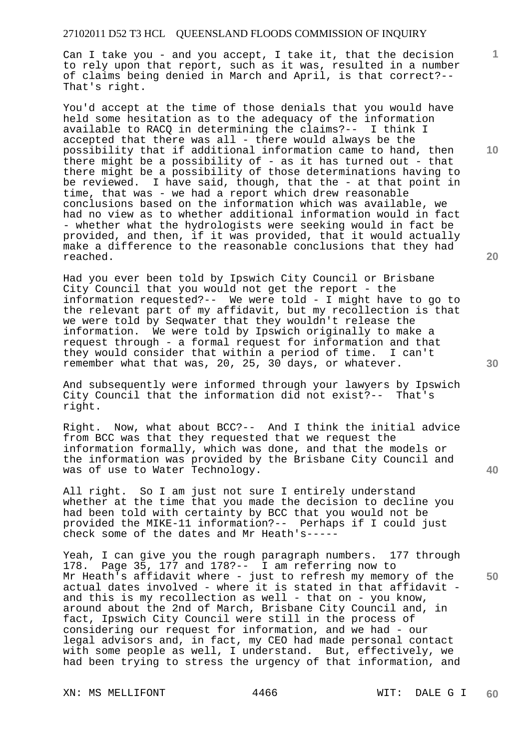Can I take you - and you accept, I take it, that the decision to rely upon that report, such as it was, resulted in a number of claims being denied in March and April, is that correct?-- That's right.

You'd accept at the time of those denials that you would have held some hesitation as to the adequacy of the information available to RACQ in determining the claims?-- I think I accepted that there was all - there would always be the possibility that if additional information came to hand, then there might be a possibility of - as it has turned out - that there might be a possibility of those determinations having to be reviewed. I have said, though, that the - at that point in time, that was - we had a report which drew reasonable conclusions based on the information which was available, we had no view as to whether additional information would in fact - whether what the hydrologists were seeking would in fact be provided, and then, if it was provided, that it would actually make a difference to the reasonable conclusions that they had reached.

Had you ever been told by Ipswich City Council or Brisbane City Council that you would not get the report - the information requested?-- We were told - I might have to go to the relevant part of my affidavit, but my recollection is that we were told by Seqwater that they wouldn't release the information. We were told by Ipswich originally to make a request through - a formal request for information and that they would consider that within a period of time. I can't remember what that was, 20, 25, 30 days, or whatever.

And subsequently were informed through your lawyers by Ipswich City Council that the information did not exist?-- That's right.

Right. Now, what about BCC?-- And I think the initial advice from BCC was that they requested that we request the information formally, which was done, and that the models or the information was provided by the Brisbane City Council and was of use to Water Technology.

All right. So I am just not sure I entirely understand whether at the time that you made the decision to decline you had been told with certainty by BCC that you would not be provided the MIKE-11 information?-- Perhaps if I could just check some of the dates and Mr Heath's-----

Yeah, I can give you the rough paragraph numbers. 177 through 178. Page 35, 177 and 178?-- I am referring now to Mr Heath's affidavit where - just to refresh my memory of the actual dates involved - where it is stated in that affidavit - and this is my recollection as well - that on - you know, around about the 2nd of March, Brisbane City Council and, in fact, Ipswich City Council were still in the process of considering our request for information, and we had - our legal advisors and, in fact, my CEO had made personal contact with some people as well, I understand. But, effectively, we had been trying to stress the urgency of that information, and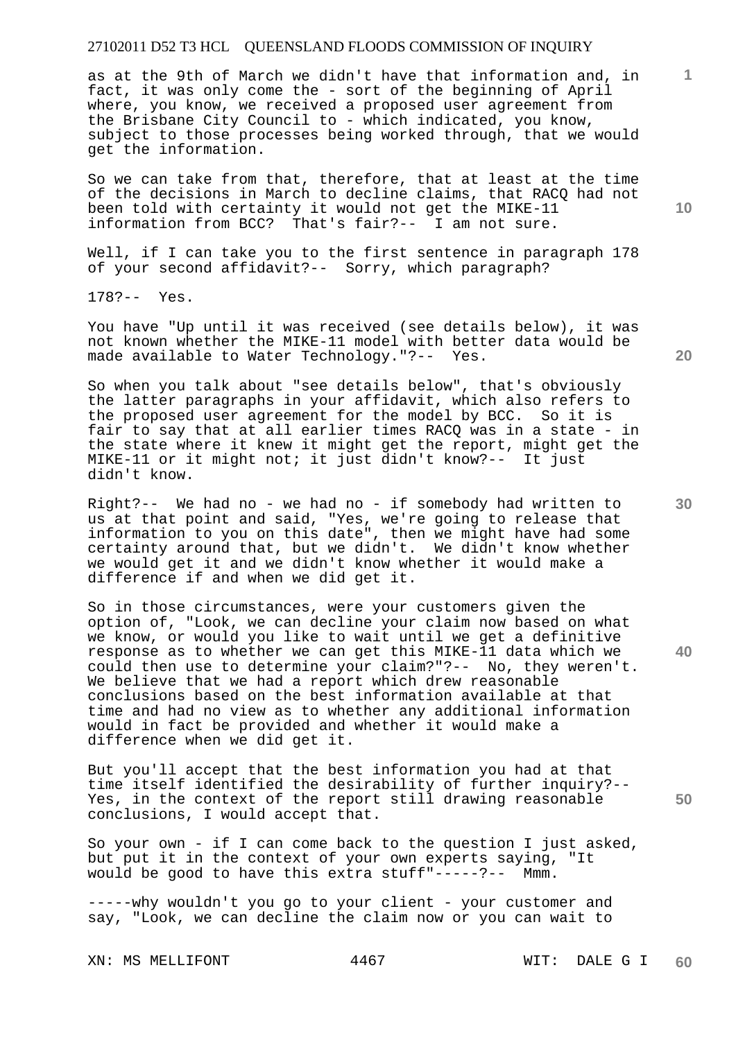as at the 9th of March we didn't have that information and, in fact, it was only come the - sort of the beginning of April where, you know, we received a proposed user agreement from the Brisbane City Council to - which indicated, you know, subject to those processes being worked through, that we would get the information.

So we can take from that, therefore, that at least at the time of the decisions in March to decline claims, that RACQ had not been told with certainty it would not get the MIKE-11 information from BCC? That's fair?-- I am not sure.

Well, if I can take you to the first sentence in paragraph 178 of your second affidavit?-- Sorry, which paragraph?

178?-- Yes.

You have "Up until it was received (see details below), it was not known whether the MIKE-11 model with better data would be made available to Water Technology."?-- Yes.

So when you talk about "see details below", that's obviously the latter paragraphs in your affidavit, which also refers to the proposed user agreement for the model by BCC. So it is fair to say that at all earlier times RACQ was in a state - in the state where it knew it might get the report, might get the MIKE-11 or it might not; it just didn't know?-- It just didn't know.

Right?-- We had no - we had no - if somebody had written to us at that point and said, "Yes, we're going to release that information to you on this date", then we might have had some certainty around that, but we didn't. We didn't know whether we would get it and we didn't know whether it would make a difference if and when we did get it.

So in those circumstances, were your customers given the option of, "Look, we can decline your claim now based on what we know, or would you like to wait until we get a definitive response as to whether we can get this MIKE-11 data which we could then use to determine your claim?"-- No, they weren't. We believe that we had a report which drew reasonable conclusions based on the best information available at that time and had no view as to whether any additional information would in fact be provided and whether it would make a difference when we did get it.

But you'll accept that the best information you had at that time itself identified the desirability of further inquiry?-- Yes, in the context of the report still drawing reasonable conclusions, I would accept that.

So your own - if I can come back to the question I just asked, but put it in the context of your own experts saying, "It would be good to have this extra stuff"-----?-- Mmm.

-----why wouldn't you go to your client - your customer and say, "Look, we can decline the claim now or you can wait to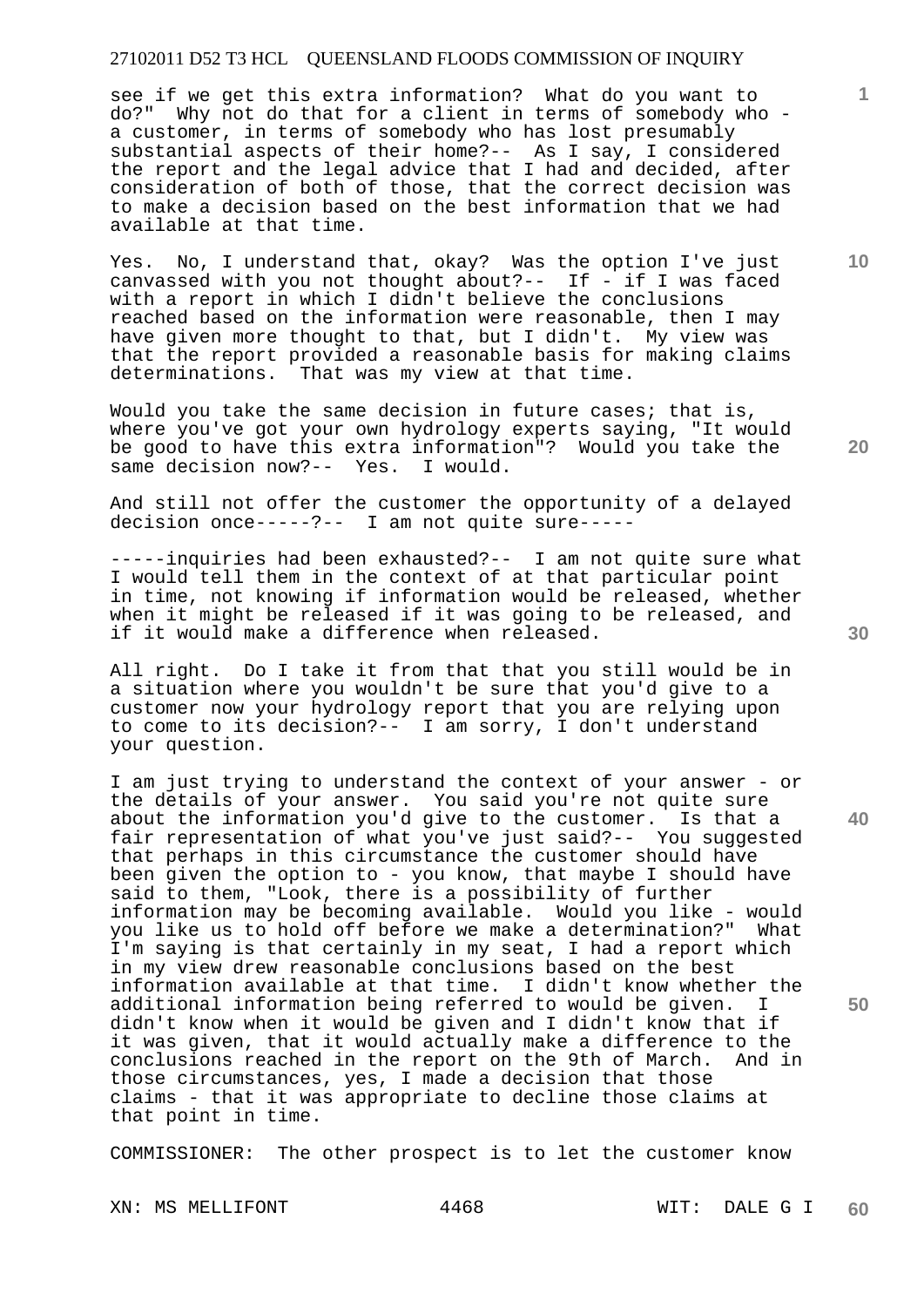see if we get this extra information? What do you want to do?" Why not do that for a client in terms of somebody who - a customer, in terms of somebody who has lost presumably substantial aspects of their home?-- As I say, I considered the report and the legal advice that I had and decided, after consideration of both of those, that the correct decision was to make a decision based on the best information that we had available at that time.

Yes. No, I understand that, okay? Was the option I've just canvassed with you not thought about?-- If - if I was faced with a report in which I didn't believe the conclusions reached based on the information were reasonable, then I may have given more thought to that, but I didn't. My view was that the report provided a reasonable basis for making claims determinations. That was my view at that time.

Would you take the same decision in future cases; that is, where you've got your own hydrology experts saying, "It would be good to have this extra information"? Would you take the same decision now?-- Yes. I would.

And still not offer the customer the opportunity of a delayed decision once-----?-- I am not quite sure-----

-----inquiries had been exhausted?-- I am not quite sure what I would tell them in the context of at that particular point in time, not knowing if information would be released, whether when it might be released if it was going to be released, and if it would make a difference when released.

All right. Do I take it from that that you still would be in a situation where you wouldn't be sure that you'd give to a customer now your hydrology report that you are relying upon to come to its decision?-- I am sorry, I don't understand your question.

I am just trying to understand the context of your answer - or the details of your answer. You said you're not quite sure about the information you'd give to the customer. Is that a fair representation of what you've just said?-- You suggested that perhaps in this circumstance the customer should have been given the option to - you know, that maybe I should have said to them, "Look, there is a possibility of further information may be becoming available. Would you like - would you like us to hold off before we make a determination?" What I'm saying is that certainly in my seat, I had a report which in my view drew reasonable conclusions based on the best information available at that time. I didn't know whether the additional information being referred to would be given. I didn't know when it would be given and I didn't know that if it was given, that it would actually make a difference to the conclusions reached in the report on the 9th of March. And in those circumstances, yes, I made a decision that those claims - that it was appropriate to decline those claims at that point in time.

COMMISSIONER: The other prospect is to let the customer know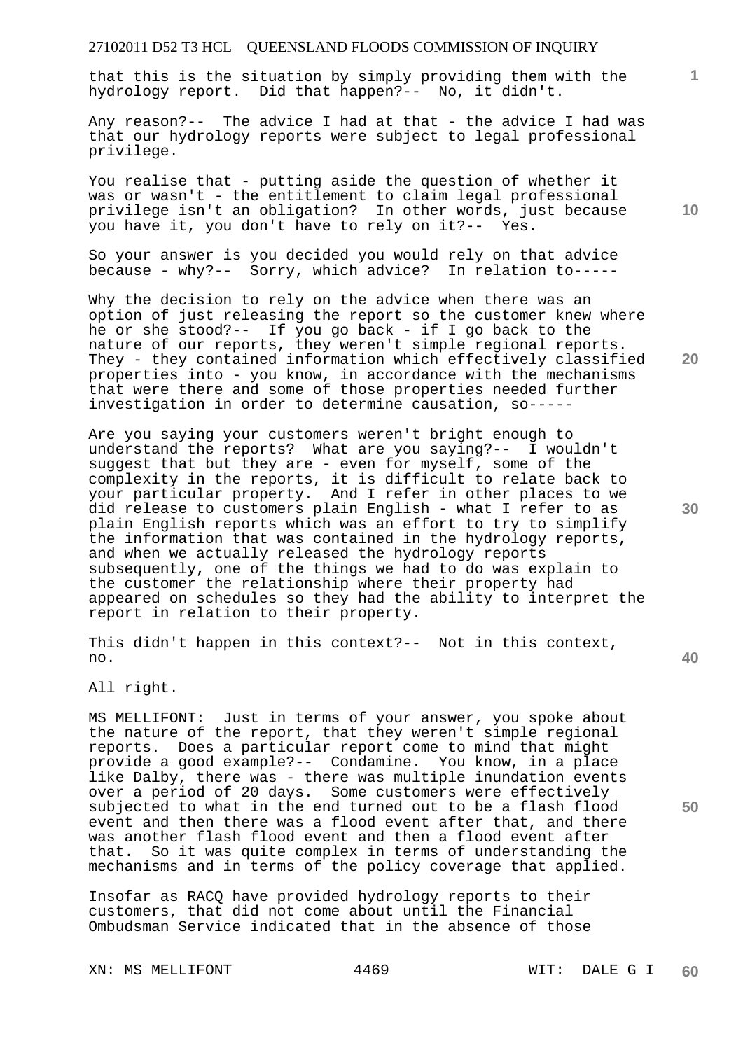that this is the situation by simply providing them with the hydrology report. Did that happen?-- No, it didn't.

Any reason?-- The advice I had at that - the advice I had was that our hydrology reports were subject to legal professional privilege.

You realise that - putting aside the question of whether it was or wasn't - the entitlement to claim legal professional privilege isn't an obligation? In other words, just because you have it, you don't have to rely on it?-- Yes.

So your answer is you decided you would rely on that advice because - why?-- Sorry, which advice? In relation to-----

Why the decision to rely on the advice when there was an option of just releasing the report so the customer knew where he or she stood?-- If you go back - if I go back to the nature of our reports, they weren't simple regional reports. They - they contained information which effectively classified properties into - you know, in accordance with the mechanisms that were there and some of those properties needed further investigation in order to determine causation, so-----

Are you saying your customers weren't bright enough to understand the reports? What are you saying?-- I wouldn't suggest that but they are - even for myself, some of the complexity in the reports, it is difficult to relate back to your particular property. And I refer in other places to we did release to customers plain English - what I refer to as plain English reports which was an effort to try to simplify the information that was contained in the hydrology reports, and when we actually released the hydrology reports subsequently, one of the things we had to do was explain to the customer the relationship where their property had appeared on schedules so they had the ability to interpret the report in relation to their property.

This didn't happen in this context?-- Not in this context, no.

All right.

MS MELLIFONT: Just in terms of your answer, you spoke about the nature of the report, that they weren't simple regional reports. Does a particular report come to mind that might provide a good example?-- Condamine. You know, in a place like Dalby, there was - there was multiple inundation events over a period of 20 days. Some customers were effectively subjected to what in the end turned out to be a flash flood event and then there was a flood event after that, and there was another flash flood event and then a flood event after that. So it was quite complex in terms of understanding the mechanisms and in terms of the policy coverage that applied.

Insofar as RACQ have provided hydrology reports to their customers, that did not come about until the Financial Ombudsman Service indicated that in the absence of those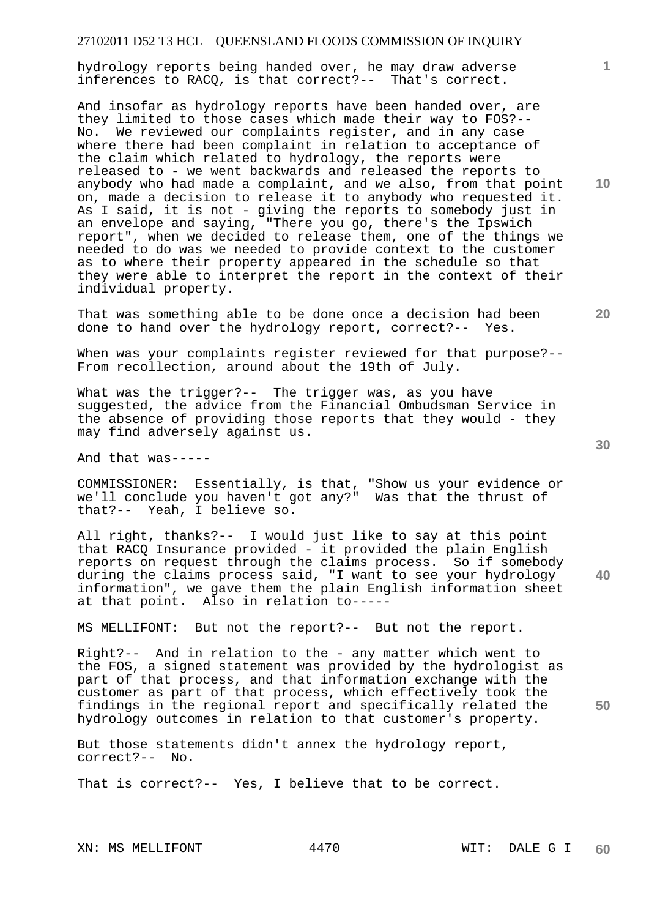hydrology reports being handed over, he may draw adverse inferences to RACQ, is that correct?-- That's correct.

And insofar as hydrology reports have been handed over, are they limited to those cases which made their way to FOS?-- No. We reviewed our complaints register, and in any case where there had been complaint in relation to acceptance of the claim which related to hydrology, the reports were released to - we went backwards and released the reports to anybody who had made a complaint, and we also, from that point on, made a decision to release it to anybody who requested it. As I said, it is not - giving the reports to somebody just in an envelope and saying, "There you go, there's the Ipswich report", when we decided to release them, one of the things we needed to do was we needed to provide context to the customer as to where their property appeared in the schedule so that they were able to interpret the report in the context of their individual property.

That was something able to be done once a decision had been done to hand over the hydrology report, correct?-- Yes.

When was your complaints register reviewed for that purpose?-- From recollection, around about the 19th of July.

What was the trigger?-- The trigger was, as you have suggested, the advice from the Financial Ombudsman Service in the absence of providing those reports that they would - they may find adversely against us.

And that was-----

COMMISSIONER: Essentially, is that, "Show us your evidence or we'll conclude you haven't got any?" Was that the thrust of that?-- Yeah, I believe so.

All right, thanks?-- I would just like to say at this point that RACQ Insurance provided - it provided the plain English reports on request through the claims process. So if somebody during the claims process said, "I want to see your hydrology information", we gave them the plain English information sheet at that point. Also in relation to-----

MS MELLIFONT: But not the report?-- But not the report.

Right?-- And in relation to the - any matter which went to the FOS, a signed statement was provided by the hydrologist as part of that process, and that information exchange with the customer as part of that process, which effectively took the findings in the regional report and specifically related the hydrology outcomes in relation to that customer's property.

But those statements didn't annex the hydrology report, correct?-- No.

That is correct?-- Yes, I believe that to be correct.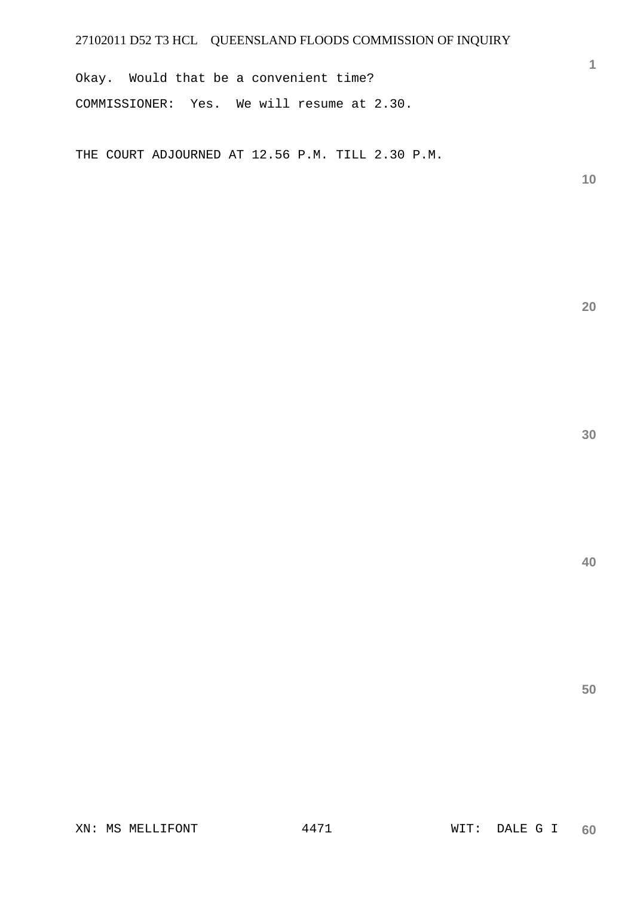Okay. Would that be a convenient time?

COMMISSIONER: Yes. We will resume at 2.30.

THE COURT ADJOURNED AT 12.56 P.M. TILL 2.30 P.M.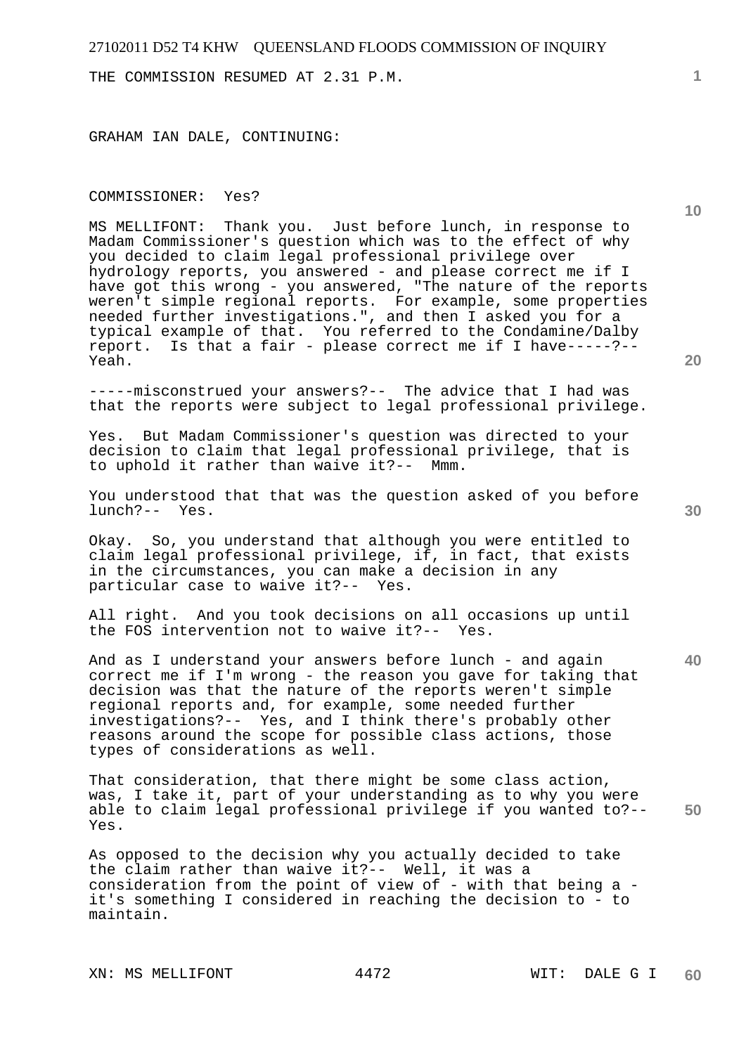THE COMMISSION RESUMED AT 2.31 P.M.

GRAHAM IAN DALE, CONTINUING:

COMMISSIONER: Yes?

MS MELLIFONT: Thank you. Just before lunch, in response to Madam Commissioner's question which was to the effect of why you decided to claim legal professional privilege over hydrology reports, you answered - and please correct me if I have got this wrong - you answered, "The nature of the reports weren't simple regional reports. For example, some properties needed further investigations.", and then I asked you for a typical example of that. You referred to the Condamine/Dalby report. Is that a fair - please correct me if I have-----?-- Yeah.

-----misconstrued your answers?-- The advice that I had was that the reports were subject to legal professional privilege.

Yes. But Madam Commissioner's question was directed to your decision to claim that legal professional privilege, that is to uphold it rather than waive it?-- Mmm.

You understood that that was the question asked of you before lunch?-- Yes.

Okay. So, you understand that although you were entitled to claim legal professional privilege, if, in fact, that exists in the circumstances, you can make a decision in any particular case to waive it?-- Yes.

All right. And you took decisions on all occasions up until the FOS intervention not to waive it?-- Yes.

And as I understand your answers before lunch - and again correct me if I'm wrong - the reason you gave for taking that decision was that the nature of the reports weren't simple regional reports and, for example, some needed further investigations?-- Yes, and I think there's probably other reasons around the scope for possible class actions, those types of considerations as well.

That consideration, that there might be some class action, was, I take it, part of your understanding as to why you were able to claim legal professional privilege if you wanted to?-- Yes.

As opposed to the decision why you actually decided to take the claim rather than waive it?-- Well, it was a consideration from the point of view of - with that being a - it's something I considered in reaching the decision to - to maintain.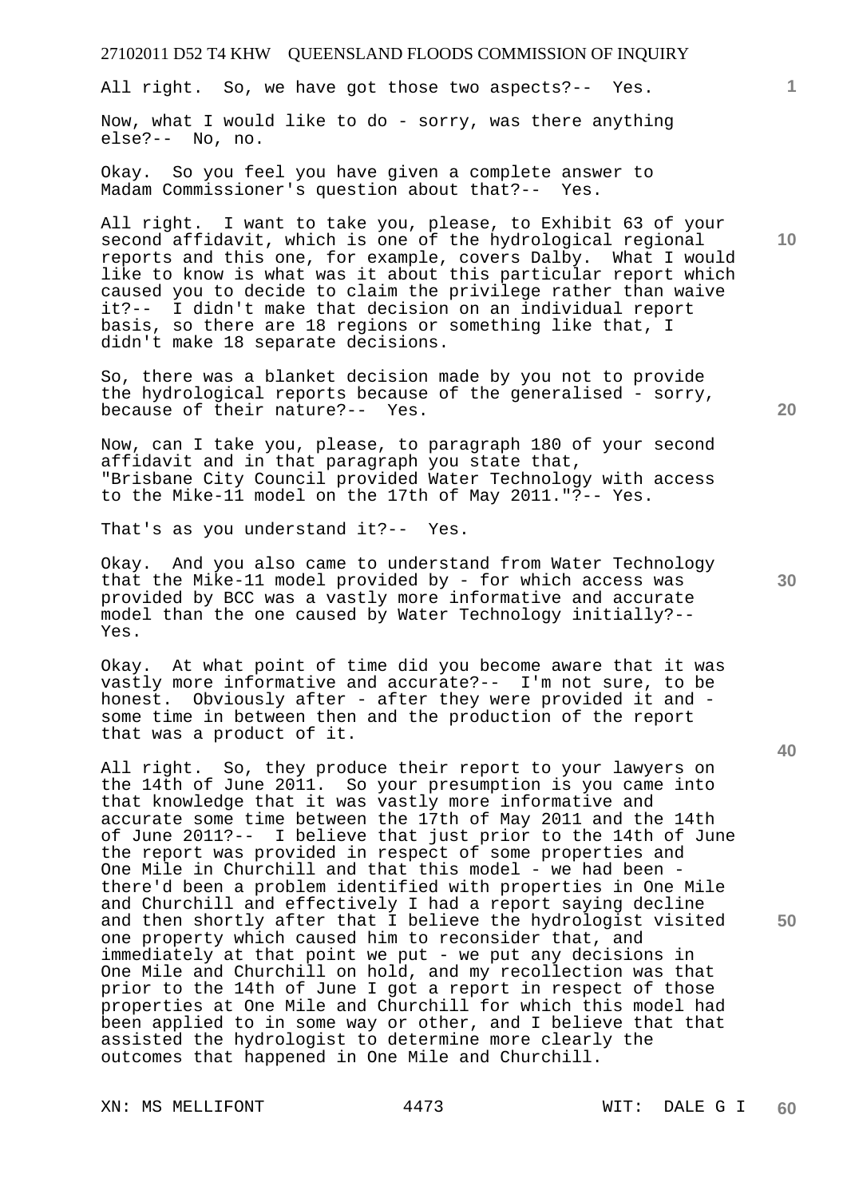All right. So, we have got those two aspects?-- Yes.

Now, what I would like to do - sorry, was there anything else?-- No, no.

Okay. So you feel you have given a complete answer to Madam Commissioner's question about that?-- Yes.

All right. I want to take you, please, to Exhibit 63 of your second affidavit, which is one of the hydrological regional reports and this one, for example, covers Dalby. What I would like to know is what was it about this particular report which caused you to decide to claim the privilege rather than waive it?-- I didn't make that decision on an individual report basis, so there are 18 regions or something like that, I didn't make 18 separate decisions.

So, there was a blanket decision made by you not to provide the hydrological reports because of the generalised - sorry, because of their nature?-- Yes.

Now, can I take you, please, to paragraph 180 of your second affidavit and in that paragraph you state that, "Brisbane City Council provided Water Technology with access to the Mike-11 model on the 17th of May 2011."?-- Yes.

That's as you understand it?-- Yes.

Okay. And you also came to understand from Water Technology that the Mike-11 model provided by - for which access was provided by BCC was a vastly more informative and accurate model than the one caused by Water Technology initially?-- Yes.

Okay. At what point of time did you become aware that it was vastly more informative and accurate?-- I'm not sure, to be honest. Obviously after - after they were provided it and - some time in between then and the production of the report that was a product of it.

All right. So, they produce their report to your lawyers on the 14th of June 2011. So your presumption is you came into that knowledge that it was vastly more informative and accurate some time between the 17th of May 2011 and the 14th of June 2011?-- I believe that just prior to the 14th of June the report was provided in respect of some properties and One Mile in Churchill and that this model - we had been - there'd been a problem identified with properties in One Mile and Churchill and effectively I had a report saying decline and then shortly after that I believe the hydrologist visited one property which caused him to reconsider that, and immediately at that point we put - we put any decisions in One Mile and Churchill on hold, and my recollection was that prior to the 14th of June I got a report in respect of those properties at One Mile and Churchill for which this model had been applied to in some way or other, and I believe that that assisted the hydrologist to determine more clearly the outcomes that happened in One Mile and Churchill.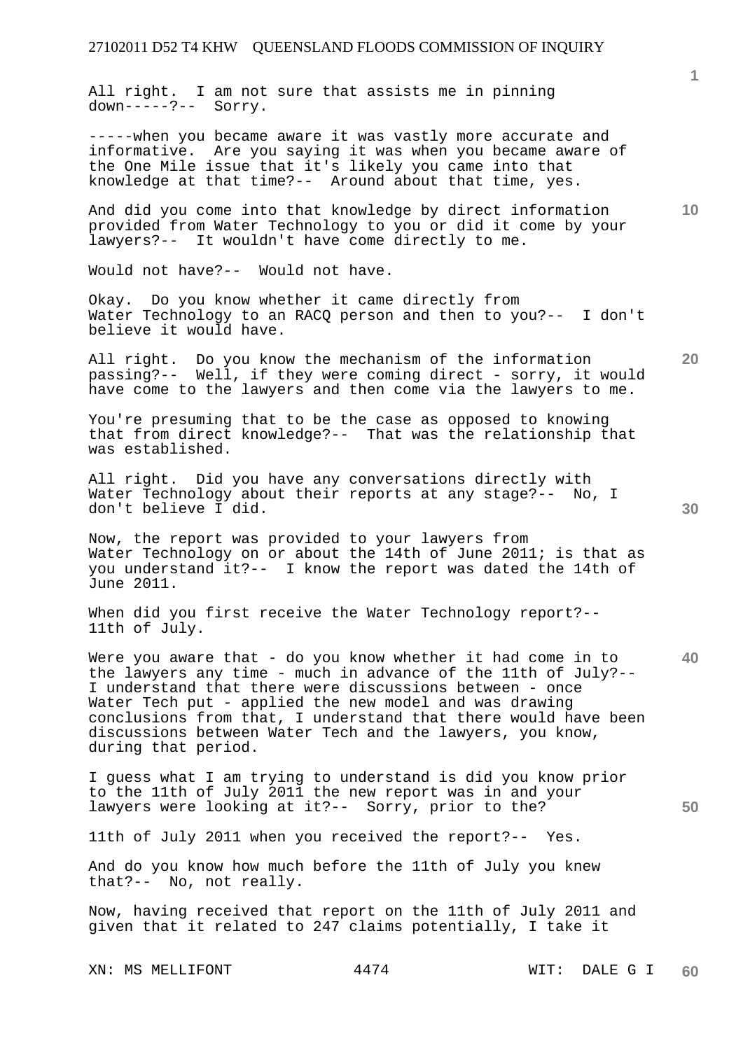All right. I am not sure that assists me in pinning down-----?-- Sorry.

-----when you became aware it was vastly more accurate and informative. Are you saying it was when you became aware of the One Mile issue that it's likely you came into that knowledge at that time?-- Around about that time, yes.

And did you come into that knowledge by direct information provided from Water Technology to you or did it come by your lawyers?-- It wouldn't have come directly to me.

Would not have?-- Would not have.

Okay. Do you know whether it came directly from Water Technology to an RACQ person and then to you?-- I don't believe it would have.

All right. Do you know the mechanism of the information passing?-- Well, if they were coming direct - sorry, it would have come to the lawyers and then come via the lawyers to me.

You're presuming that to be the case as opposed to knowing that from direct knowledge?-- That was the relationship that was established.

All right. Did you have any conversations directly with Water Technology about their reports at any stage?-- No, I don't believe I did.

Now, the report was provided to your lawyers from Water Technology on or about the 14th of June 2011; is that as you understand it?-- I know the report was dated the 14th of June 2011.

When did you first receive the Water Technology report?-- 11th of July.

Were you aware that - do you know whether it had come in to the lawyers any time - much in advance of the 11th of July?-- I understand that there were discussions between - once Water Tech put - applied the new model and was drawing conclusions from that, I understand that there would have been discussions between Water Tech and the lawyers, you know, during that period.

I guess what I am trying to understand is did you know prior to the 11th of July 2011 the new report was in and your lawyers were looking at it?-- Sorry, prior to the?

11th of July 2011 when you received the report?-- Yes.

And do you know how much before the 11th of July you knew that?-- No, not really.

Now, having received that report on the 11th of July 2011 and given that it related to 247 claims potentially, I take it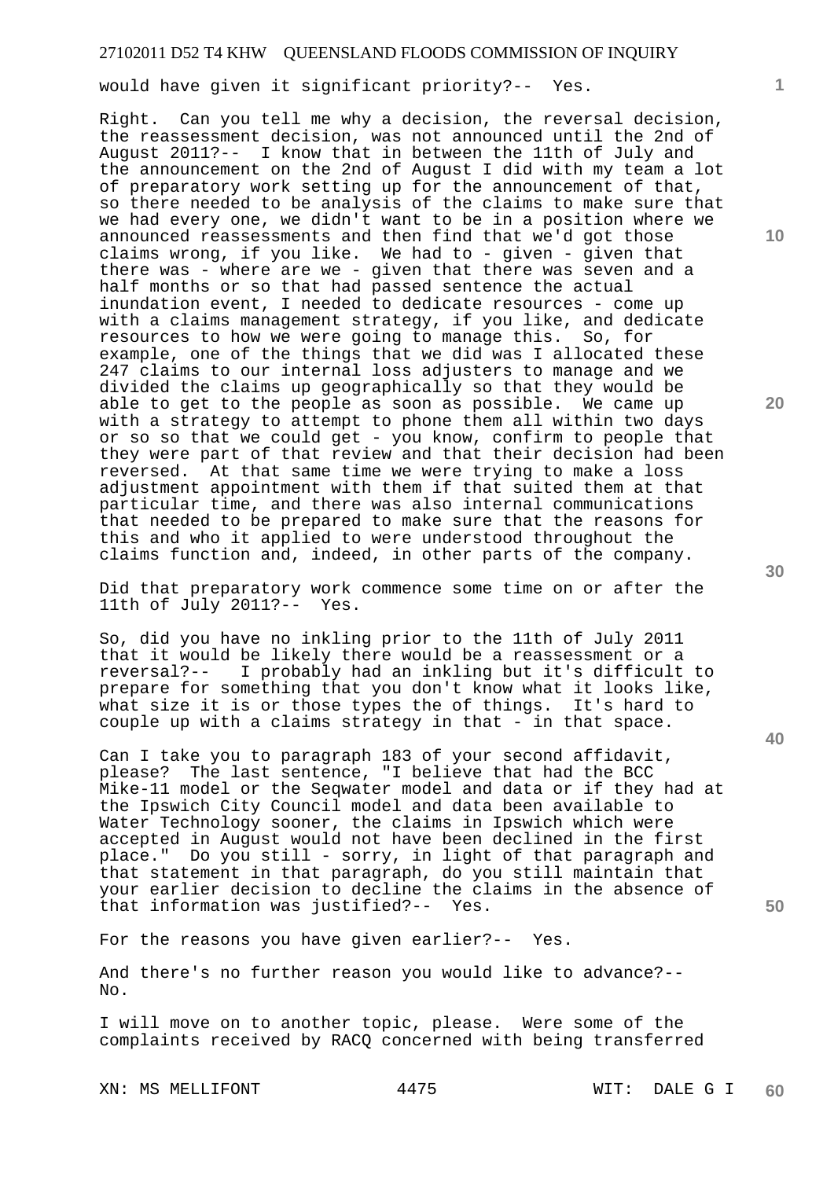would have given it significant priority?-- Yes.

Right. Can you tell me why a decision, the reversal decision, the reassessment decision, was not announced until the 2nd of August 2011?-- I know that in between the 11th of July and the announcement on the 2nd of August I did with my team a lot of preparatory work setting up for the announcement of that, so there needed to be analysis of the claims to make sure that we had every one, we didn't want to be in a position where we announced reassessments and then find that we'd got those claims wrong, if you like. We had to - given - given that there was - where are we - given that there was seven and a half months or so that had passed sentence the actual inundation event, I needed to dedicate resources - come up with a claims management strategy, if you like, and dedicate resources to how we were going to manage this. So, for example, one of the things that we did was I allocated these 247 claims to our internal loss adjusters to manage and we divided the claims up geographically so that they would be able to get to the people as soon as possible. We came up with a strategy to attempt to phone them all within two days or so so that we could get - you know, confirm to people that they were part of that review and that their decision had been reversed. At that same time we were trying to make a loss adjustment appointment with them if that suited them at that particular time, and there was also internal communications that needed to be prepared to make sure that the reasons for this and who it applied to were understood throughout the claims function and, indeed, in other parts of the company.

Did that preparatory work commence some time on or after the 11th of July 2011?-- Yes.

So, did you have no inkling prior to the 11th of July 2011 that it would be likely there would be a reassessment or a reversal?-- I probably had an inkling but it's difficult to prepare for something that you don't know what it looks like, what size it is or those types the of things. It's hard to couple up with a claims strategy in that - in that space.

Can I take you to paragraph 183 of your second affidavit, please? The last sentence, "I believe that had the BCC Mike-11 model or the Seqwater model and data or if they had at the Ipswich City Council model and data been available to Water Technology sooner, the claims in Ipswich which were accepted in August would not have been declined in the first place." Do you still - sorry, in light of that paragraph and that statement in that paragraph, do you still maintain that your earlier decision to decline the claims in the absence of that information was justified?-- Yes.

For the reasons you have given earlier?-- Yes.

And there's no further reason you would like to advance?-- No.

I will move on to another topic, please. Were some of the complaints received by RACQ concerned with being transferred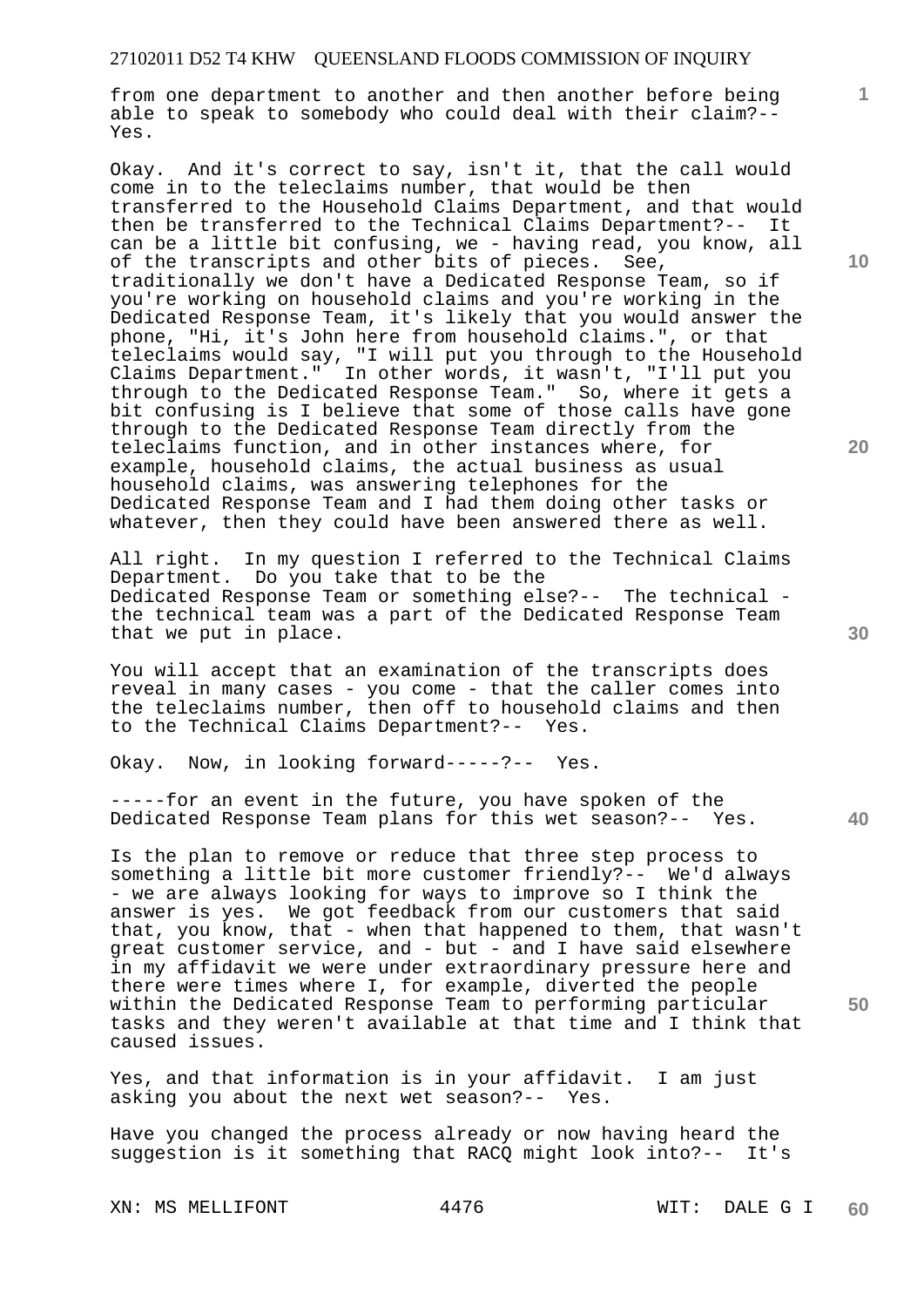from one department to another and then another before being able to speak to somebody who could deal with their claim?-- Yes.

Okay. And it's correct to say, isn't it, that the call would come in to the teleclaims number, that would be then transferred to the Household Claims Department, and that would then be transferred to the Technical Claims Department?-- It can be a little bit confusing, we - having read, you know, all of the transcripts and other bits of pieces. See, traditionally we don't have a Dedicated Response Team, so if you're working on household claims and you're working in the Dedicated Response Team, it's likely that you would answer the phone, "Hi, it's John here from household claims.", or that teleclaims would say, "I will put you through to the Household Claims Department." In other words, it wasn't, "I'll put you through to the Dedicated Response Team." So, where it gets a bit confusing is I believe that some of those calls have gone through to the Dedicated Response Team directly from the teleclaims function, and in other instances where, for example, household claims, the actual business as usual household claims, was answering telephones for the Dedicated Response Team and I had them doing other tasks or whatever, then they could have been answered there as well.

All right. In my question I referred to the Technical Claims Department. Do you take that to be the Dedicated Response Team or something else?-- The technical - the technical team was a part of the Dedicated Response Team that we put in place.

You will accept that an examination of the transcripts does reveal in many cases - you come - that the caller comes into the teleclaims number, then off to household claims and then to the Technical Claims Department?-- Yes.

Okay. Now, in looking forward-----?-- Yes.

-----for an event in the future, you have spoken of the Dedicated Response Team plans for this wet season?-- Yes.

Is the plan to remove or reduce that three step process to something a little bit more customer friendly?-- We'd always - we are always looking for ways to improve so I think the answer is yes. We got feedback from our customers that said that, you know, that - when that happened to them, that wasn't great customer service, and - but - and I have said elsewhere in my affidavit we were under extraordinary pressure here and there were times where I, for example, diverted the people within the Dedicated Response Team to performing particular tasks and they weren't available at that time and I think that caused issues.

Yes, and that information is in your affidavit. I am just asking you about the next wet season?-- Yes.

Have you changed the process already or now having heard the suggestion is it something that RACQ might look into?-- It's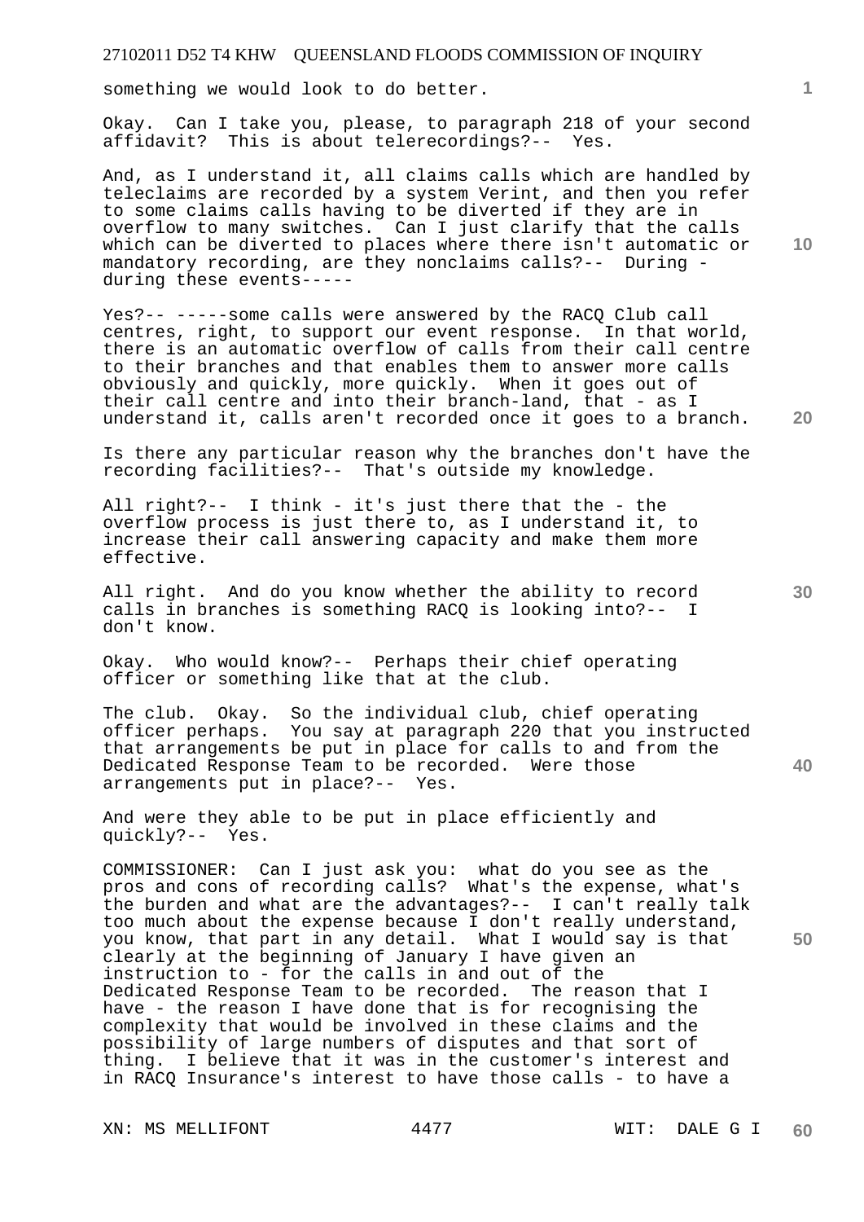something we would look to do better.

Okay. Can I take you, please, to paragraph 218 of your second affidavit? This is about telerecordings?-- Yes.

And, as I understand it, all claims calls which are handled by teleclaims are recorded by a system Verint, and then you refer to some claims calls having to be diverted if they are in overflow to many switches. Can I just clarify that the calls which can be diverted to places where there isn't automatic or mandatory recording, are they nonclaims calls?-- During - during these events-----

Yes?-- -----some calls were answered by the RACQ Club call centres, right, to support our event response. In that world, there is an automatic overflow of calls from their call centre to their branches and that enables them to answer more calls obviously and quickly, more quickly. When it goes out of their call centre and into their branch-land, that - as I understand it, calls aren't recorded once it goes to a branch.

Is there any particular reason why the branches don't have the recording facilities?-- That's outside my knowledge.

All right?-- I think - it's just there that the - the overflow process is just there to, as I understand it, to increase their call answering capacity and make them more effective.

All right. And do you know whether the ability to record calls in branches is something RACQ is looking into?-- I don't know.

Okay. Who would know?-- Perhaps their chief operating officer or something like that at the club.

The club. Okay. So the individual club, chief operating officer perhaps. You say at paragraph 220 that you instructed that arrangements be put in place for calls to and from the Dedicated Response Team to be recorded. Were those arrangements put in place?-- Yes.

And were they able to be put in place efficiently and quickly?-- Yes.

COMMISSIONER: Can I just ask you: what do you see as the pros and cons of recording calls? What's the expense, what's the burden and what are the advantages?-- I can't really talk too much about the expense because I don't really understand, you know, that part in any detail. What I would say is that clearly at the beginning of January I have given an instruction to - for the calls in and out of the Dedicated Response Team to be recorded. The reason that I have - the reason I have done that is for recognising the complexity that would be involved in these claims and the possibility of large numbers of disputes and that sort of thing. I believe that it was in the customer's interest and in RACQ Insurance's interest to have those calls - to have a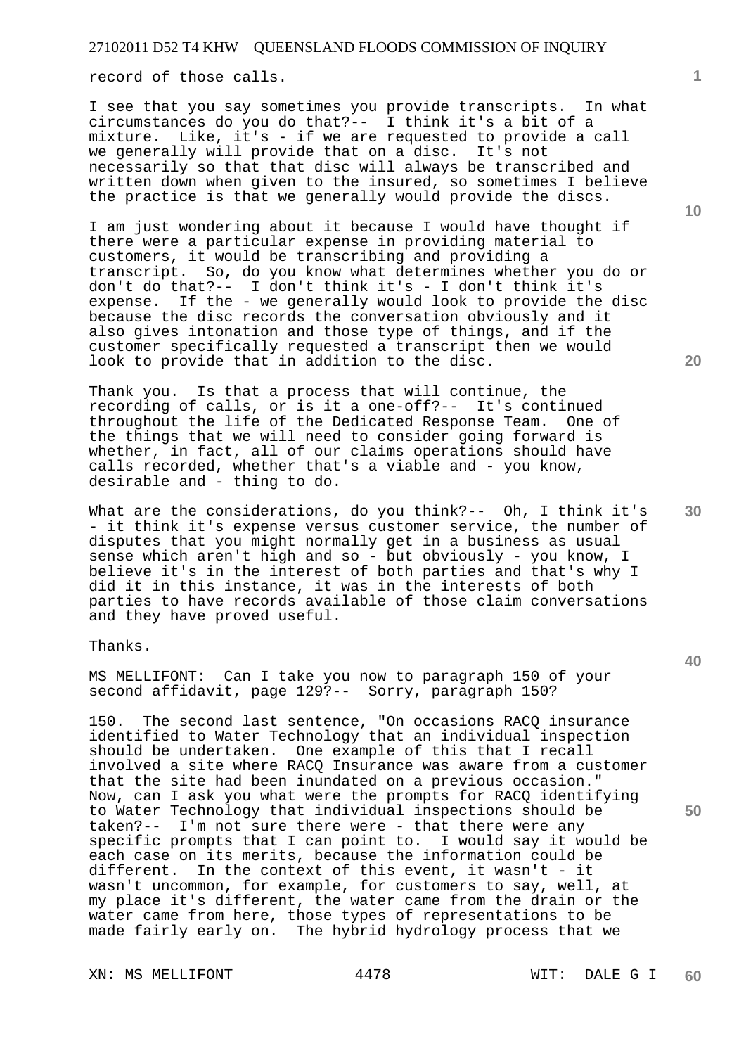record of those calls.

I see that you say sometimes you provide transcripts. In what circumstances do you do that?-- I think it's a bit of a mixture. Like, it's - if we are requested to provide a call we generally will provide that on a disc. It's not necessarily so that that disc will always be transcribed and written down when given to the insured, so sometimes I believe the practice is that we generally would provide the discs.

I am just wondering about it because I would have thought if there were a particular expense in providing material to customers, it would be transcribing and providing a transcript. So, do you know what determines whether you do or don't do that?-- I don't think it's - I don't think it's expense. If the - we generally would look to provide the disc because the disc records the conversation obviously and it also gives intonation and those type of things, and if the customer specifically requested a transcript then we would look to provide that in addition to the disc.

Thank you. Is that a process that will continue, the recording of calls, or is it a one-off?-- It's continued throughout the life of the Dedicated Response Team. One of the things that we will need to consider going forward is whether, in fact, all of our claims operations should have calls recorded, whether that's a viable and - you know, desirable and - thing to do.

What are the considerations, do you think?-- Oh, I think it's - it think it's expense versus customer service, the number of disputes that you might normally get in a business as usual sense which aren't high and so - but obviously - you know, I believe it's in the interest of both parties and that's why I did it in this instance, it was in the interests of both parties to have records available of those claim conversations and they have proved useful.

Thanks.

MS MELLIFONT: Can I take you now to paragraph 150 of your second affidavit, page 129?-- Sorry, paragraph 150?

150. The second last sentence, "On occasions RACQ insurance identified to Water Technology that an individual inspection should be undertaken. One example of this that I recall involved a site where RACQ Insurance was aware from a customer that the site had been inundated on a previous occasion." Now, can I ask you what were the prompts for RACQ identifying to Water Technology that individual inspections should be taken?-- I'm not sure there were - that there were any specific prompts that I can point to. I would say it would be each case on its merits, because the information could be different. In the context of this event, it wasn't - it wasn't uncommon, for example, for customers to say, well, at my place it's different, the water came from the drain or the water came from here, those types of representations to be made fairly early on. The hybrid hydrology process that we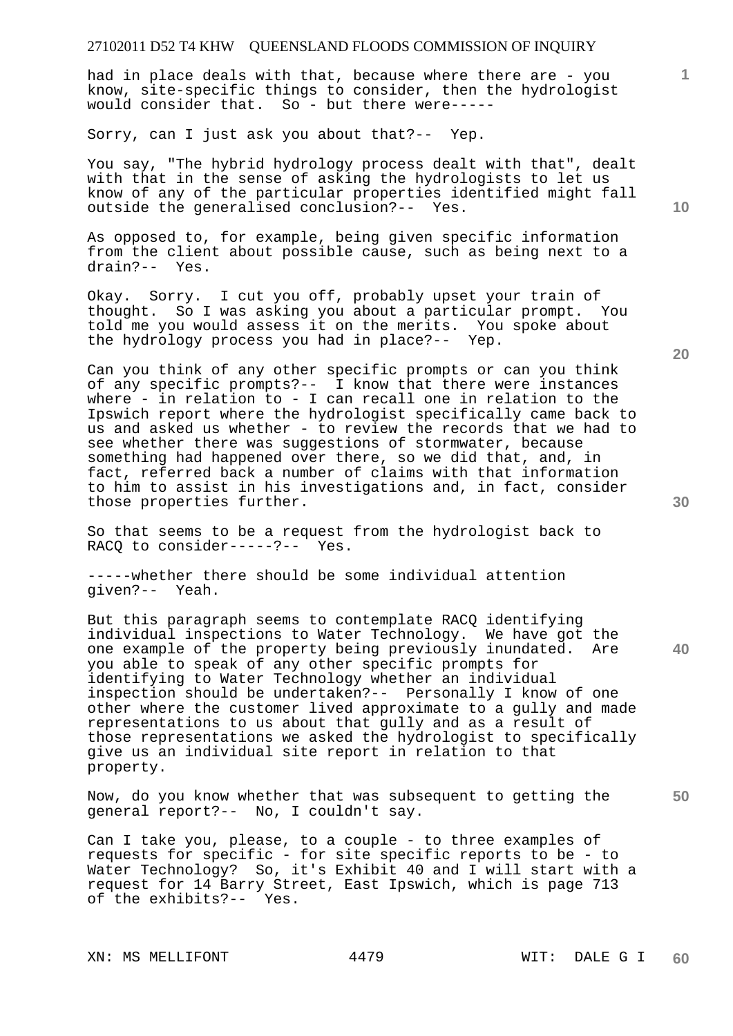had in place deals with that, because where there are - you know, site-specific things to consider, then the hydrologist would consider that. So - but there were-----

Sorry, can I just ask you about that?-- Yep.

You say, "The hybrid hydrology process dealt with that", dealt with that in the sense of asking the hydrologists to let us know of any of the particular properties identified might fall outside the generalised conclusion?-- Yes.

As opposed to, for example, being given specific information from the client about possible cause, such as being next to a drain?-- Yes.

Okay. Sorry. I cut you off, probably upset your train of thought. So I was asking you about a particular prompt. You told me you would assess it on the merits. You spoke about the hydrology process you had in place?-- Yep.

Can you think of any other specific prompts or can you think of any specific prompts?-- I know that there were instances where - in relation to - I can recall one in relation to the Ipswich report where the hydrologist specifically came back to us and asked us whether - to review the records that we had to see whether there was suggestions of stormwater, because something had happened over there, so we did that, and, in fact, referred back a number of claims with that information to him to assist in his investigations and, in fact, consider those properties further.

So that seems to be a request from the hydrologist back to RACQ to consider-----?-- Yes.

-----whether there should be some individual attention given?-- Yeah.

But this paragraph seems to contemplate RACQ identifying individual inspections to Water Technology. We have got the one example of the property being previously inundated. Are you able to speak of any other specific prompts for identifying to Water Technology whether an individual inspection should be undertaken?-- Personally I know of one other where the customer lived approximate to a gully and made representations to us about that gully and as a result of those representations we asked the hydrologist to specifically give us an individual site report in relation to that property.

Now, do you know whether that was subsequent to getting the general report?-- No, I couldn't say.

Can I take you, please, to a couple - to three examples of requests for specific - for site specific reports to be - to Water Technology? So, it's Exhibit 40 and I will start with a request for 14 Barry Street, East Ipswich, which is page 713 of the exhibits?-- Yes.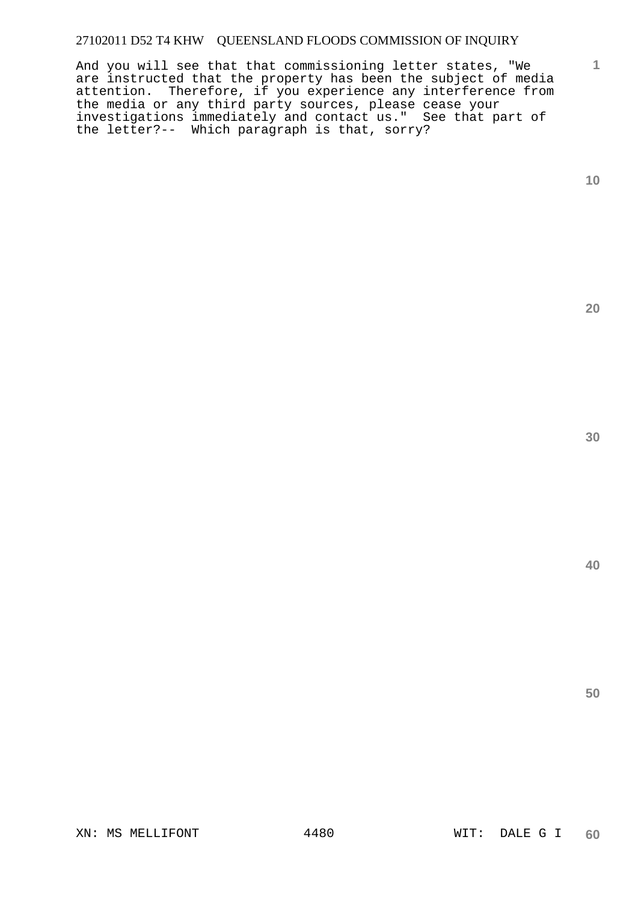And you will see that that commissioning letter states, "We are instructed that the property has been the subject of media attention. Therefore, if you experience any interference from the media or any third party sources, please cease your investigations immediately and contact us." See that part of the letter?-- Which paragraph is that, sorry?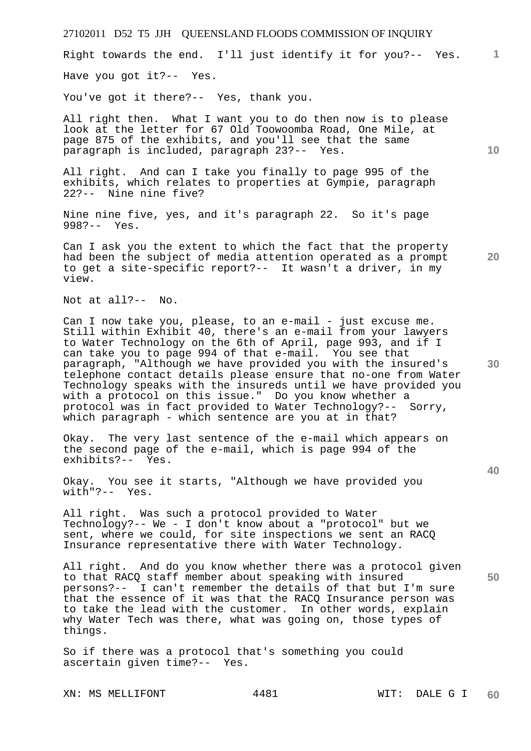Right towards the end. I'll just identify it for you?-- Yes.

Have you got it?-- Yes.

You've got it there?-- Yes, thank you.

All right then. What I want you to do then now is to please look at the letter for 67 Old Toowoomba Road, One Mile, at page 875 of the exhibits, and you'll see that the same paragraph is included, paragraph 23?-- Yes.

All right. And can I take you finally to page 995 of the exhibits, which relates to properties at Gympie, paragraph 22?-- Nine nine five?

Nine nine five, yes, and it's paragraph 22. So it's page 998?-- Yes.

Can I ask you the extent to which the fact that the property had been the subject of media attention operated as a prompt to get a site-specific report?-- It wasn't a driver, in my view.

Not at all?-- No.

Can I now take you, please, to an e-mail - just excuse me. Still within Exhibit 40, there's an e-mail from your lawyers to Water Technology on the 6th of April, page 993, and if I can take you to page 994 of that e-mail. You see that paragraph, "Although we have provided you with the insured's telephone contact details please ensure that no-one from Water Technology speaks with the insureds until we have provided you with a protocol on this issue." Do you know whether a protocol was in fact provided to Water Technology?-- Sorry, which paragraph - which sentence are you at in that?

Okay. The very last sentence of the e-mail which appears on the second page of the e-mail, which is page 994 of the exhibits?-- Yes.

Okay. You see it starts, "Although we have provided you with"?-- Yes.

All right. Was such a protocol provided to Water Technology?-- We - I don't know about a "protocol" but we sent, where we could, for site inspections we sent an RACQ Insurance representative there with Water Technology.

All right. And do you know whether there was a protocol given to that RACQ staff member about speaking with insured persons?-- I can't remember the details of that but I'm sure that the essence of it was that the RACQ Insurance person was to take the lead with the customer. In other words, explain why Water Tech was there, what was going on, those types of things.

So if there was a protocol that's something you could ascertain given time?-- Yes.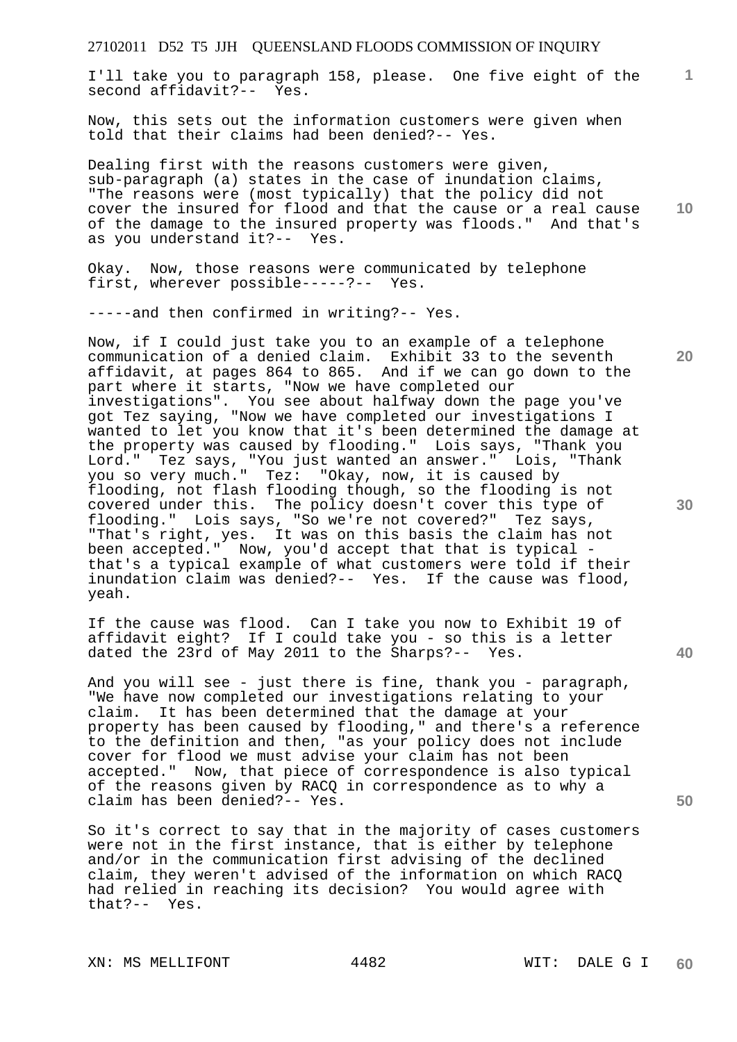I'll take you to paragraph 158, please. One five eight of the second affidavit?-- Yes.

Now, this sets out the information customers were given when told that their claims had been denied?-- Yes.

Dealing first with the reasons customers were given, sub-paragraph (a) states in the case of inundation claims, "The reasons were (most typically) that the policy did not cover the insured for flood and that the cause or a real cause of the damage to the insured property was floods." And that's as you understand it?-- Yes.

Okay. Now, those reasons were communicated by telephone first, wherever possible-----?-- Yes.

-----and then confirmed in writing?-- Yes.

Now, if I could just take you to an example of a telephone communication of a denied claim. Exhibit 33 to the seventh affidavit, at pages 864 to 865. And if we can go down to the part where it starts, "Now we have completed our investigations". You see about halfway down the page you've got Tez saying, "Now we have completed our investigations I wanted to let you know that it's been determined the damage at the property was caused by flooding." Lois says, "Thank you Lord." Tez says, "You just wanted an answer." Lois, "Thank you so very much." Tez: "Okay, now, it is caused by flooding, not flash flooding though, so the flooding is not covered under this. The policy doesn't cover this type of flooding." Lois says, "So we're not covered?" Tez says, "That's right, yes. It was on this basis the claim has not been accepted." Now, you'd accept that that is typical - that's a typical example of what customers were told if their inundation claim was denied?-- Yes. If the cause was flood, yeah.

If the cause was flood. Can I take you now to Exhibit 19 of affidavit eight? If I could take you - so this is a letter dated the 23rd of May 2011 to the Sharps?-- Yes.

And you will see - just there is fine, thank you - paragraph, "We have now completed our investigations relating to your claim. It has been determined that the damage at your property has been caused by flooding," and there's a reference to the definition and then, "as your policy does not include cover for flood we must advise your claim has not been accepted." Now, that piece of correspondence is also typical of the reasons given by RACQ in correspondence as to why a claim has been denied?-- Yes.

So it's correct to say that in the majority of cases customers were not in the first instance, that is either by telephone and/or in the communication first advising of the declined claim, they weren't advised of the information on which RACQ had relied in reaching its decision? You would agree with that?-- Yes.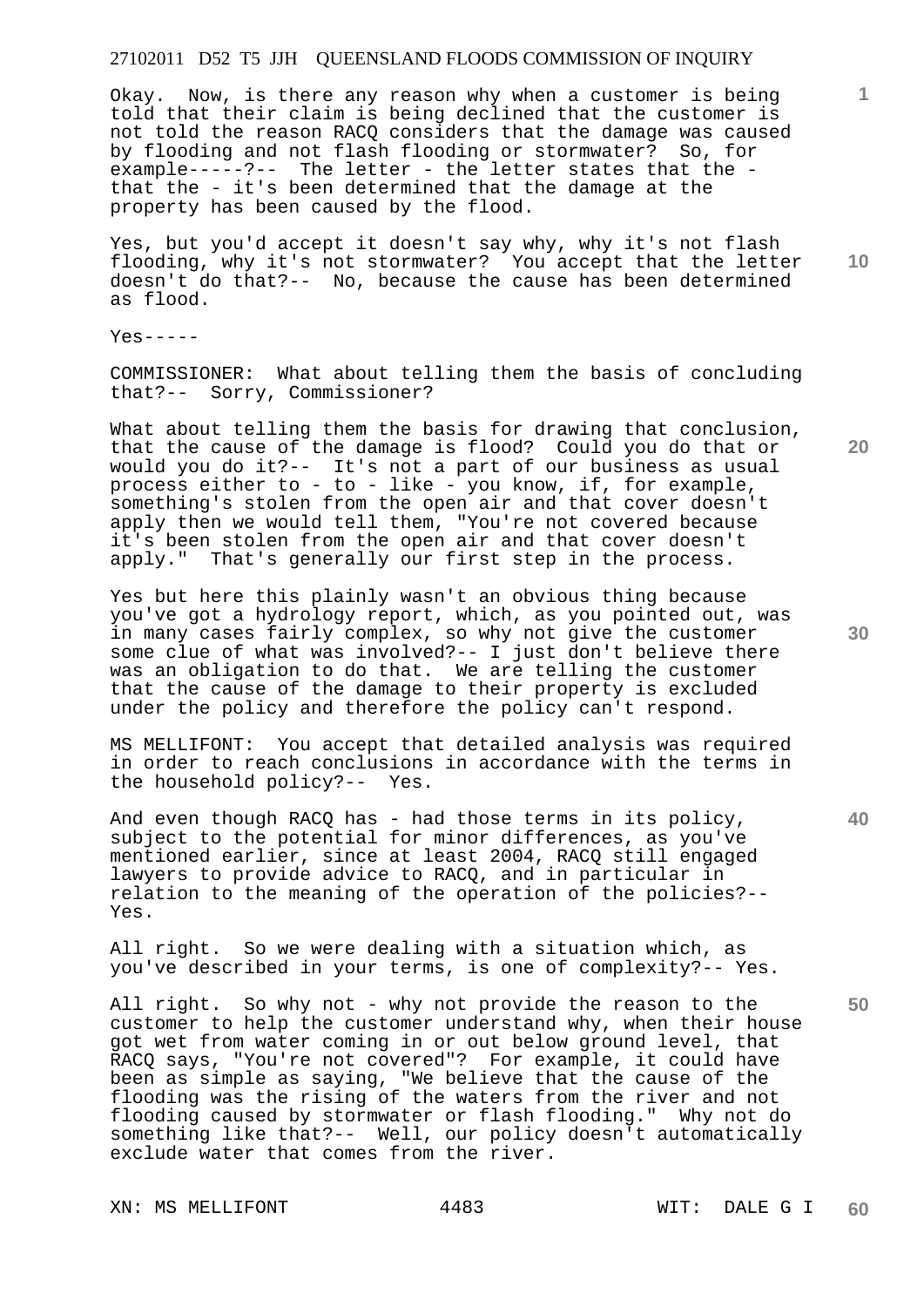Okay. Now, is there any reason why when a customer is being told that their claim is being declined that the customer is not told the reason RACQ considers that the damage was caused by flooding and not flash flooding or stormwater? So, for example-----?-- The letter - the letter states that the - that the - it's been determined that the damage at the property has been caused by the flood.

Yes, but you'd accept it doesn't say why, why it's not flash flooding, why it's not stormwater? You accept that the letter doesn't do that?-- No, because the cause has been determined as flood.

Yes-----

COMMISSIONER: What about telling them the basis of concluding that?-- Sorry, Commissioner?

What about telling them the basis for drawing that conclusion, that the cause of the damage is flood? Could you do that or would you do it?-- It's not a part of our business as usual process either to - to - like - you know, if, for example, something's stolen from the open air and that cover doesn't apply then we would tell them, "You're not covered because it's been stolen from the open air and that cover doesn't apply." That's generally our first step in the process.

Yes but here this plainly wasn't an obvious thing because you've got a hydrology report, which, as you pointed out, was in many cases fairly complex, so why not give the customer some clue of what was involved?-- I just don't believe there was an obligation to do that. We are telling the customer that the cause of the damage to their property is excluded under the policy and therefore the policy can't respond.

MS MELLIFONT: You accept that detailed analysis was required in order to reach conclusions in accordance with the terms in the household policy?-- Yes.

And even though RACQ has - had those terms in its policy, subject to the potential for minor differences, as you've mentioned earlier, since at least 2004, RACQ still engaged lawyers to provide advice to RACQ, and in particular in relation to the meaning of the operation of the policies?-- Yes.

All right. So we were dealing with a situation which, as you've described in your terms, is one of complexity?-- Yes.

All right. So why not - why not provide the reason to the customer to help the customer understand why, when their house got wet from water coming in or out below ground level, that RACQ says, "You're not covered"? For example, it could have been as simple as saying, "We believe that the cause of the flooding was the rising of the waters from the river and not flooding caused by stormwater or flash flooding." Why not do something like that?-- Well, our policy doesn't automatically exclude water that comes from the river.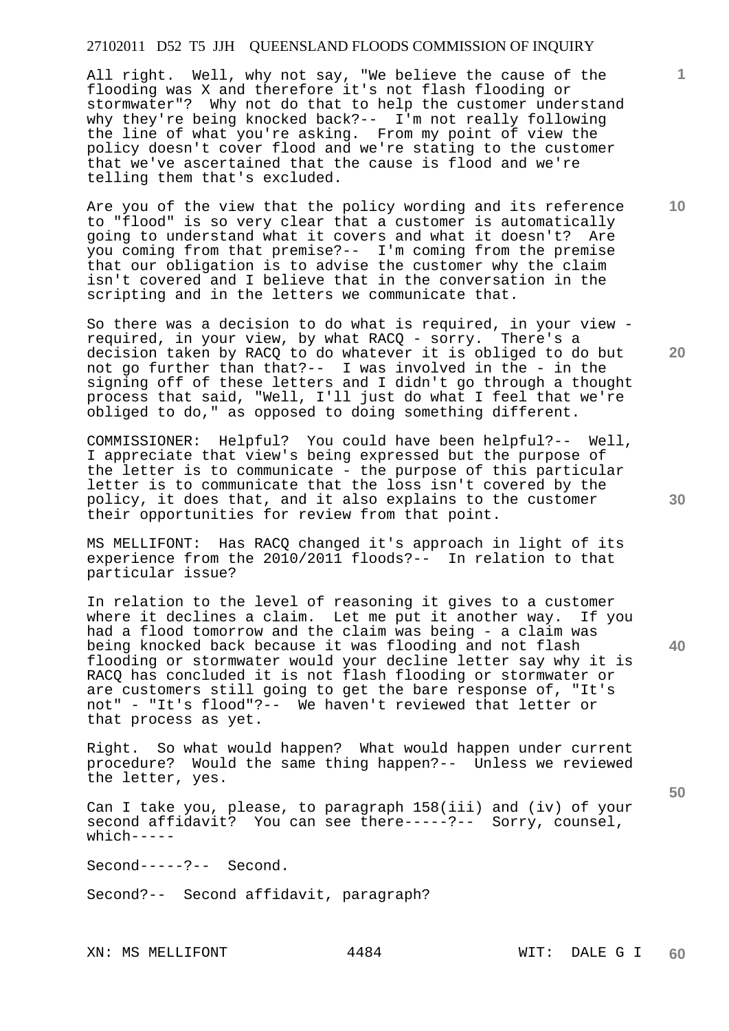All right. Well, why not say, "We believe the cause of the flooding was X and therefore it's not flash flooding or stormwater"? Why not do that to help the customer understand why they're being knocked back?-- I'm not really following the line of what you're asking. From my point of view the policy doesn't cover flood and we're stating to the customer that we've ascertained that the cause is flood and we're telling them that's excluded.

Are you of the view that the policy wording and its reference to "flood" is so very clear that a customer is automatically going to understand what it covers and what it doesn't? Are you coming from that premise?-- I'm coming from the premise that our obligation is to advise the customer why the claim isn't covered and I believe that in the conversation in the scripting and in the letters we communicate that.

So there was a decision to do what is required, in your view - required, in your view, by what RACQ - sorry. There's a decision taken by RACQ to do whatever it is obliged to do but not go further than that?-- I was involved in the - in the signing off of these letters and I didn't go through a thought process that said, "Well, I'll just do what I feel that we're obliged to do," as opposed to doing something different.

COMMISSIONER: Helpful? You could have been helpful?-- Well, I appreciate that view's being expressed but the purpose of the letter is to communicate - the purpose of this particular letter is to communicate that the loss isn't covered by the policy, it does that, and it also explains to the customer their opportunities for review from that point.

MS MELLIFONT: Has RACQ changed it's approach in light of its experience from the 2010/2011 floods?-- In relation to that particular issue?

In relation to the level of reasoning it gives to a customer where it declines a claim. Let me put it another way. If you had a flood tomorrow and the claim was being - a claim was being knocked back because it was flooding and not flash flooding or stormwater would your decline letter say why it is RACQ has concluded it is not flash flooding or stormwater or are customers still going to get the bare response of, "It's not" - "It's flood"?-- We haven't reviewed that letter or that process as yet.

Right. So what would happen? What would happen under current procedure? Would the same thing happen?-- Unless we reviewed the letter, yes.

Can I take you, please, to paragraph 158(iii) and (iv) of your second affidavit? You can see there-----?-- Sorry, counsel, which-----

Second-----?-- Second.

Second?-- Second affidavit, paragraph?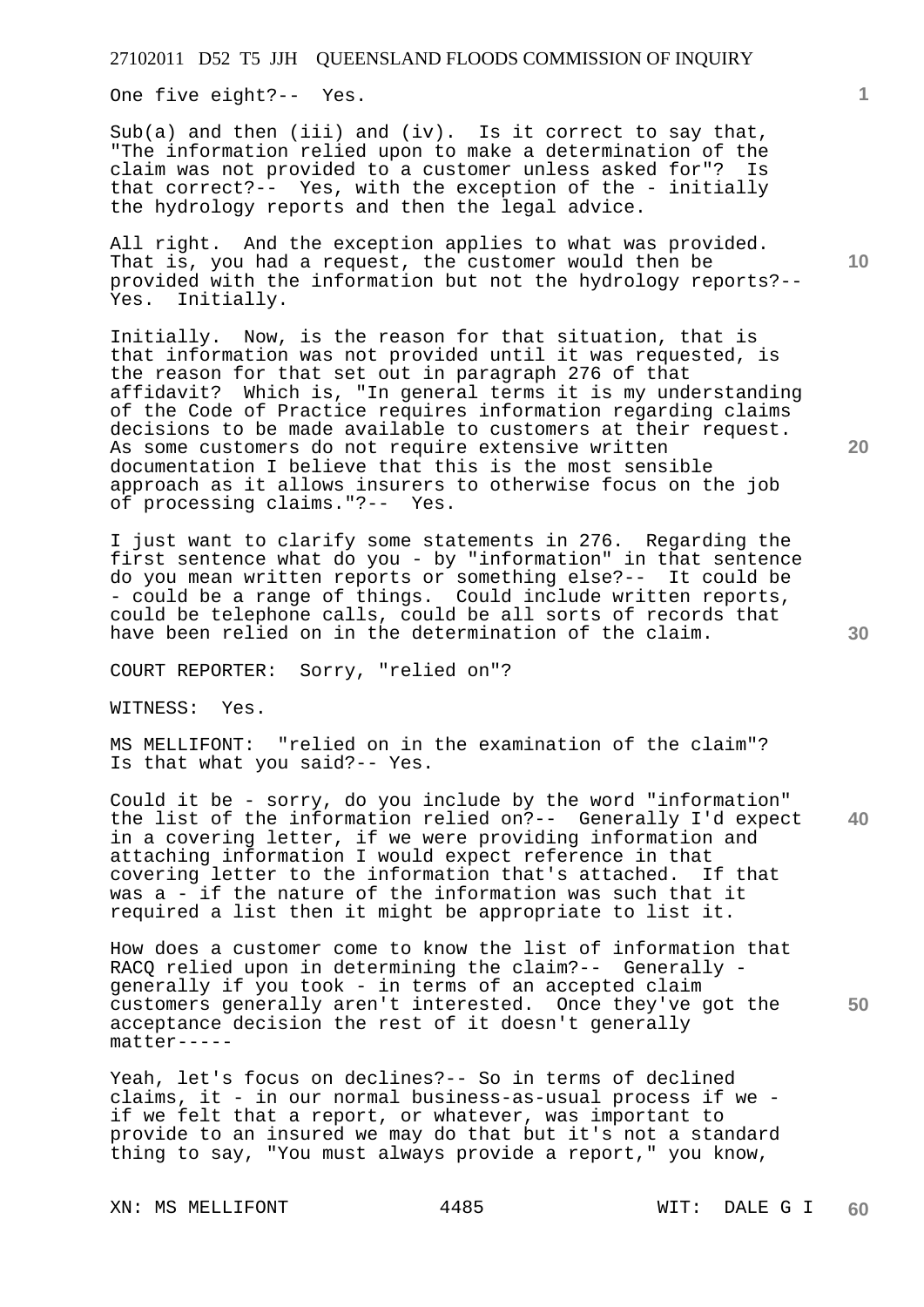One five eight?-- Yes.

Sub(a) and then (iii) and (iv). Is it correct to say that, "The information relied upon to make a determination of the claim was not provided to a customer unless asked for"? Is that correct?-- Yes, with the exception of the - initially the hydrology reports and then the legal advice.

All right. And the exception applies to what was provided. That is, you had a request, the customer would then be provided with the information but not the hydrology reports?-- Yes. Initially.

Initially. Now, is the reason for that situation, that is that information was not provided until it was requested, is the reason for that set out in paragraph 276 of that affidavit? Which is, "In general terms it is my understanding of the Code of Practice requires information regarding claims decisions to be made available to customers at their request. As some customers do not require extensive written documentation I believe that this is the most sensible approach as it allows insurers to otherwise focus on the job of processing claims."?-- Yes.

I just want to clarify some statements in 276. Regarding the first sentence what do you - by "information" in that sentence do you mean written reports or something else?-- It could be - could be a range of things. Could include written reports, could be telephone calls, could be all sorts of records that have been relied on in the determination of the claim.

COURT REPORTER: Sorry, "relied on"?

WITNESS: Yes.

MS MELLIFONT: "relied on in the examination of the claim"? Is that what you said?-- Yes.

Could it be - sorry, do you include by the word "information" the list of the information relied on?-- Generally I'd expect in a covering letter, if we were providing information and attaching information I would expect reference in that covering letter to the information that's attached. If that was a - if the nature of the information was such that it required a list then it might be appropriate to list it.

How does a customer come to know the list of information that RACQ relied upon in determining the claim?-- Generally - generally if you took - in terms of an accepted claim customers generally aren't interested. Once they've got the acceptance decision the rest of it doesn't generally matter-----

Yeah, let's focus on declines?-- So in terms of declined claims, it - in our normal business-as-usual process if we - if we felt that a report, or whatever, was important to provide to an insured we may do that but it's not a standard thing to say, "You must always provide a report," you know,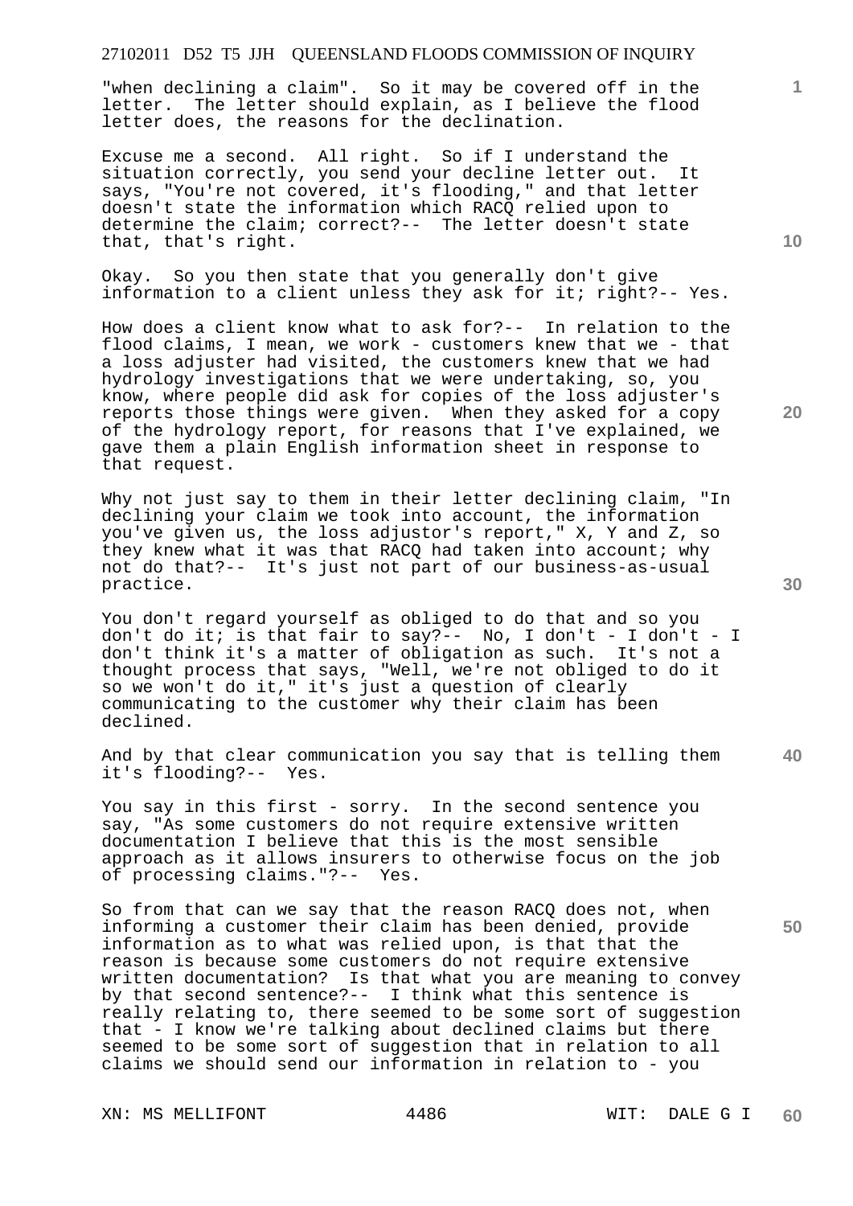"when declining a claim". So it may be covered off in the letter. The letter should explain, as I believe the flood letter does, the reasons for the declination.

Excuse me a second. All right. So if I understand the situation correctly, you send your decline letter out. It says, "You're not covered, it's flooding," and that letter doesn't state the information which RACQ relied upon to determine the claim; correct?-- The letter doesn't state that, that's right.

Okay. So you then state that you generally don't give information to a client unless they ask for it; right?-- Yes.

How does a client know what to ask for?-- In relation to the flood claims, I mean, we work - customers knew that we - that a loss adjuster had visited, the customers knew that we had hydrology investigations that we were undertaking, so, you know, where people did ask for copies of the loss adjuster's reports those things were given. When they asked for a copy of the hydrology report, for reasons that I've explained, we gave them a plain English information sheet in response to that request.

Why not just say to them in their letter declining claim, "In declining your claim we took into account, the information you've given us, the loss adjustor's report," X, Y and Z, so they knew what it was that RACQ had taken into account; why not do that?-- It's just not part of our business-as-usual practice.

You don't regard yourself as obliged to do that and so you don't do it; is that fair to say?-- No, I don't - I don't - I don't think it's a matter of obligation as such. It's not a thought process that says, "Well, we're not obliged to do it so we won't do it," it's just a question of clearly communicating to the customer why their claim has been declined.

And by that clear communication you say that is telling them it's flooding?-- Yes.

You say in this first - sorry. In the second sentence you say, "As some customers do not require extensive written documentation I believe that this is the most sensible approach as it allows insurers to otherwise focus on the job of processing claims."?-- Yes.

So from that can we say that the reason RACQ does not, when informing a customer their claim has been denied, provide information as to what was relied upon, is that that the reason is because some customers do not require extensive written documentation? Is that what you are meaning to convey by that second sentence?-- I think what this sentence is really relating to, there seemed to be some sort of suggestion that - I know we're talking about declined claims but there seemed to be some sort of suggestion that in relation to all claims we should send our information in relation to - you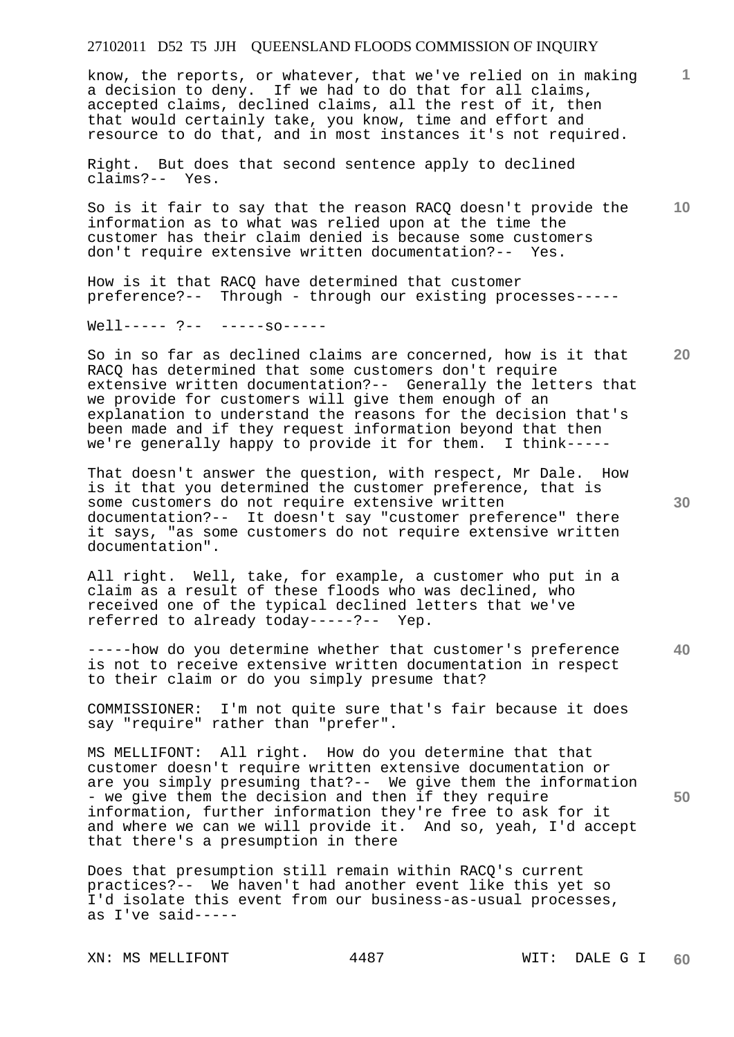know, the reports, or whatever, that we've relied on in making a decision to deny. If we had to do that for all claims, accepted claims, declined claims, all the rest of it, then that would certainly take, you know, time and effort and resource to do that, and in most instances it's not required.

Right. But does that second sentence apply to declined claims?-- Yes.

So is it fair to say that the reason RACQ doesn't provide the information as to what was relied upon at the time the customer has their claim denied is because some customers don't require extensive written documentation?-- Yes.

How is it that RACQ have determined that customer preference?-- Through - through our existing processes-----

Well----- ?-- -----so-----

So in so far as declined claims are concerned, how is it that RACQ has determined that some customers don't require extensive written documentation?-- Generally the letters that we provide for customers will give them enough of an explanation to understand the reasons for the decision that's been made and if they request information beyond that then we're generally happy to provide it for them. I think-----

That doesn't answer the question, with respect, Mr Dale. How is it that you determined the customer preference, that is some customers do not require extensive written documentation?-- It doesn't say "customer preference" there it says, "as some customers do not require extensive written documentation".

All right. Well, take, for example, a customer who put in a claim as a result of these floods who was declined, who received one of the typical declined letters that we've referred to already today-----?-- Yep.

-----how do you determine whether that customer's preference is not to receive extensive written documentation in respect to their claim or do you simply presume that?

COMMISSIONER: I'm not quite sure that's fair because it does say "require" rather than "prefer".

MS MELLIFONT: All right. How do you determine that that customer doesn't require written extensive documentation or are you simply presuming that?-- We give them the information - we give them the decision and then if they require information, further information they're free to ask for it and where we can we will provide it. And so, yeah, I'd accept that there's a presumption in there

Does that presumption still remain within RACQ's current practices?-- We haven't had another event like this yet so I'd isolate this event from our business-as-usual processes, as I've said-----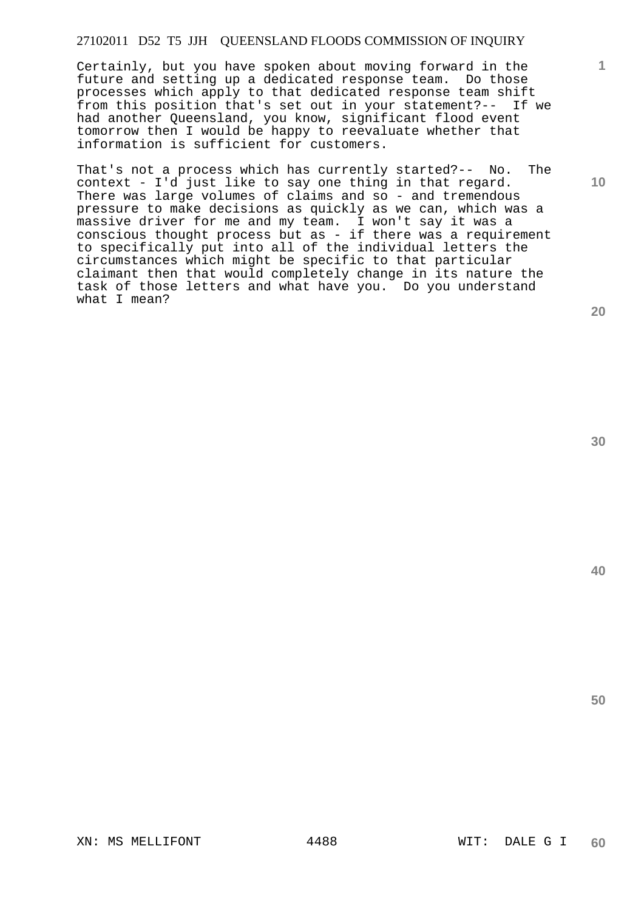Certainly, but you have spoken about moving forward in the future and setting up a dedicated response team. Do those processes which apply to that dedicated response team shift from this position that's set out in your statement?-- If we had another Queensland, you know, significant flood event tomorrow then I would be happy to reevaluate whether that information is sufficient for customers.

That's not a process which has currently started?-- No. The context - I'd just like to say one thing in that regard. There was large volumes of claims and so - and tremendous pressure to make decisions as quickly as we can, which was a massive driver for me and my team. I won't say it was a conscious thought process but as - if there was a requirement to specifically put into all of the individual letters the circumstances which might be specific to that particular claimant then that would completely change in its nature the task of those letters and what have you. Do you understand what I mean?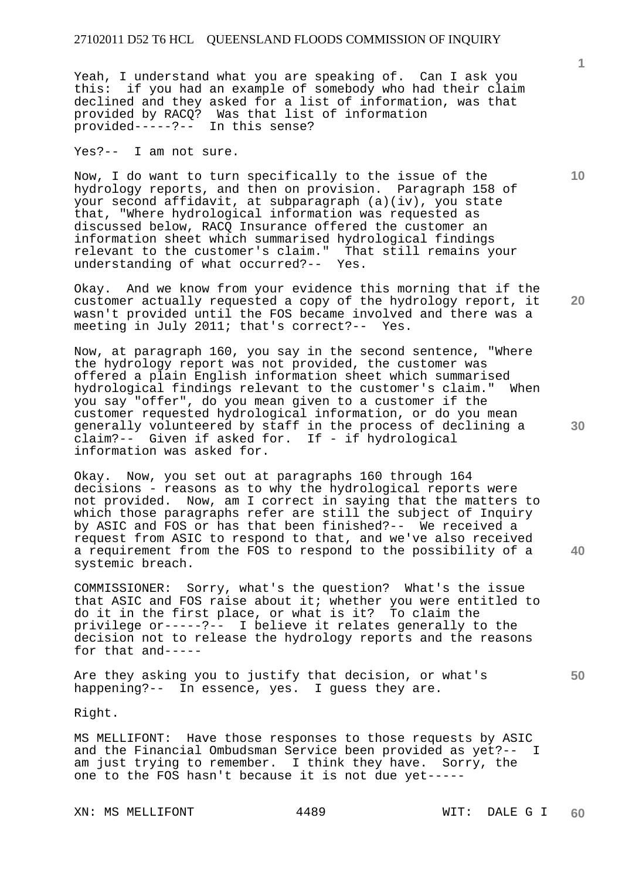Yeah, I understand what you are speaking of. Can I ask you this: if you had an example of somebody who had their claim declined and they asked for a list of information, was that provided by RACQ? Was that list of information provided-----?-- In this sense?

Yes?-- I am not sure.

Now, I do want to turn specifically to the issue of the hydrology reports, and then on provision. Paragraph 158 of your second affidavit, at subparagraph (a)(iv), you state that, "Where hydrological information was requested as discussed below, RACQ Insurance offered the customer an information sheet which summarised hydrological findings relevant to the customer's claim." That still remains your understanding of what occurred?-- Yes.

Okay. And we know from your evidence this morning that if the customer actually requested a copy of the hydrology report, it wasn't provided until the FOS became involved and there was a meeting in July 2011; that's correct?-- Yes.

Now, at paragraph 160, you say in the second sentence, "Where the hydrology report was not provided, the customer was offered a plain English information sheet which summarised hydrological findings relevant to the customer's claim." When you say "offer", do you mean given to a customer if the customer requested hydrological information, or do you mean generally volunteered by staff in the process of declining a claim?-- Given if asked for. If - if hydrological information was asked for.

Okay. Now, you set out at paragraphs 160 through 164 decisions - reasons as to why the hydrological reports were not provided. Now, am I correct in saying that the matters to which those paragraphs refer are still the subject of Inquiry by ASIC and FOS or has that been finished?-- We received a request from ASIC to respond to that, and we've also received a requirement from the FOS to respond to the possibility of a systemic breach.

COMMISSIONER: Sorry, what's the question? What's the issue that ASIC and FOS raise about it; whether you were entitled to do it in the first place, or what is it? To claim the privilege or-----?-- I believe it relates generally to the decision not to release the hydrology reports and the reasons for that and-----

Are they asking you to justify that decision, or what's happening?-- In essence, yes. I guess they are.

Right.

MS MELLIFONT: Have those responses to those requests by ASIC and the Financial Ombudsman Service been provided as yet?-- I am just trying to remember. I think they have. Sorry, the one to the FOS hasn't because it is not due yet-----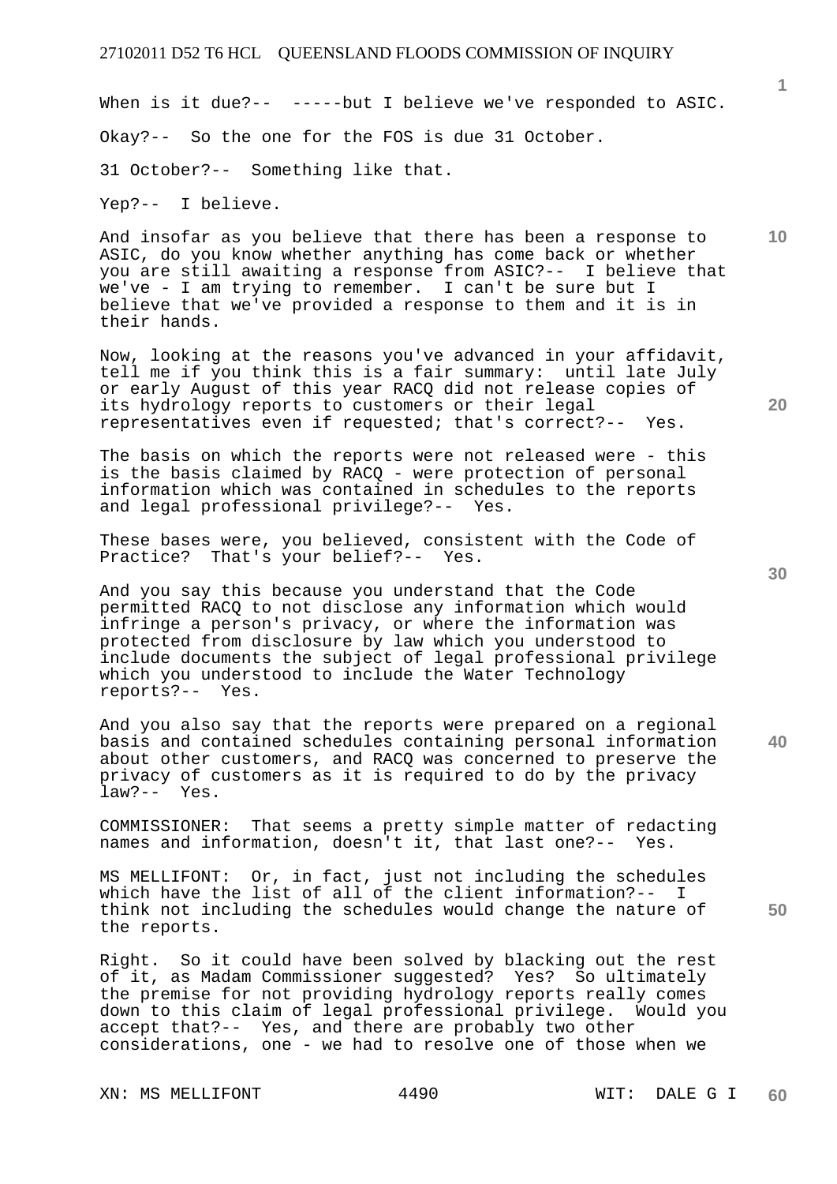When is it due?-- -----but I believe we've responded to ASIC.

Okay?-- So the one for the FOS is due 31 October.

31 October?-- Something like that.

Yep?-- I believe.

And insofar as you believe that there has been a response to ASIC, do you know whether anything has come back or whether you are still awaiting a response from ASIC?-- I believe that we've - I am trying to remember. I can't be sure but I believe that we've provided a response to them and it is in their hands.

Now, looking at the reasons you've advanced in your affidavit, tell me if you think this is a fair summary: until late July or early August of this year RACQ did not release copies of its hydrology reports to customers or their legal representatives even if requested; that's correct?-- Yes.

The basis on which the reports were not released were - this is the basis claimed by RACQ - were protection of personal information which was contained in schedules to the reports and legal professional privilege?-- Yes.

These bases were, you believed, consistent with the Code of Practice? That's your belief?-- Yes.

And you say this because you understand that the Code permitted RACQ to not disclose any information which would infringe a person's privacy, or where the information was protected from disclosure by law which you understood to include documents the subject of legal professional privilege which you understood to include the Water Technology reports?-- Yes.

And you also say that the reports were prepared on a regional basis and contained schedules containing personal information about other customers, and RACQ was concerned to preserve the privacy of customers as it is required to do by the privacy law?-- Yes.

COMMISSIONER: That seems a pretty simple matter of redacting names and information, doesn't it, that last one?-- Yes.

MS MELLIFONT: Or, in fact, just not including the schedules which have the list of all of the client information?-- I think not including the schedules would change the nature of the reports.

Right. So it could have been solved by blacking out the rest of it, as Madam Commissioner suggested? Yes? So ultimately the premise for not providing hydrology reports really comes down to this claim of legal professional privilege. Would you accept that?-- Yes, and there are probably two other considerations, one - we had to resolve one of those when we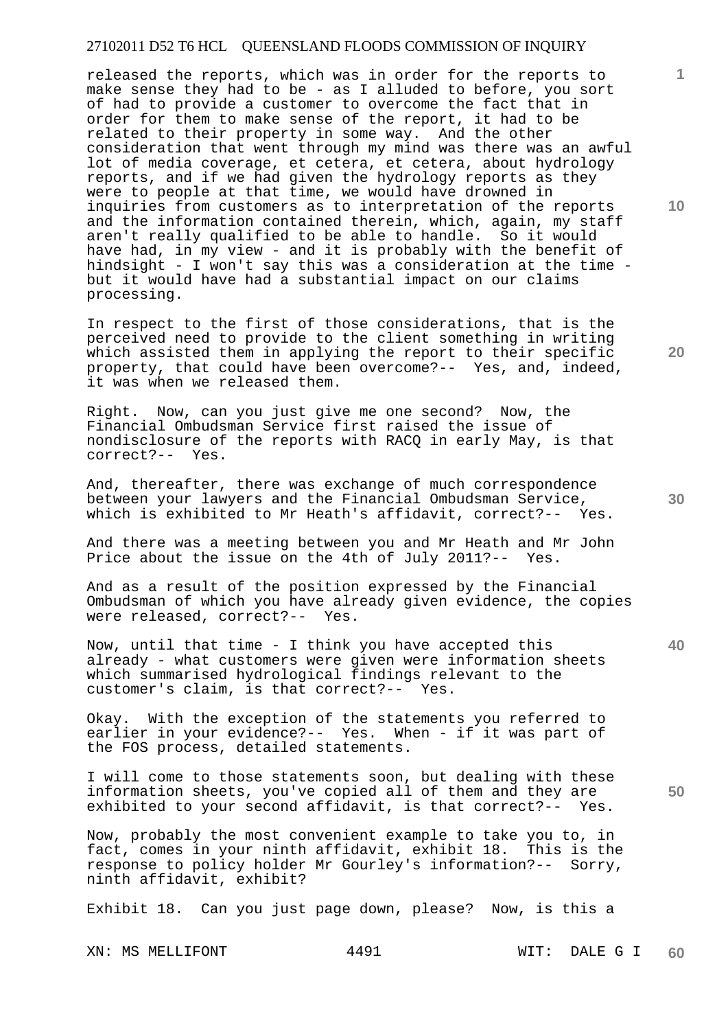released the reports, which was in order for the reports to make sense they had to be - as I alluded to before, you sort of had to provide a customer to overcome the fact that in order for them to make sense of the report, it had to be related to their property in some way. And the other consideration that went through my mind was there was an awful lot of media coverage, et cetera, et cetera, about hydrology reports, and if we had given the hydrology reports as they were to people at that time, we would have drowned in inquiries from customers as to interpretation of the reports and the information contained therein, which, again, my staff aren't really qualified to be able to handle. So it would have had, in my view - and it is probably with the benefit of hindsight - I won't say this was a consideration at the time - but it would have had a substantial impact on our claims processing.

In respect to the first of those considerations, that is the perceived need to provide to the client something in writing which assisted them in applying the report to their specific property, that could have been overcome?-- Yes, and, indeed, it was when we released them.

Right. Now, can you just give me one second? Now, the Financial Ombudsman Service first raised the issue of nondisclosure of the reports with RACQ in early May, is that correct?-- Yes.

And, thereafter, there was exchange of much correspondence between your lawyers and the Financial Ombudsman Service, which is exhibited to Mr Heath's affidavit, correct?-- Yes.

And there was a meeting between you and Mr Heath and Mr John Price about the issue on the 4th of July 2011?-- Yes.

And as a result of the position expressed by the Financial Ombudsman of which you have already given evidence, the copies were released, correct?-- Yes.

Now, until that time - I think you have accepted this already - what customers were given were information sheets which summarised hydrological findings relevant to the customer's claim, is that correct?-- Yes.

Okay. With the exception of the statements you referred to earlier in your evidence?-- Yes. When - if it was part of the FOS process, detailed statements.

I will come to those statements soon, but dealing with these information sheets, you've copied all of them and they are exhibited to your second affidavit, is that correct?-- Yes.

Now, probably the most convenient example to take you to, in fact, comes in your ninth affidavit, exhibit 18. This is the response to policy holder Mr Gourley's information?-- Sorry, ninth affidavit, exhibit?

Exhibit 18. Can you just page down, please? Now, is this a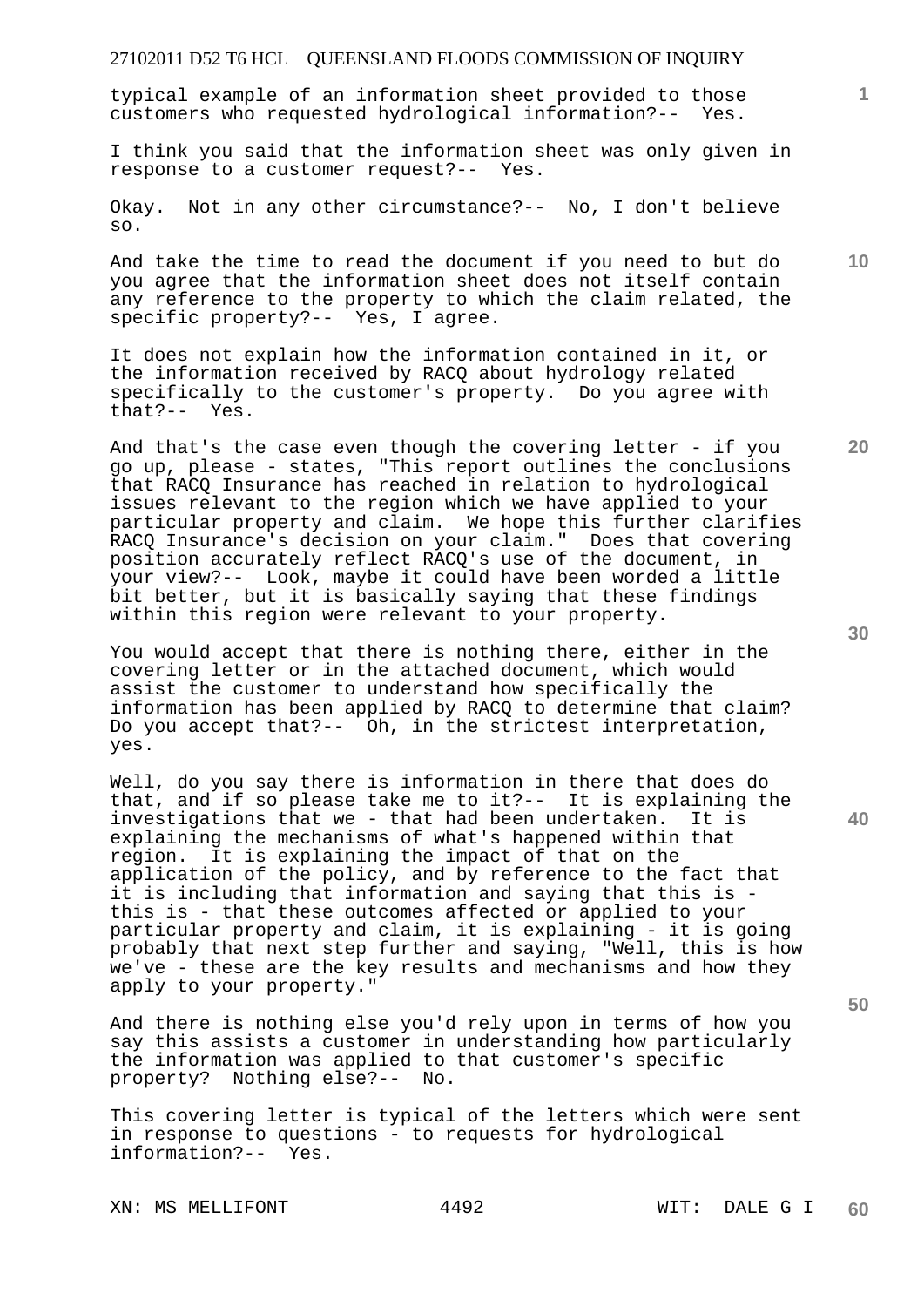typical example of an information sheet provided to those customers who requested hydrological information?-- Yes.

I think you said that the information sheet was only given in response to a customer request?-- Yes.

Okay. Not in any other circumstance?-- No, I don't believe so.

And take the time to read the document if you need to but do you agree that the information sheet does not itself contain any reference to the property to which the claim related, the specific property?-- Yes, I agree.

It does not explain how the information contained in it, or the information received by RACQ about hydrology related specifically to the customer's property. Do you agree with that?-- Yes.

And that's the case even though the covering letter - if you go up, please - states, "This report outlines the conclusions that RACQ Insurance has reached in relation to hydrological issues relevant to the region which we have applied to your particular property and claim. We hope this further clarifies RACQ Insurance's decision on your claim." Does that covering position accurately reflect RACQ's use of the document, in your view?-- Look, maybe it could have been worded a little bit better, but it is basically saying that these findings within this region were relevant to your property.

You would accept that there is nothing there, either in the covering letter or in the attached document, which would assist the customer to understand how specifically the information has been applied by RACQ to determine that claim? Do you accept that?-- Oh, in the strictest interpretation, yes.

Well, do you say there is information in there that does do that, and if so please take me to it?-- It is explaining the investigations that we - that had been undertaken. It is explaining the mechanisms of what's happened within that region. It is explaining the impact of that on the application of the policy, and by reference to the fact that it is including that information and saying that this is - this is - that these outcomes affected or applied to your particular property and claim, it is explaining - it is going probably that next step further and saying, "Well, this is how we've - these are the key results and mechanisms and how they apply to your property."

And there is nothing else you'd rely upon in terms of how you say this assists a customer in understanding how particularly the information was applied to that customer's specific property? Nothing else?-- No.

This covering letter is typical of the letters which were sent in response to questions - to requests for hydrological information?-- Yes.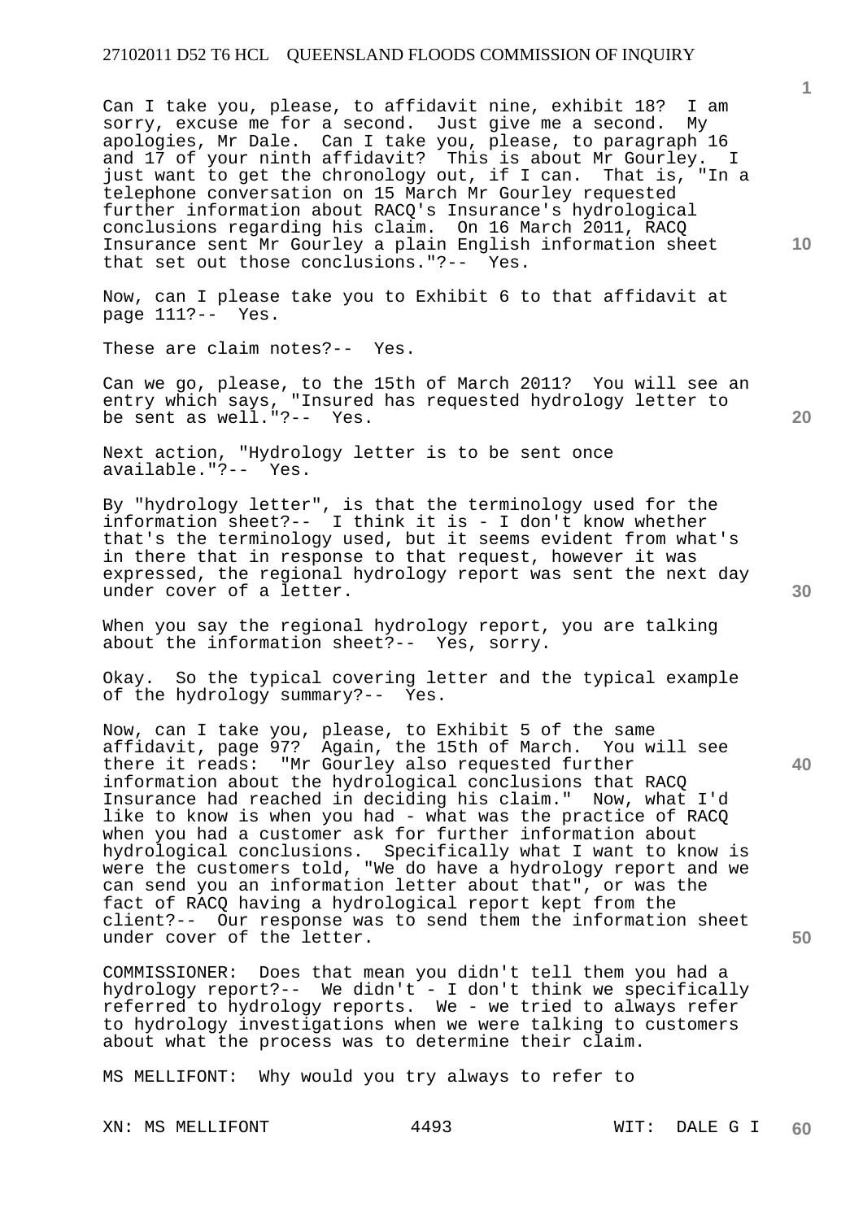Can I take you, please, to affidavit nine, exhibit 18? I am sorry, excuse me for a second. Just give me a second. My apologies, Mr Dale. Can I take you, please, to paragraph 16 and 17 of your ninth affidavit? This is about Mr Gourley. I just want to get the chronology out, if I can. That is, "In a telephone conversation on 15 March Mr Gourley requested further information about RACQ Insurance's hydrological conclusions regarding his claim. On 16 March 2011, RACQ Insurance sent Mr Gourley a plain English information sheet that set out those conclusions."?-- Yes.

Now, can I please take you to Exhibit 6 to that affidavit at page 111?-- Yes.

These are claim notes?-- Yes.

Can we go, please, to the 15th of March 2011? You will see an entry which says, "Insured has requested hydrology letter to be sent as well."?-- Yes.

Next action, "Hydrology letter is to be sent once available."?-- Yes.

By "hydrology letter", is that the terminology used for the information sheet?-- I think it is - I don't know whether that's the terminology used, but it seems evident from what's in there that in response to that request, however it was expressed, the regional hydrology report was sent the next day under cover of a letter.

When you say the regional hydrology report, you are talking about the information sheet?-- Yes, sorry.

Okay. So the typical covering letter and the typical example of the hydrology summary?-- Yes.

Now, can I take you, please, to Exhibit 5 of the same affidavit, page 97? Again, the 15th of March. You will see there it reads: "Mr Gourley also requested further information about the hydrological conclusions that RACQ Insurance had reached in deciding his claim." Now, what I'd like to know is when you had - what was the practice of RACQ when you had a customer ask for further information about hydrological conclusions. Specifically what I want to know is were the customers told, "We do have a hydrology report and we can send you an information letter about that", or was the fact of RACQ having a hydrological report kept from the client?-- Our response was to send them the information sheet under cover of the letter.

COMMISSIONER: Does that mean you didn't tell them you had a hydrology report?-- We didn't - I don't think we specifically referred to hydrology reports. We - we tried to always refer to hydrology investigations when we were talking to customers about what the process was to determine their claim.

MS MELLIFONT: Why would you try always to refer to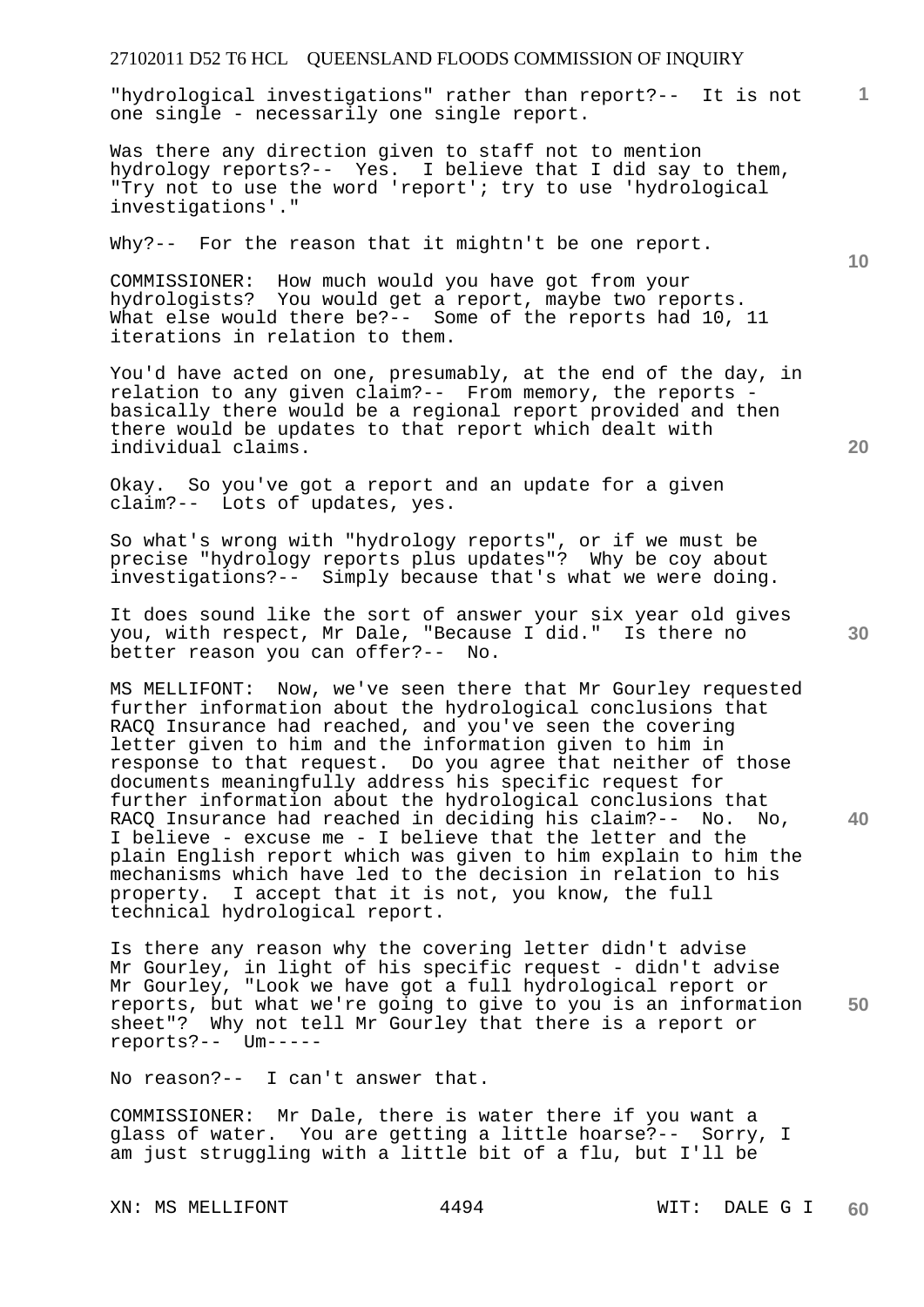"hydrological investigations" rather than report?-- It is not one single - necessarily one single report.

Was there any direction given to staff not to mention hydrology reports?-- Yes. I believe that I did say to them, "Try not to use the word 'report'; try to use 'hydrological investigations'."

Why?-- For the reason that it mightn't be one report.

COMMISSIONER: How much would you have got from your hydrologists? You would get a report, maybe two reports. What else would there be?-- Some of the reports had 10, 11 iterations in relation to them.

You'd have acted on one, presumably, at the end of the day, in relation to any given claim?-- From memory, the reports - basically there would be a regional report provided and then there would be updates to that report which dealt with individual claims.

Okay. So you've got a report and an update for a given claim?-- Lots of updates, yes.

So what's wrong with "hydrology reports", or if we must be precise "hydrology reports plus updates"? Why be coy about investigations?-- Simply because that's what we were doing.

It does sound like the sort of answer your six year old gives you, with respect, Mr Dale, "Because I did." Is there no better reason you can offer?-- No.

MS MELLIFONT: Now, we've seen there that Mr Gourley requested further information about the hydrological conclusions that RACQ Insurance had reached, and you've seen the covering letter given to him and the information given to him in response to that request. Do you agree that neither of those documents meaningfully address his specific request for further information about the hydrological conclusions that RACQ Insurance had reached in deciding his claim?-- No. No, I believe - excuse me - I believe that the letter and the plain English report which was given to him explain to him the mechanisms which have led to the decision in relation to his property. I accept that it is not, you know, the full technical hydrological report.

Is there any reason why the covering letter didn't advise Mr Gourley, in light of his specific request - didn't advise Mr Gourley, "Look we have got a full hydrological report or reports, but what we're going to give to you is an information sheet"? Why not tell Mr Gourley that there is a report or reports?-- Um-----

No reason?-- I can't answer that.

COMMISSIONER: Mr Dale, there is water there if you want a glass of water. You are getting a little hoarse?-- Sorry, I am just struggling with a little bit of a flu, but I'll be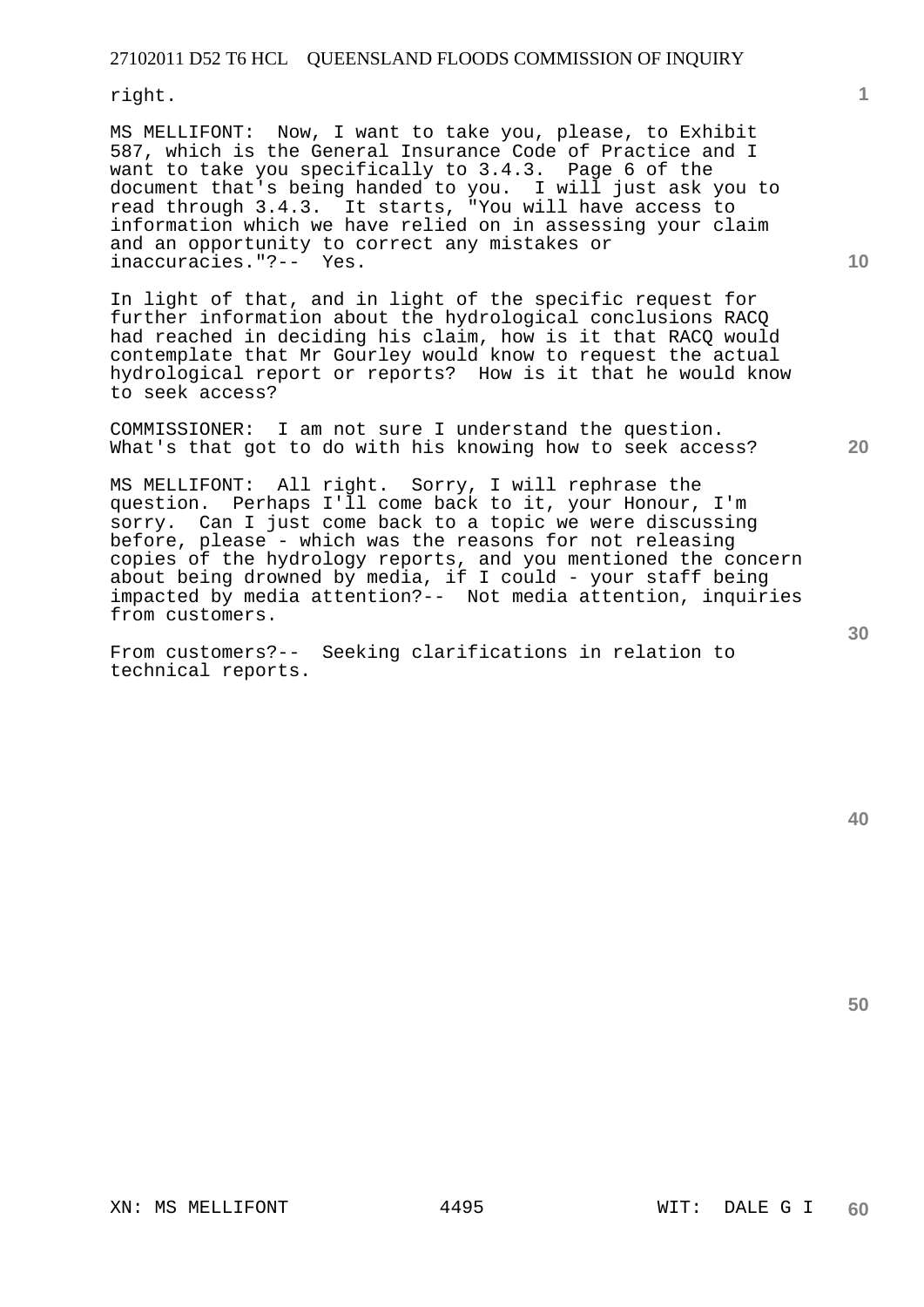right.

MS MELLIFONT: Now, I want to take you, please, to Exhibit 587, which is the General Insurance Code of Practice and I want to take you specifically to 3.4.3. Page 6 of the document that's being handed to you. I will just ask you to read through 3.4.3. It starts, "You will have access to information which we have relied on in assessing your claim and an opportunity to correct any mistakes or inaccuracies."?-- Yes.

In light of that, and in light of the specific request for further information about the hydrological conclusions RACQ had reached in deciding his claim, how is it that RACQ would contemplate that Mr Gourley would know to request the actual hydrological report or reports? How is it that he would know to seek access?

COMMISSIONER: I am not sure I understand the question. What's that got to do with his knowing how to seek access?

MS MELLIFONT: All right. Sorry, I will rephrase the question. Perhaps I'll come back to it, your Honour, I'm sorry. Can I just come back to a topic we were discussing before, please - which was the reasons for not releasing copies of the hydrology reports, and you mentioned the concern about being drowned by media, if I could - your staff being impacted by media attention?-- Not media attention, inquiries from customers.

From customers?-- Seeking clarifications in relation to technical reports.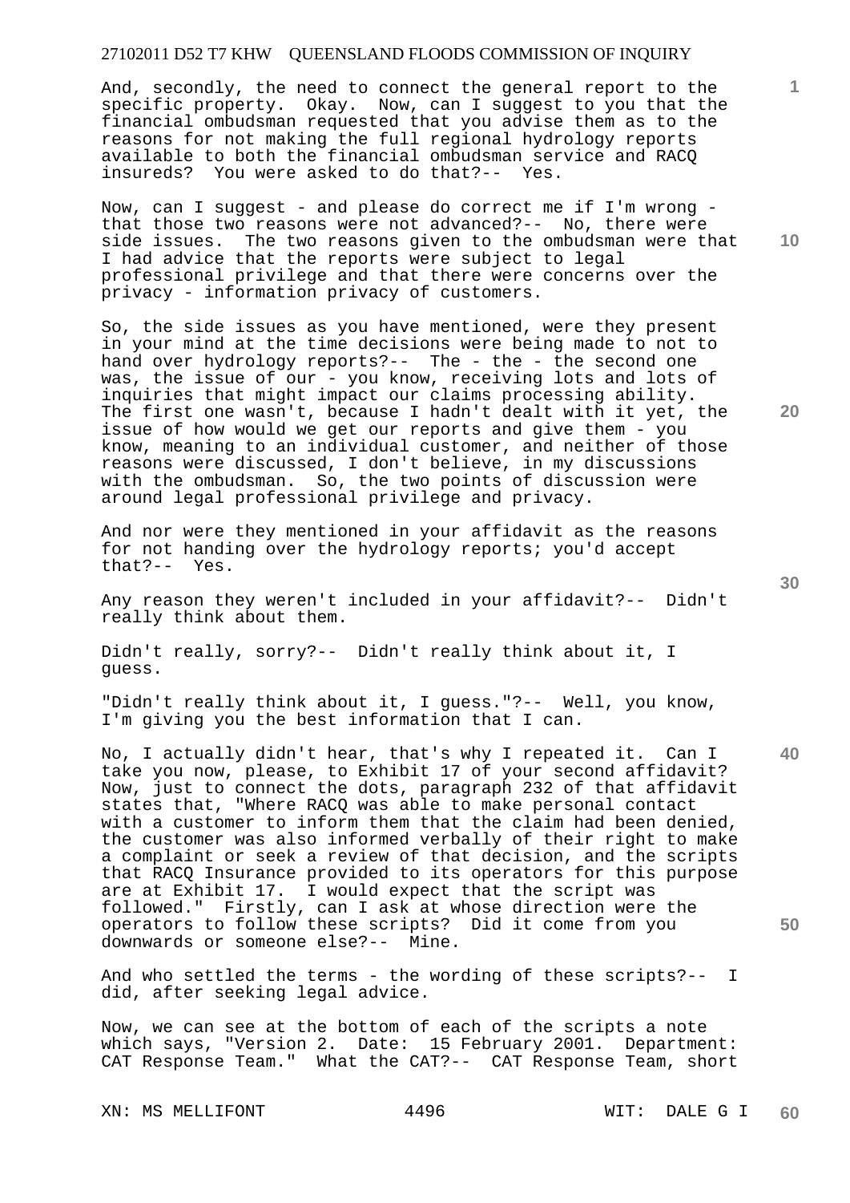And, secondly, the need to connect the general report to the specific property. Okay. Now, can I suggest to you that the financial ombudsman requested that you advise them as to the reasons for not making the full regional hydrology reports available to both the financial ombudsman service and RACQ insureds? You were asked to do that?-- Yes.

Now, can I suggest - and please do correct me if I'm wrong - that those two reasons were not advanced?-- No, there were side issues. The two reasons given to the ombudsman were that I had advice that the reports were subject to legal professional privilege and that there were concerns over the privacy - information privacy of customers.

So, the side issues as you have mentioned, were they present in your mind at the time decisions were being made to not to hand over hydrology reports?-- The - the - the second one was, the issue of our - you know, receiving lots and lots of inquiries that might impact our claims processing ability. The first one wasn't, because I hadn't dealt with it yet, the issue of how would we get our reports and give them - you know, meaning to an individual customer, and neither of those reasons were discussed, I don't believe, in my discussions with the ombudsman. So, the two points of discussion were around legal professional privilege and privacy.

And nor were they mentioned in your affidavit as the reasons for not handing over the hydrology reports; you'd accept that?-- Yes.

Any reason they weren't included in your affidavit?-- Didn't really think about them.

Didn't really, sorry?-- Didn't really think about it, I guess.

"Didn't really think about it, I guess."?-- Well, you know, I'm giving you the best information that I can.

No, I actually didn't hear, that's why I repeated it. Can I take you now, please, to Exhibit 17 of your second affidavit? Now, just to connect the dots, paragraph 232 of that affidavit states that, "Where RACQ was able to make personal contact with a customer to inform them that the claim had been denied, the customer was also informed verbally of their right to make a complaint or seek a review of that decision, and the scripts that RACQ Insurance provided to its operators for this purpose are at Exhibit 17. I would expect that the script was followed." Firstly, can I ask at whose direction were the operators to follow these scripts? Did it come from you downwards or someone else?-- Mine.

And who settled the terms - the wording of these scripts?-- I did, after seeking legal advice.

Now, we can see at the bottom of each of the scripts a note which says, "Version 2. Date: 15 February 2001. Department: CAT Response Team." What the CAT?-- CAT Response Team, short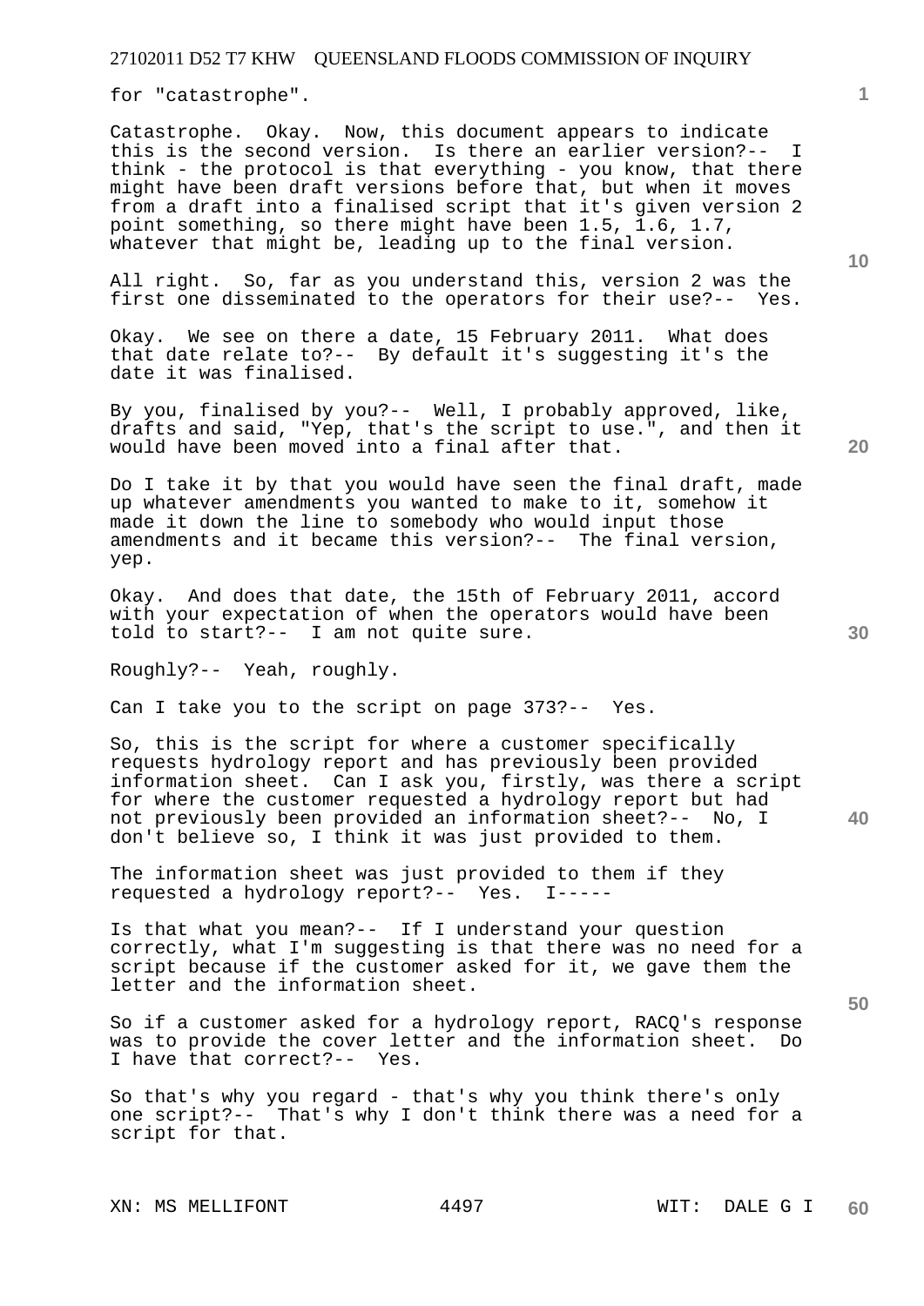for "catastrophe".

Catastrophe. Okay. Now, this document appears to indicate this is the second version. Is there an earlier version?-- I think - the protocol is that everything - you know, that there might have been draft versions before that, but when it moves from a draft into a finalised script that it's given version 2 point something, so there might have been 1.5, 1.6, 1.7, whatever that might be, leading up to the final version.

All right. So, far as you understand this, version 2 was the first one disseminated to the operators for their use?-- Yes.

Okay. We see on there a date, 15 February 2011. What does that date relate to?-- By default it's suggesting it's the date it was finalised.

By you, finalised by you?-- Well, I probably approved, like, drafts and said, "Yep, that's the script to use.", and then it would have been moved into a final after that.

Do I take it by that you would have seen the final draft, made up whatever amendments you wanted to make to it, somehow it made it down the line to somebody who would input those amendments and it became this version?-- The final version, yep.

Okay. And does that date, the 15th of February 2011, accord with your expectation of when the operators would have been told to start?-- I am not quite sure.

Roughly?-- Yeah, roughly.

Can I take you to the script on page 373?-- Yes.

So, this is the script for where a customer specifically requests hydrology report and has previously been provided information sheet. Can I ask you, firstly, was there a script for where the customer requested a hydrology report but had not previously been provided an information sheet?-- No, I don't believe so, I think it was just provided to them.

The information sheet was just provided to them if they requested a hydrology report?-- Yes. I-----

Is that what you mean?-- If I understand your question correctly, what I'm suggesting is that there was no need for a script because if the customer asked for it, we gave them the letter and the information sheet.

So if a customer asked for a hydrology report, RACQ's response was to provide the cover letter and the information sheet. Do I have that correct?-- Yes.

So that's why you regard - that's why you think there's only one script?-- That's why I don't think there was a need for a script for that.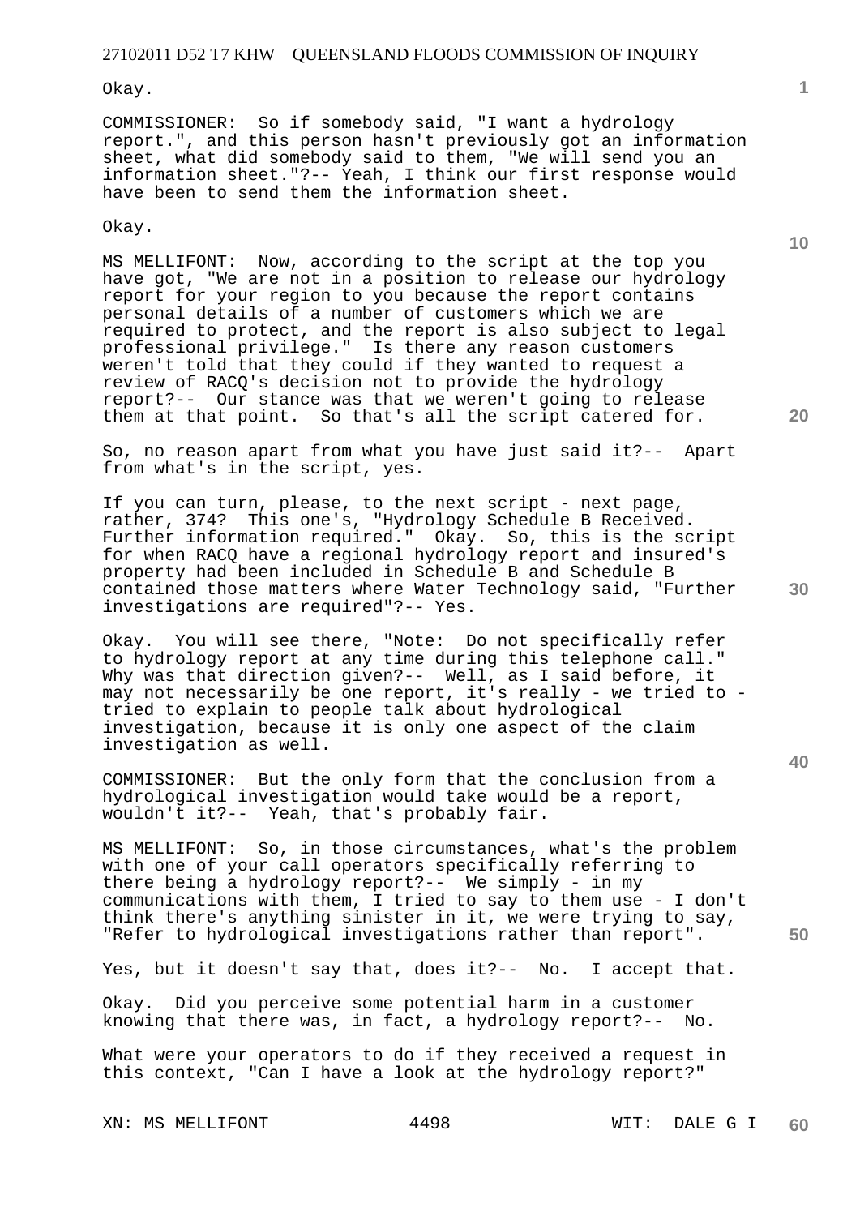Okay.

COMMISSIONER: So if somebody said, "I want a hydrology report.", and this person hasn't previously got an information sheet, what did somebody said to them, "We will send you an information sheet."?-- Yeah, I think our first response would have been to send them the information sheet.

Okay.

MS MELLIFONT: Now, according to the script at the top you have got, "We are not in a position to release our hydrology report for your region to you because the report contains personal details of a number of customers which we are required to protect, and the report is also subject to legal professional privilege." Is there any reason customers weren't told that they could if they wanted to request a review of RACQ's decision not to provide the hydrology report?-- Our stance was that we weren't going to release them at that point. So that's all the script catered for.

So, no reason apart from what you have just said it?-- Apart from what's in the script, yes.

If you can turn, please, to the next script - next page, rather, 374? This one's, "Hydrology Schedule B Received. Further information required." Okay. So, this is the script for when RACQ have a regional hydrology report and insured's property had been included in Schedule B and Schedule B contained those matters where Water Technology said, "Further investigations are required"?-- Yes.

Okay. You will see there, "Note: Do not specifically refer to hydrology report at any time during this telephone call." Why was that direction given?-- Well, as I said before, it may not necessarily be one report, it's really - we tried to - tried to explain to people talk about hydrological investigation, because it is only one aspect of the claim investigation as well.

COMMISSIONER: But the only form that the conclusion from a hydrological investigation would take would be a report, wouldn't it?-- Yeah, that's probably fair.

MS MELLIFONT: So, in those circumstances, what's the problem with one of your call operators specifically referring to there being a hydrology report?-- We simply - in my communications with them, I tried to say to them use - I don't think there's anything sinister in it, we were trying to say, "Refer to hydrological investigations rather than report".

Yes, but it doesn't say that, does it?-- No. I accept that.

Okay. Did you perceive some potential harm in a customer knowing that there was, in fact, a hydrology report?-- No.

What were your operators to do if they received a request in this context, "Can I have a look at the hydrology report?"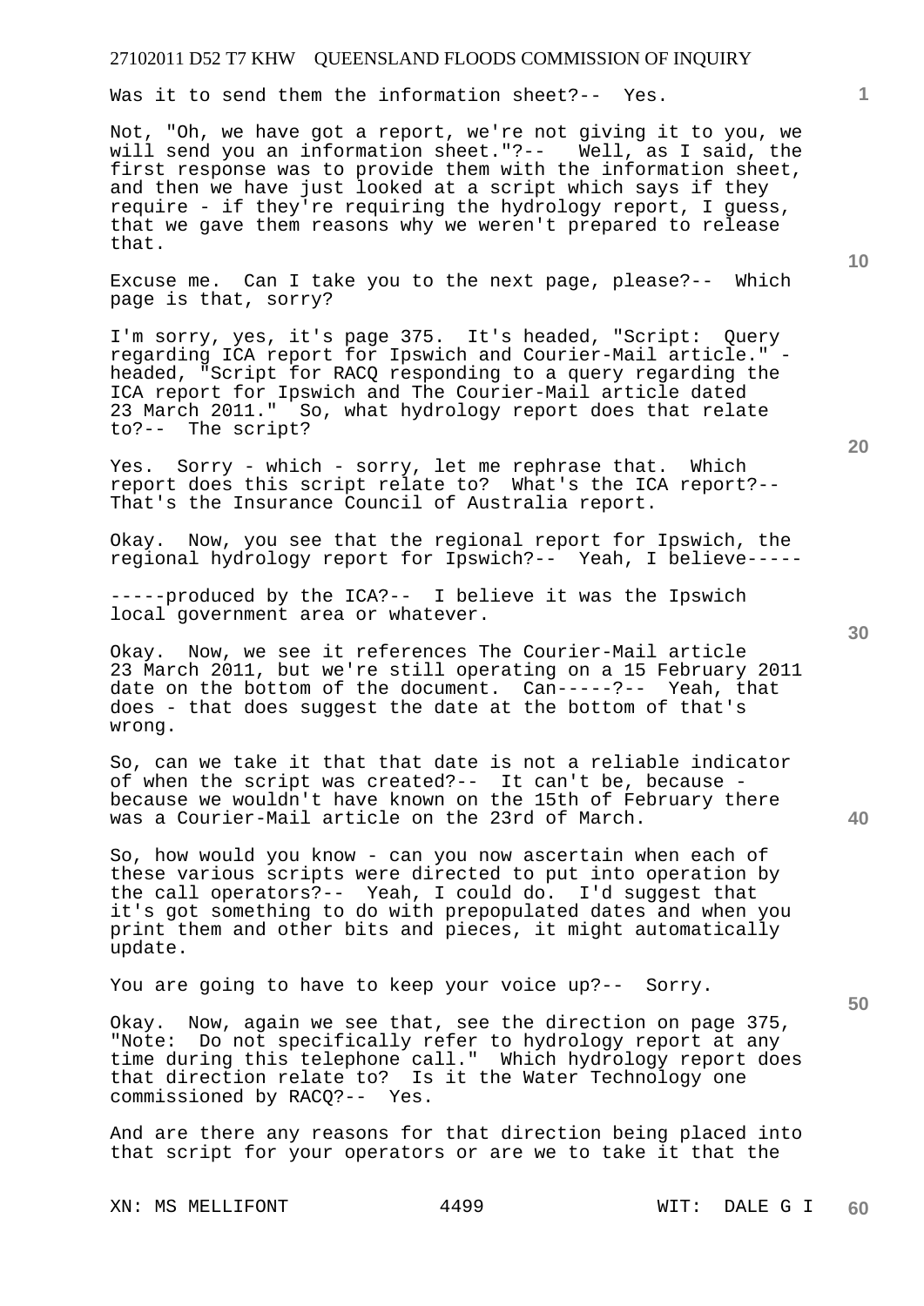Was it to send them the information sheet?-- Yes.

Not, "Oh, we have got a report, we're not giving it to you, we will send you an information sheet."?-- Well, as I said, the first response was to provide them with the information sheet, and then we have just looked at a script which says if they require - if they're requiring the hydrology report, I guess, that we gave them reasons why we weren't prepared to release that.

Excuse me. Can I take you to the next page, please?-- Which page is that, sorry?

I'm sorry, yes, it's page 375. It's headed, "Script: Query regarding ICA report for Ipswich and Courier-Mail article." - headed, "Script for RACQ responding to a query regarding the ICA report for Ipswich and The Courier-Mail article dated 23 March 2011." So, what hydrology report does that relate to?-- The script?

Yes. Sorry - which - sorry, let me rephrase that. Which report does this script relate to? What's the ICA report?-- That's the Insurance Council of Australia report.

Okay. Now, you see that the regional report for Ipswich, the regional hydrology report for Ipswich?-- Yeah, I believe-----

-----produced by the ICA?-- I believe it was the Ipswich local government area or whatever.

Okay. Now, we see it references The Courier-Mail article 23 March 2011, but we're still operating on a 15 February 2011 date on the bottom of the document. Can-----?-- Yeah, that does - that does suggest the date at the bottom of that's wrong.

So, can we take it that that date is not a reliable indicator of when the script was created?-- It can't be, because - because we wouldn't have known on the 15th of February there was a Courier-Mail article on the 23rd of March.

So, how would you know - can you now ascertain when each of these various scripts were directed to put into operation by the call operators?-- Yeah, I could do. I'd suggest that it's got something to do with prepopulated dates and when you print them and other bits and pieces, it might automatically update.

You are going to have to keep your voice up?-- Sorry.

Okay. Now, again we see that, see the direction on page 375, "Note: Do not specifically refer to hydrology report at any time during this telephone call." Which hydrology report does that direction relate to? Is it the Water Technology one commissioned by RACQ?-- Yes.

And are there any reasons for that direction being placed into that script for your operators or are we to take it that the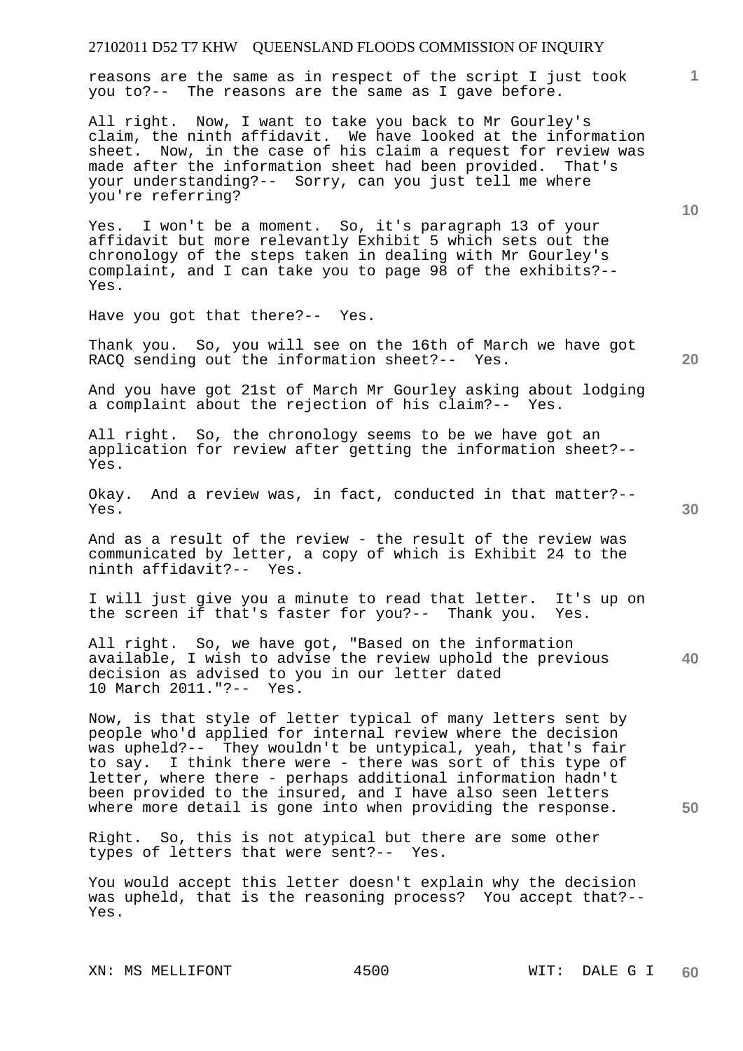reasons are the same as in respect of the script I just took you to?-- The reasons are the same as I gave before.

All right. Now, I want to take you back to Mr Gourley's claim, the ninth affidavit. We have looked at the information sheet. Now, in the case of his claim a request for review was made after the information sheet had been provided. That's your understanding?-- Sorry, can you just tell me where you're referring?

Yes. I won't be a moment. So, it's paragraph 13 of your affidavit but more relevantly Exhibit 5 which sets out the chronology of the steps taken in dealing with Mr Gourley's complaint, and I can take you to page 98 of the exhibits?-- Yes.

Have you got that there?-- Yes.

Thank you. So, you will see on the 16th of March we have got RACQ sending out the information sheet?-- Yes.

And you have got 21st of March Mr Gourley asking about lodging a complaint about the rejection of his claim?-- Yes.

All right. So, the chronology seems to be we have got an application for review after getting the information sheet?-- Yes.

Okay. And a review was, in fact, conducted in that matter?-- Yes.

And as a result of the review - the result of the review was communicated by letter, a copy of which is Exhibit 24 to the ninth affidavit?-- Yes.

I will just give you a minute to read that letter. It's up on the screen if that's faster for you?-- Thank you. Yes.

All right. So, we have got, "Based on the information available, I wish to advise the review uphold the previous decision as advised to you in our letter dated 10 March 2011."?-- Yes.

Now, is that style of letter typical of many letters sent by people who'd applied for internal review where the decision was upheld?-- They wouldn't be untypical, yeah, that's fair to say. I think there were - there was sort of this type of letter, where there - perhaps additional information hadn't been provided to the insured, and I have also seen letters where more detail is gone into when providing the response.

Right. So, this is not atypical but there are some other types of letters that were sent?-- Yes.

You would accept this letter doesn't explain why the decision was upheld, that is the reasoning process? You accept that?-- Yes.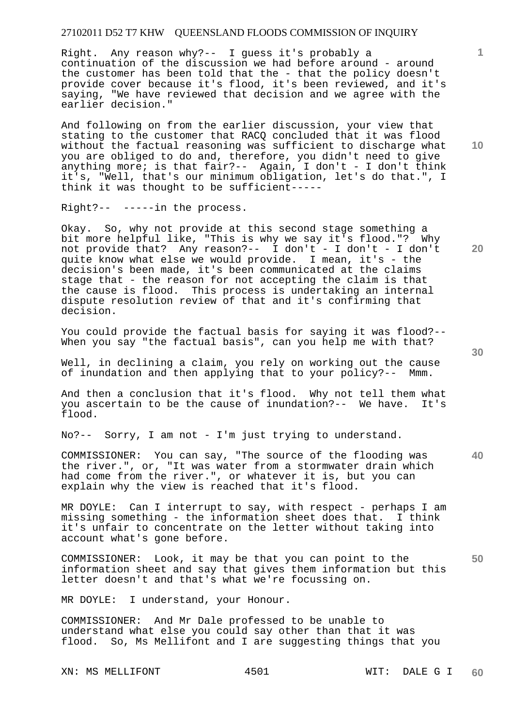Right. Any reason why?-- I guess it's probably a continuation of the discussion we had before around - around the customer has been told that the - that the policy doesn't provide cover because it's flood, it's been reviewed, and it's saying, "We have reviewed that decision and we agree with the earlier decision."

And following on from the earlier discussion, your view that stating to the customer that RACQ concluded that it was flood without the factual reasoning was sufficient to discharge what you are obliged to do and, therefore, you didn't need to give anything more; is that fair?-- Again, I don't - I don't think it's, "Well, that's our minimum obligation, let's do that.", I think it was thought to be sufficient-----

Right?-- -----in the process.

Okay. So, why not provide at this second stage something a bit more helpful like, "This is why we say it's flood."? Why not provide that? Any reason?-- I don't - I don't - I don't quite know what else we would provide. I mean, it's - the decision's been made, it's been communicated at the claims stage that - the reason for not accepting the claim is that the cause is flood. This process is undertaking an internal dispute resolution review of that and it's confirming that decision.

You could provide the factual basis for saying it was flood?-- When you say "the factual basis", can you help me with that?

Well, in declining a claim, you rely on working out the cause of inundation and then applying that to your policy?-- Mmm.

And then a conclusion that it's flood. Why not tell them what you ascertain to be the cause of inundation?-- We have. It's flood.

No?-- Sorry, I am not - I'm just trying to understand.

COMMISSIONER: You can say, "The source of the flooding was the river.", or, "It was water from a stormwater drain which had come from the river.", or whatever it is, but you can explain why the view is reached that it's flood.

MR DOYLE: Can I interrupt to say, with respect - perhaps I am missing something - the information sheet does that. I think it's unfair to concentrate on the letter without taking into account what's gone before.

COMMISSIONER: Look, it may be that you can point to the information sheet and say that gives them information but this letter doesn't and that's what we're focussing on.

MR DOYLE: I understand, your Honour.

COMMISSIONER: And Mr Dale professed to be unable to understand what else you could say other than that it was flood. So, Ms Mellifont and I are suggesting things that you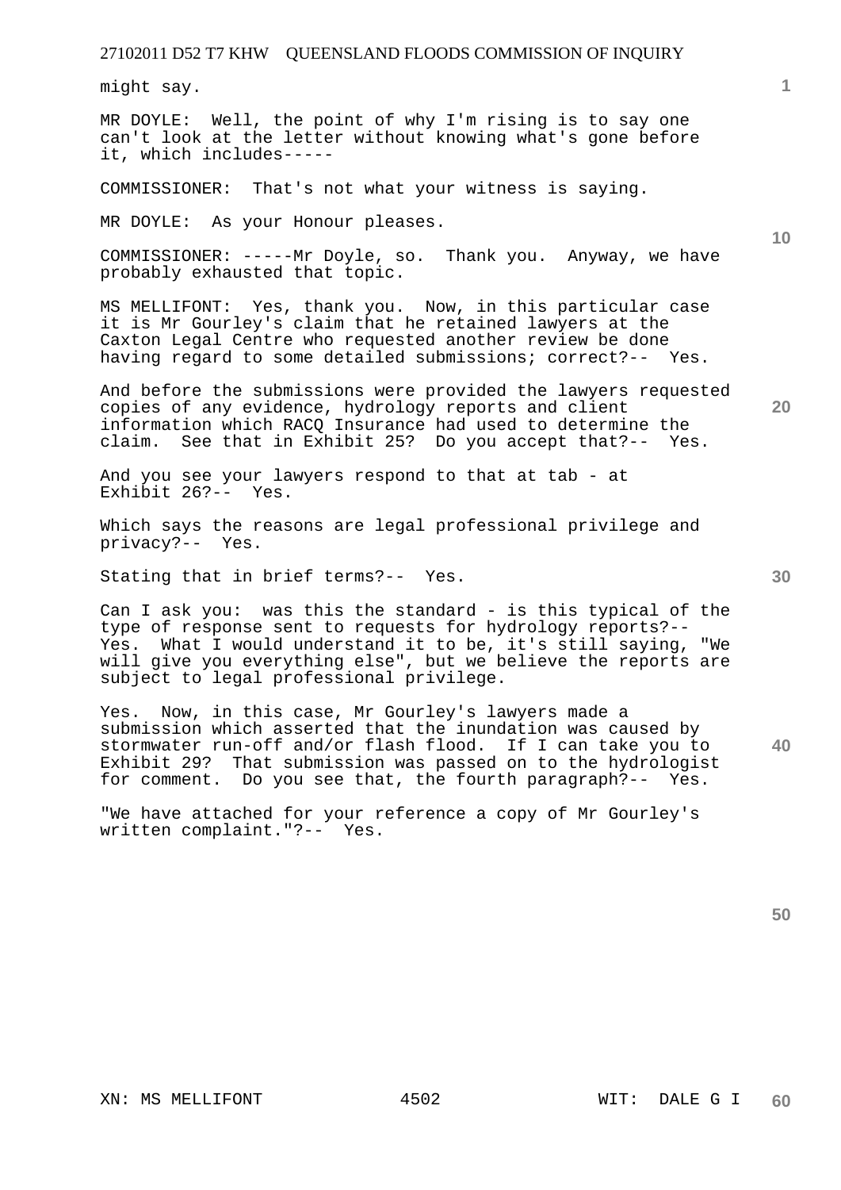might say.

MR DOYLE: Well, the point of why I'm rising is to say one can't look at the letter without knowing what's gone before it, which includes-----

COMMISSIONER: That's not what your witness is saying.

MR DOYLE: As your Honour pleases.

COMMISSIONER: -----Mr Doyle, so. Thank you. Anyway, we have probably exhausted that topic.

MS MELLIFONT: Yes, thank you. Now, in this particular case it is Mr Gourley's claim that he retained lawyers at the Caxton Legal Centre who requested another review be done having regard to some detailed submissions; correct?-- Yes.

And before the submissions were provided the lawyers requested copies of any evidence, hydrology reports and client information which RACQ Insurance had used to determine the claim. See that in Exhibit 25? Do you accept that?-- Yes.

And you see your lawyers respond to that at tab - at Exhibit 26?-- Yes.

Which says the reasons are legal professional privilege and privacy?-- Yes.

Stating that in brief terms?-- Yes.

Can I ask you: was this the standard - is this typical of the type of response sent to requests for hydrology reports?-- Yes. What I would understand it to be, it's still saying, "We will give you everything else", but we believe the reports are subject to legal professional privilege.

Yes. Now, in this case, Mr Gourley's lawyers made a submission which asserted that the inundation was caused by stormwater run-off and/or flash flood. If I can take you to Exhibit 29? That submission was passed on to the hydrologist for comment. Do you see that, the fourth paragraph?-- Yes.

"We have attached for your reference a copy of Mr Gourley's written complaint."?-- Yes.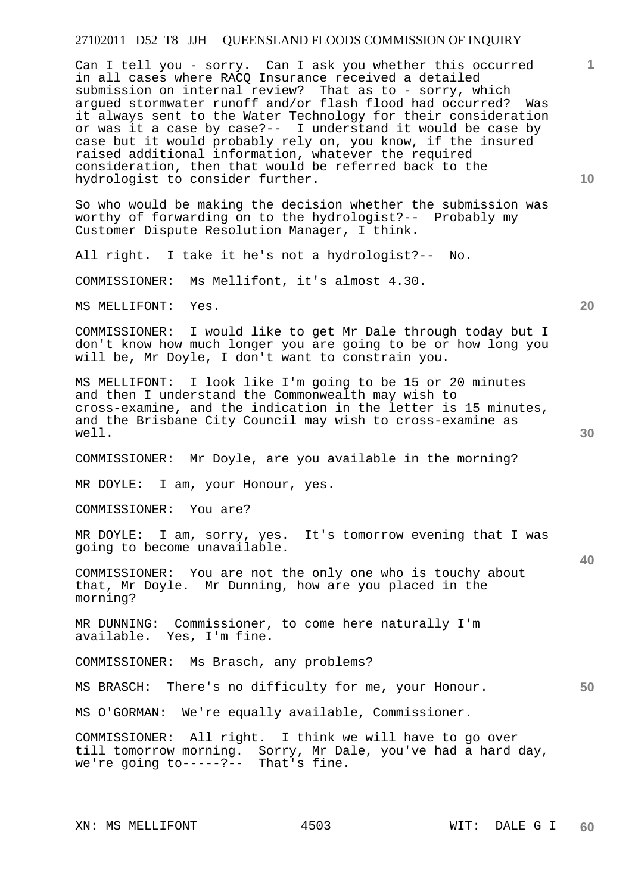Can I tell you - sorry. Can I ask you whether this occurred in all cases where RACQ Insurance received a detailed submission on internal review? That as to - sorry, which argued stormwater runoff and/or flash flood had occurred? Was it always sent to the Water Technology for their consideration or was it a case by case?-- I understand it would be case by case but it would probably rely on, you know, if the insured raised additional information, whatever the required consideration, then that would be referred back to the hydrologist to consider further.

So who would be making the decision whether the submission was worthy of forwarding on to the hydrologist?-- Probably my Customer Dispute Resolution Manager, I think.

All right. I take it he's not a hydrologist?-- No.

COMMISSIONER: Ms Mellifont, it's almost 4.30.

MS MELLIFONT: Yes.

COMMISSIONER: I would like to get Mr Dale through today but I don't know how much longer you are going to be or how long you will be, Mr Doyle, I don't want to constrain you.

MS MELLIFONT: I look like I'm going to be 15 or 20 minutes and then I understand the Commonwealth may wish to cross-examine, and the indication in the letter is 15 minutes, and the Brisbane City Council may wish to cross-examine as well.

COMMISSIONER: Mr Doyle, are you available in the morning?

MR DOYLE: I am, your Honour, yes.

COMMISSIONER: You are?

MR DOYLE: I am, sorry, yes. It's tomorrow evening that I was going to become unavailable.

COMMISSIONER: You are not the only one who is touchy about that, Mr Doyle. Mr Dunning, how are you placed in the morning?

MR DUNNING: Commissioner, to come here naturally I'm available. Yes, I'm fine.

COMMISSIONER: Ms Brasch, any problems?

MS BRASCH: There's no difficulty for me, your Honour.

MS O'GORMAN: We're equally available, Commissioner.

COMMISSIONER: All right. I think we will have to go over till tomorrow morning. Sorry, Mr Dale, you've had a hard day, we're going to-----?-- That's fine.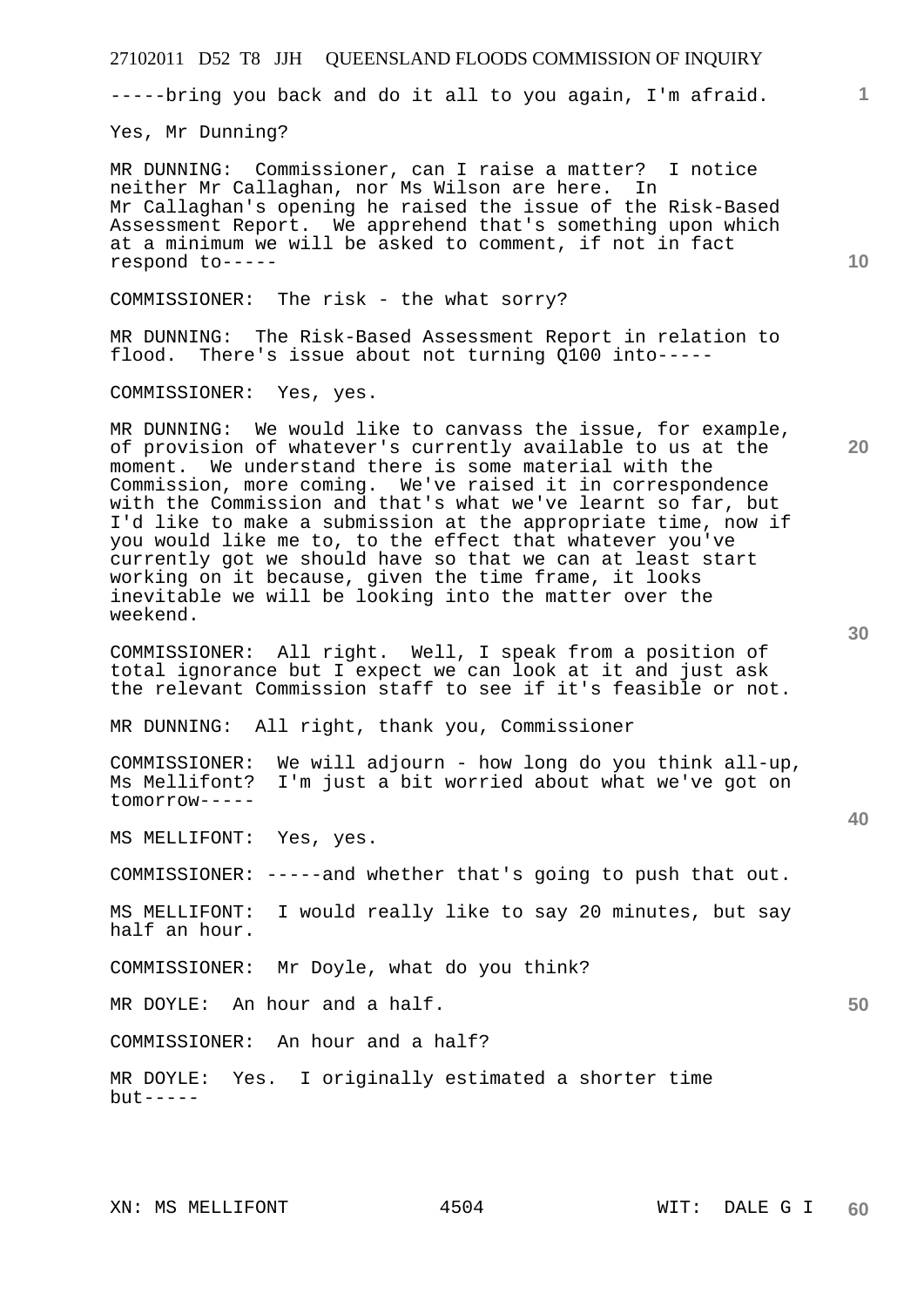-----bring you back and do it all to you again, I'm afraid.

Yes, Mr Dunning?

MR DUNNING: Commissioner, can I raise a matter? I notice neither Mr Callaghan, nor Ms Wilson are here. In Mr Callaghan's opening he raised the issue of the Risk-Based Assessment Report. We apprehend that's something upon which at a minimum we will be asked to comment, if not in fact respond to-----

COMMISSIONER: The risk - the what sorry?

MR DUNNING: The Risk-Based Assessment Report in relation to flood. There's issue about not turning Q100 into-----

COMMISSIONER: Yes, yes.

MR DUNNING: We would like to canvass the issue, for example, of provision of whatever's currently available to us at the moment. We understand there is some material with the Commission, more coming. We've raised it in correspondence with the Commission and that's what we've learnt so far, but I'd like to make a submission at the appropriate time, now if you would like me to, to the effect that whatever you've currently got we should have so that we can at least start working on it because, given the time frame, it looks inevitable we will be looking into the matter over the weekend.

COMMISSIONER: All right. Well, I speak from a position of total ignorance but I expect we can look at it and just ask the relevant Commission staff to see if it's feasible or not.

MR DUNNING: All right, thank you, Commissioner

COMMISSIONER: We will adjourn - how long do you think all-up, Ms Mellifont? I'm just a bit worried about what we've got on tomorrow-----

MS MELLIFONT: Yes, yes.

COMMISSIONER: -----and whether that's going to push that out.

MS MELLIFONT: I would really like to say 20 minutes, but say half an hour.

COMMISSIONER: Mr Doyle, what do you think?

MR DOYLE: An hour and a half.

COMMISSIONER: An hour and a half?

MR DOYLE: Yes. I originally estimated a shorter time but-----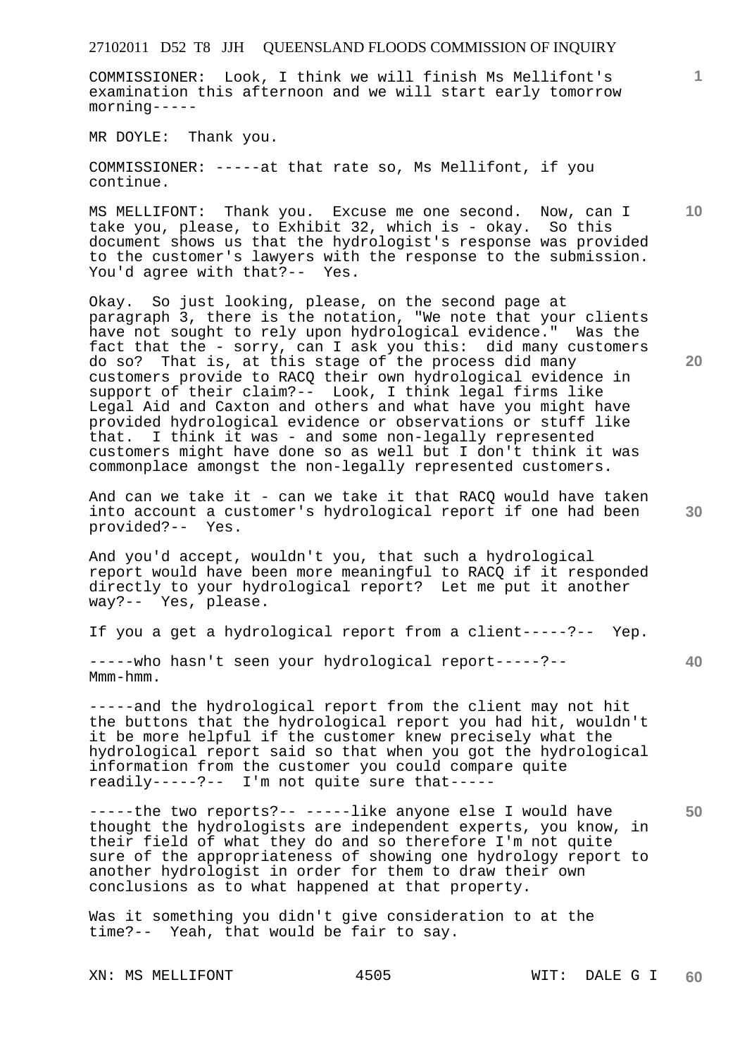COMMISSIONER: Look, I think we will finish Ms Mellifont's examination this afternoon and we will start early tomorrow morning-----

MR DOYLE: Thank you.

COMMISSIONER: -----at that rate so, Ms Mellifont, if you continue.

MS MELLIFONT: Thank you. Excuse me one second. Now, can I take you, please, to Exhibit 32, which is - okay. So this document shows us that the hydrologist's response was provided to the customer's lawyers with the response to the submission. You'd agree with that?-- Yes.

Okay. So just looking, please, on the second page at paragraph 3, there is the notation, "We note that your clients have not sought to rely upon hydrological evidence." Was the fact that the - sorry, can I ask you this: did many customers do so? That is, at this stage of the process did many customers provide to RACQ their own hydrological evidence in support of their claim?-- Look, I think legal firms like Legal Aid and Caxton and others and what have you might have provided hydrological evidence or observations or stuff like that. I think it was - and some non-legally represented customers might have done so as well but I don't think it was commonplace amongst the non-legally represented customers.

And can we take it - can we take it that RACQ would have taken into account a customer's hydrological report if one had been provided?-- Yes.

And you'd accept, wouldn't you, that such a hydrological report would have been more meaningful to RACQ if it responded directly to your hydrological report? Let me put it another way?-- Yes, please.

If you a get a hydrological report from a client-----?-- Yep.

-----who hasn't seen your hydrological report-----?-- Mmm-hmm.

-----and the hydrological report from the client may not hit the buttons that the hydrological report you had hit, wouldn't it be more helpful if the customer knew precisely what the hydrological report said so that when you got the hydrological information from the customer you could compare quite readily-----?-- I'm not quite sure that-----

-----the two reports?-- -----like anyone else I would have thought the hydrologists are independent experts, you know, in their field of what they do and so therefore I'm not quite sure of the appropriateness of showing one hydrology report to another hydrologist in order for them to draw their own conclusions as to what happened at that property.

Was it something you didn't give consideration to at the time?-- Yeah, that would be fair to say.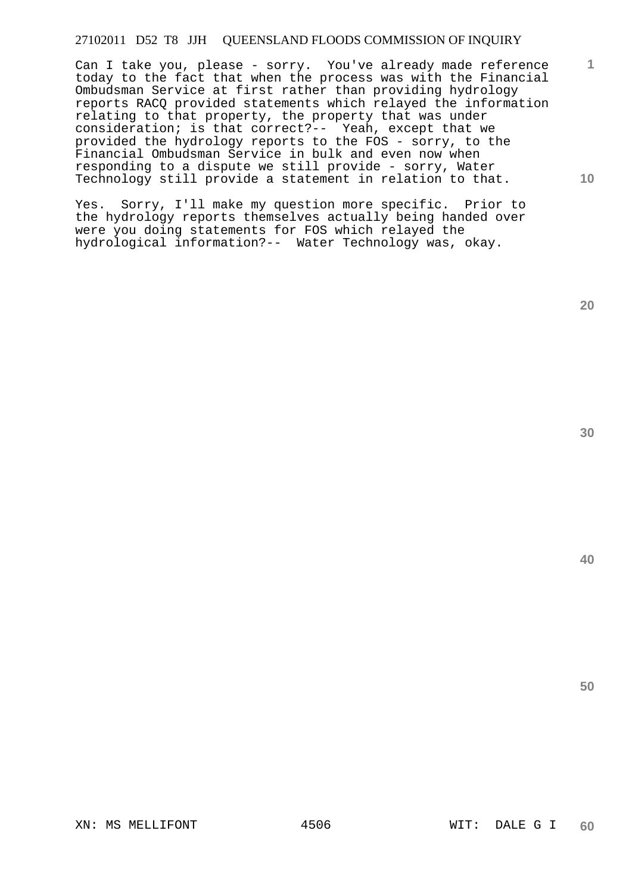Can I take you, please - sorry. You've already made reference today to the fact that when the process was with the Financial Ombudsman Service at first rather than providing hydrology reports RACQ provided statements which relayed the information relating to that property, the property that was under consideration; is that correct?-- Yeah, except that we provided the hydrology reports to the FOS - sorry, to the Financial Ombudsman Service in bulk and even now when responding to a dispute we still provide - sorry, Water Technology still provide a statement in relation to that.

Yes. Sorry, I'll make my question more specific. Prior to the hydrology reports themselves actually being handed over were you doing statements for FOS which relayed the hydrological information?-- Water Technology was, okay.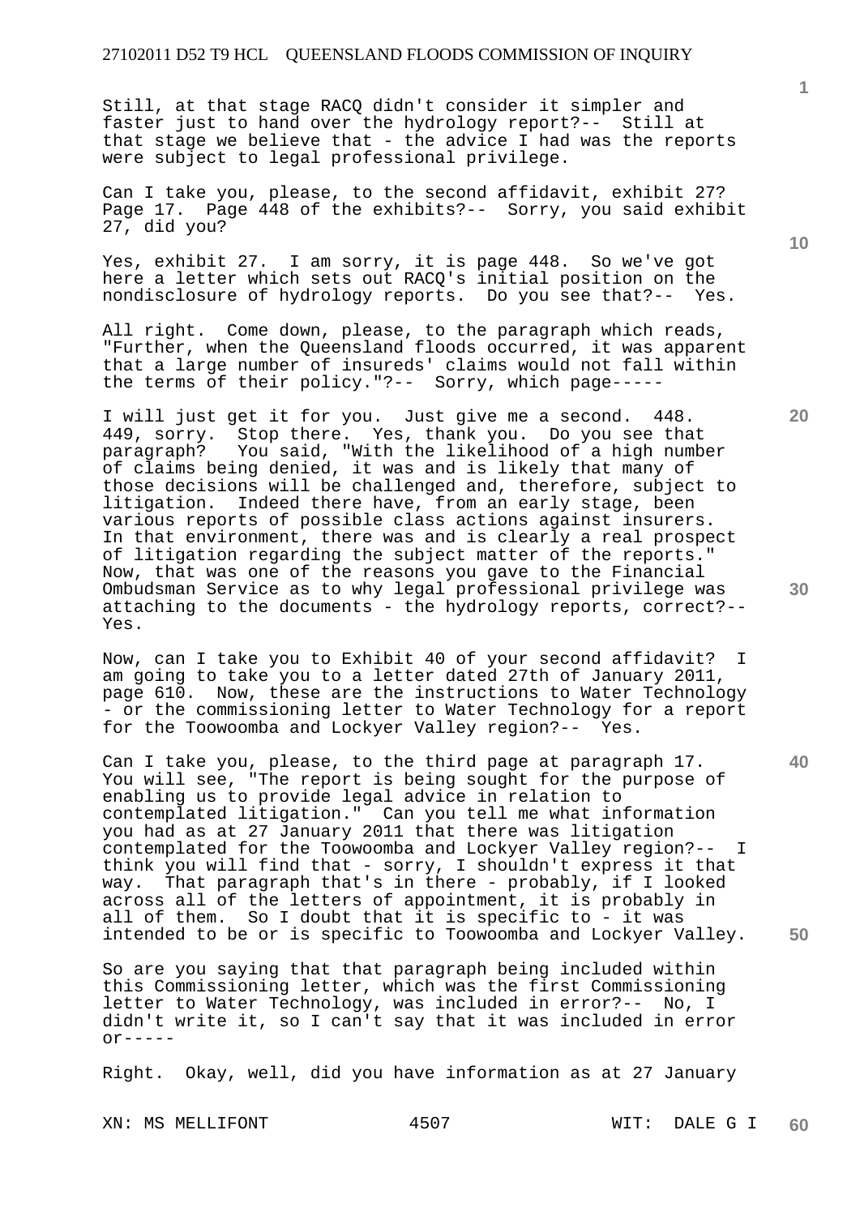Still, at that stage RACQ didn't consider it simpler and faster just to hand over the hydrology report?-- Still at that stage we believe that - the advice I had was the reports were subject to legal professional privilege.

Can I take you, please, to the second affidavit, exhibit 27? Page 17. Page 448 of the exhibits?-- Sorry, you said exhibit 27, did you?

Yes, exhibit 27. I am sorry, it is page 448. So we've got here a letter which sets out RACQ's initial position on the nondisclosure of hydrology reports. Do you see that?-- Yes.

All right. Come down, please, to the paragraph which reads, "Further, when the Queensland floods occurred, it was apparent that a large number of insureds' claims would not fall within the terms of their policy."?-- Sorry, which page-----

I will just get it for you. Just give me a second. 448. 449, sorry. Stop there. Yes, thank you. Do you see that paragraph? You said, "With the likelihood of a high number of claims being denied, it was and is likely that many of those decisions will be challenged and, therefore, subject to litigation. Indeed there have, from an early stage, been various reports of possible class actions against insurers. In that environment, there was and is clearly a real prospect of litigation regarding the subject matter of the reports." Now, that was one of the reasons you gave to the Financial Ombudsman Service as to why legal professional privilege was attaching to the documents - the hydrology reports, correct?-- Yes.

Now, can I take you to Exhibit 40 of your second affidavit? I am going to take you to a letter dated 27th of January 2011, page 610. Now, these are the instructions to Water Technology - or the commissioning letter to Water Technology for a report for the Toowoomba and Lockyer Valley region?-- Yes.

Can I take you, please, to the third page at paragraph 17. You will see, "The report is being sought for the purpose of enabling us to provide legal advice in relation to contemplated litigation." Can you tell me what information you had as at 27 January 2011 that there was litigation contemplated for the Toowoomba and Lockyer Valley region?-- I think you will find that - sorry, I shouldn't express it that way. That paragraph that's in there - probably, if I looked across all of the letters of appointment, it is probably in all of them. So I doubt that it is specific to - it was intended to be or is specific to Toowoomba and Lockyer Valley.

So are you saying that that paragraph being included within this Commissioning letter, which was the first Commissioning letter to Water Technology, was included in error?-- No, I didn't write it, so I can't say that it was included in error or-----

Right. Okay, well, did you have information as at 27 January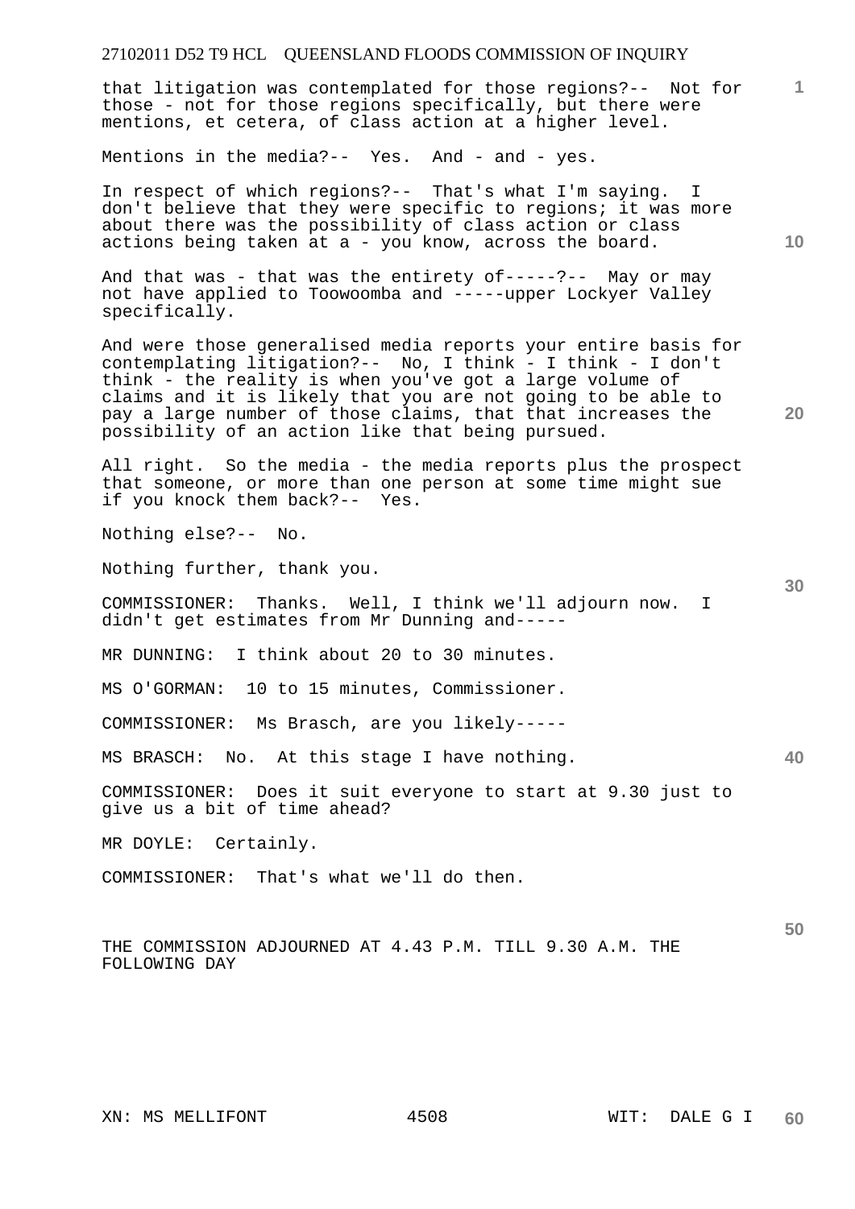that litigation was contemplated for those regions?-- Not for those - not for those regions specifically, but there were mentions, et cetera, of class action at a higher level.

Mentions in the media?-- Yes. And - and - yes.

In respect of which regions?-- That's what I'm saying. I don't believe that they were specific to regions; it was more about there was the possibility of class action or class actions being taken at a - you know, across the board.

And that was - that was the entirety of-----?-- May or may not have applied to Toowoomba and -----upper Lockyer Valley specifically.

And were those generalised media reports your entire basis for contemplating litigation?-- No, I think - I think - I don't think - the reality is when you've got a large volume of claims and it is likely that you are not going to be able to pay a large number of those claims, that that increases the possibility of an action like that being pursued.

All right. So the media - the media reports plus the prospect that someone, or more than one person at some time might sue if you knock them back?-- Yes.

Nothing else?-- No.

Nothing further, thank you.

COMMISSIONER: Thanks. Well, I think we'll adjourn now. I didn't get estimates from Mr Dunning and-----

MR DUNNING: I think about 20 to 30 minutes.

MS O'GORMAN: 10 to 15 minutes, Commissioner.

COMMISSIONER: Ms Brasch, are you likely-----

MS BRASCH: No. At this stage I have nothing.

COMMISSIONER: Does it suit everyone to start at 9.30 just to give us a bit of time ahead?

MR DOYLE: Certainly.

COMMISSIONER: That's what we'll do then.

THE COMMISSION ADJOURNED AT 4.43 P.M. TILL 9.30 A.M. THE FOLLOWING DAY